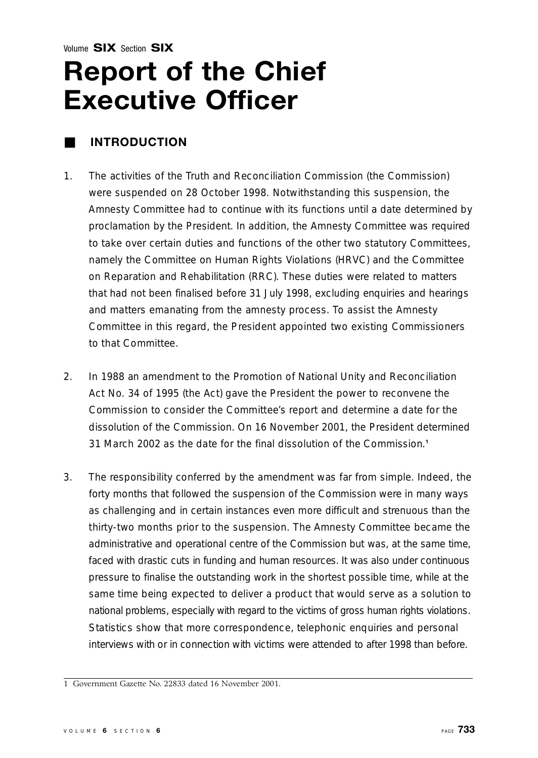Volume **SIX** Section **SIX**

# Report of the Chief Executive Officer

## INTRODUCTION

1. The activities of the Truth and Reconciliation Commission (the Commission) were suspended on 28 October 1998. Notwithstanding this suspension, the Amnesty Committee had to continue with its functions until a date determined by proclamation by the President. In addition, the Amnesty Committee was required to take over certain duties and functions of the other two statutory Committees, namely the Committee on Human Rights Violations (HRVC) and the Committee on Reparation and Rehabilitation (RRC). These duties were related to matters that had not been finalised before 31 July 1998, excluding enquiries and hearings and matters emanating from the amnesty process. To assist the Amnesty Committee in this regard, the President appointed two existing Commissioners to that Committee.

2. In 1988 an amendment to the Promotion of National Unity and Reconciliation Act No. 34 of 1995 (the Act) gave the President the power to reconvene the Commission to consider the Committee's report and determine a date for the dissolution of the Commission. On 16 November 2001, the President determined 31 March 2002 as the date for the final dissolution of the Commission.[1]

3. The responsibility conferred by the amendment was far from simple. Indeed, the forty months that followed the suspension of the Commission were in many ways as challenging and in certain instances even more difficult and strenuous than the thirty-two months prior to the suspension. The Amnesty Committee became the administrative and operational centre of the Commission but was, at the same time, faced with drastic cuts in funding and human resources. It was also under continuous pressure to finalise the outstanding work in the shortest possible time, while at the same time being expected to deliver a product that would serve as a solution to national problems, especially with regard to the victims of gross human rights violations. Statistics show that more correspondence, telephonic enquiries and personal interviews with or in connection with victims were attended to after 1998 than before.

---

1 Government Gazette No. 22833 dated 16 November 2001.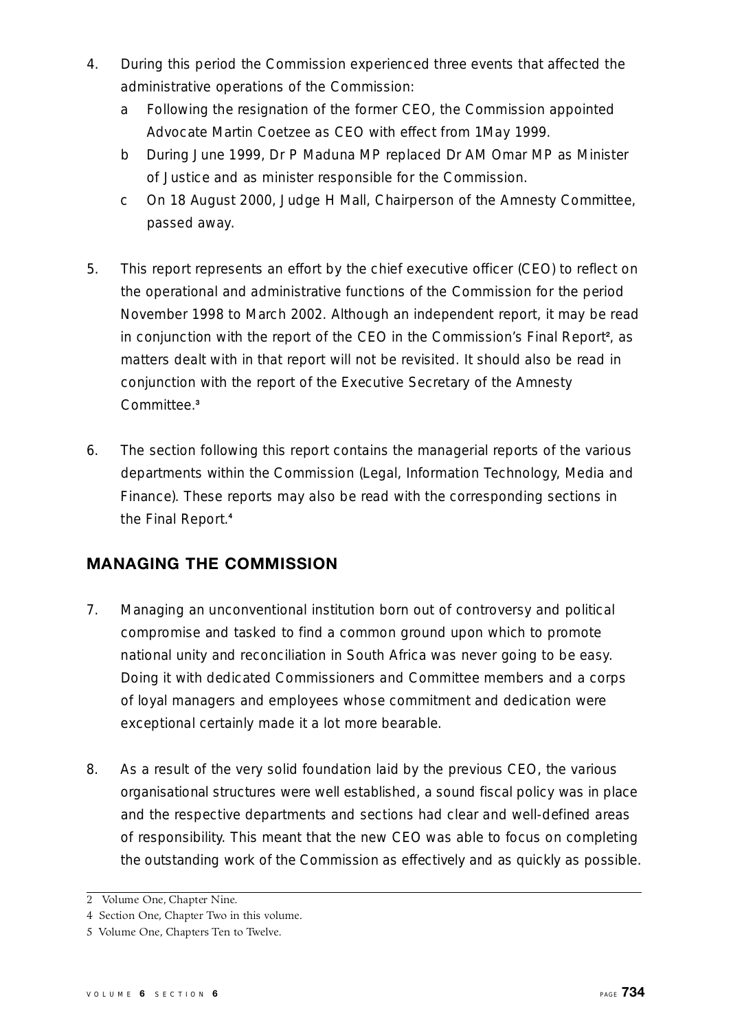4. During this period the Commission experienced three events that affected the administrative operations of the Commission:
   a Following the resignation of the former CEO, the Commission appointed Advocate Martin Coetzee as CEO with effect from 1May 1999.
   b During June 1999, Dr P Maduna MP replaced Dr AM Omar MP as Minister of Justice and as minister responsible for the Commission.
   c On 18 August 2000, Judge H Mall, Chairperson of the Amnesty Committee, passed away.

5. This report represents an effort by the chief executive officer (CEO) to reflect on the operational and administrative functions of the Commission for the period November 1998 to March 2002. Although an independent report, it may be read in conjunction with the report of the CEO in the Commission's Final Report[2], as matters dealt with in that report will not be revisited. It should also be read in conjunction with the report of the Executive Secretary of the Amnesty Committee.[3]

6. The section following this report contains the managerial reports of the various departments within the Commission (Legal, Information Technology, Media and Finance). These reports may also be read with the corresponding sections in the Final Report.[4]

## MANAGING THE COMMISSION

7. Managing an unconventional institution born out of controversy and political compromise and tasked to find a common ground upon which to promote national unity and reconciliation in South Africa was never going to be easy. Doing it with dedicated Commissioners and Committee members and a corps of loyal managers and employees whose commitment and dedication were exceptional certainly made it a lot more bearable.

8. As a result of the very solid foundation laid by the previous CEO, the various organisational structures were well established, a sound fiscal policy was in place and the respective departments and sections had clear and well-defined areas of responsibility. This meant that the new CEO was able to focus on completing the outstanding work of the Commission as effectively and as quickly as possible.

---

2 Volume One, Chapter Nine.

4 Section One, Chapter Two in this volume.

5 Volume One, Chapters Ten to Twelve.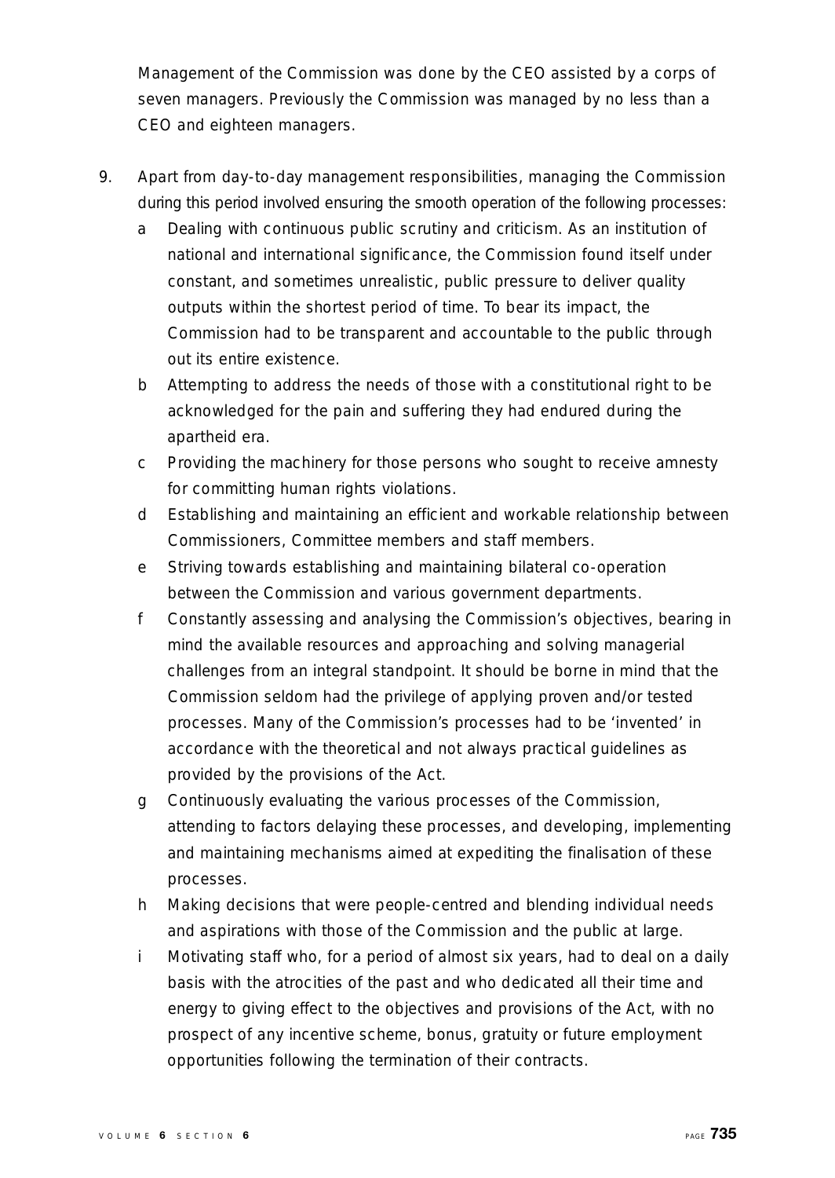Management of the Commission was done by the CEO assisted by a corps of seven managers. Previously the Commission was managed by no less than a CEO and eighteen managers.

9. Apart from day-to-day management responsibilities, managing the Commission during this period involved ensuring the smooth operation of the following processes:

   a Dealing with continuous public scrutiny and criticism. As an institution of national and international significance, the Commission found itself under constant, and sometimes unrealistic, public pressure to deliver quality outputs within the shortest period of time. To bear its impact, the Commission had to be transparent and accountable to the public through out its entire existence.

   b Attempting to address the needs of those with a constitutional right to be acknowledged for the pain and suffering they had endured during the apartheid era.

   c Providing the machinery for those persons who sought to receive amnesty for committing human rights violations.

   d Establishing and maintaining an efficient and workable relationship between Commissioners, Committee members and staff members.

   e Striving towards establishing and maintaining bilateral co-operation between the Commission and various government departments.

   f Constantly assessing and analysing the Commission's objectives, bearing in mind the available resources and approaching and solving managerial challenges from an integral standpoint. It should be borne in mind that the Commission seldom had the privilege of applying proven and/or tested processes. Many of the Commission's processes had to be 'invented' in accordance with the theoretical and not always practical guidelines as provided by the provisions of the Act.

   g Continuously evaluating the various processes of the Commission, attending to factors delaying these processes, and developing, implementing and maintaining mechanisms aimed at expediting the finalisation of these processes.

   h Making decisions that were people-centred and blending individual needs and aspirations with those of the Commission and the public at large.

   i Motivating staff who, for a period of almost six years, had to deal on a daily basis with the atrocities of the past and who dedicated all their time and energy to giving effect to the objectives and provisions of the Act, with no prospect of any incentive scheme, bonus, gratuity or future employment opportunities following the termination of their contracts.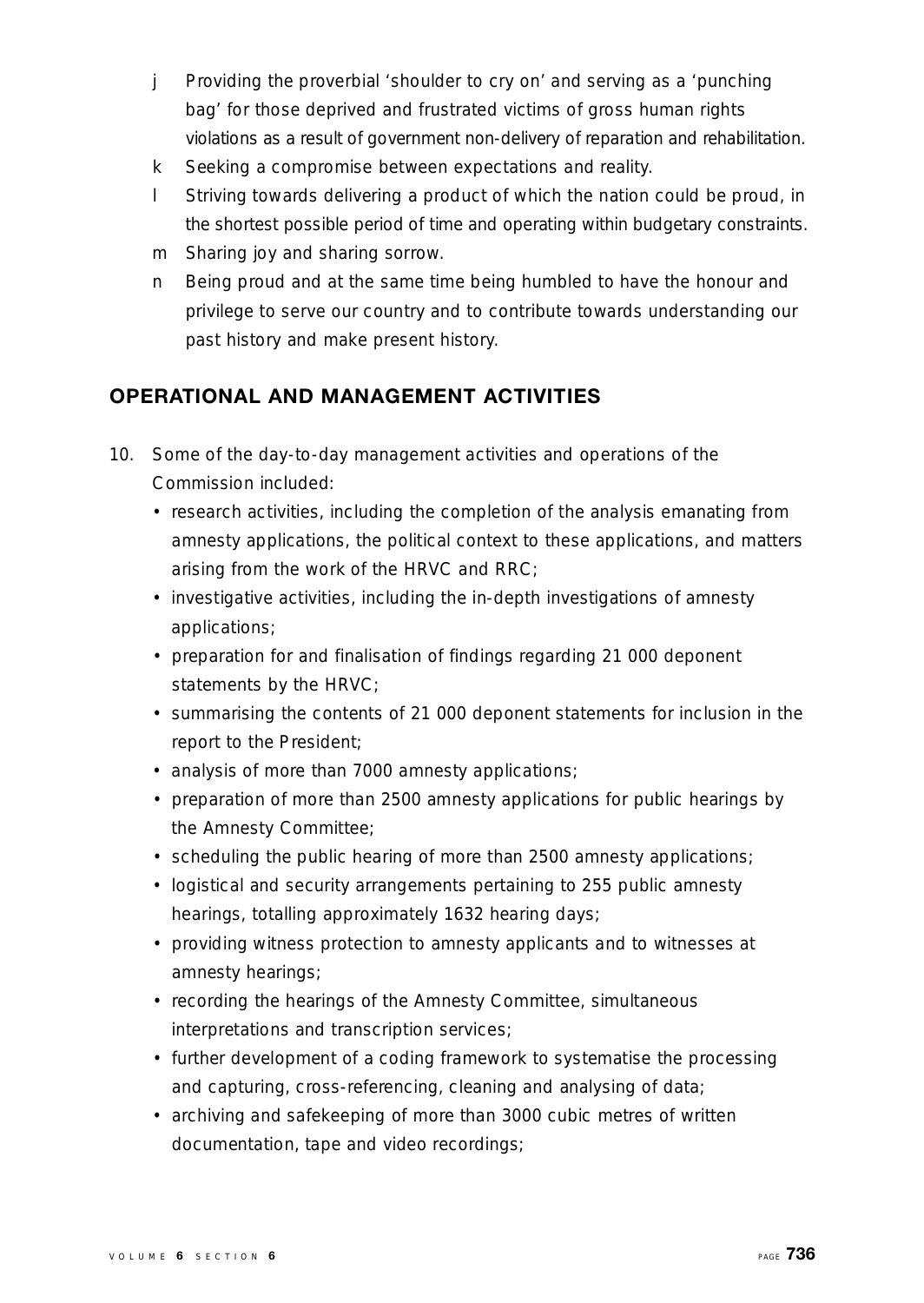j Providing the proverbial 'shoulder to cry on' and serving as a 'punching bag' for those deprived and frustrated victims of gross human rights violations as a result of government non-delivery of reparation and rehabilitation.

k Seeking a compromise between expectations and reality.

l Striving towards delivering a product of which the nation could be proud, in the shortest possible period of time and operating within budgetary constraints.

m Sharing joy and sharing sorrow.

n Being proud and at the same time being humbled to have the honour and privilege to serve our country and to contribute towards understanding our past history and make present history.

## OPERATIONAL AND MANAGEMENT ACTIVITIES

10. Some of the day-to-day management activities and operations of the Commission included:
    - research activities, including the completion of the analysis emanating from amnesty applications, the political context to these applications, and matters arising from the work of the HRVC and RRC;
    - investigative activities, including the in-depth investigations of amnesty applications;
    - preparation for and finalisation of findings regarding 21 000 deponent statements by the HRVC;
    - summarising the contents of 21 000 deponent statements for inclusion in the report to the President;
    - analysis of more than 7000 amnesty applications;
    - preparation of more than 2500 amnesty applications for public hearings by the Amnesty Committee;
    - scheduling the public hearing of more than 2500 amnesty applications;
    - logistical and security arrangements pertaining to 255 public amnesty hearings, totalling approximately 1632 hearing days;
    - providing witness protection to amnesty applicants and to witnesses at amnesty hearings;
    - recording the hearings of the Amnesty Committee, simultaneous interpretations and transcription services;
    - further development of a coding framework to systematise the processing and capturing, cross-referencing, cleaning and analysing of data;
    - archiving and safekeeping of more than 3000 cubic metres of written documentation, tape and video recordings;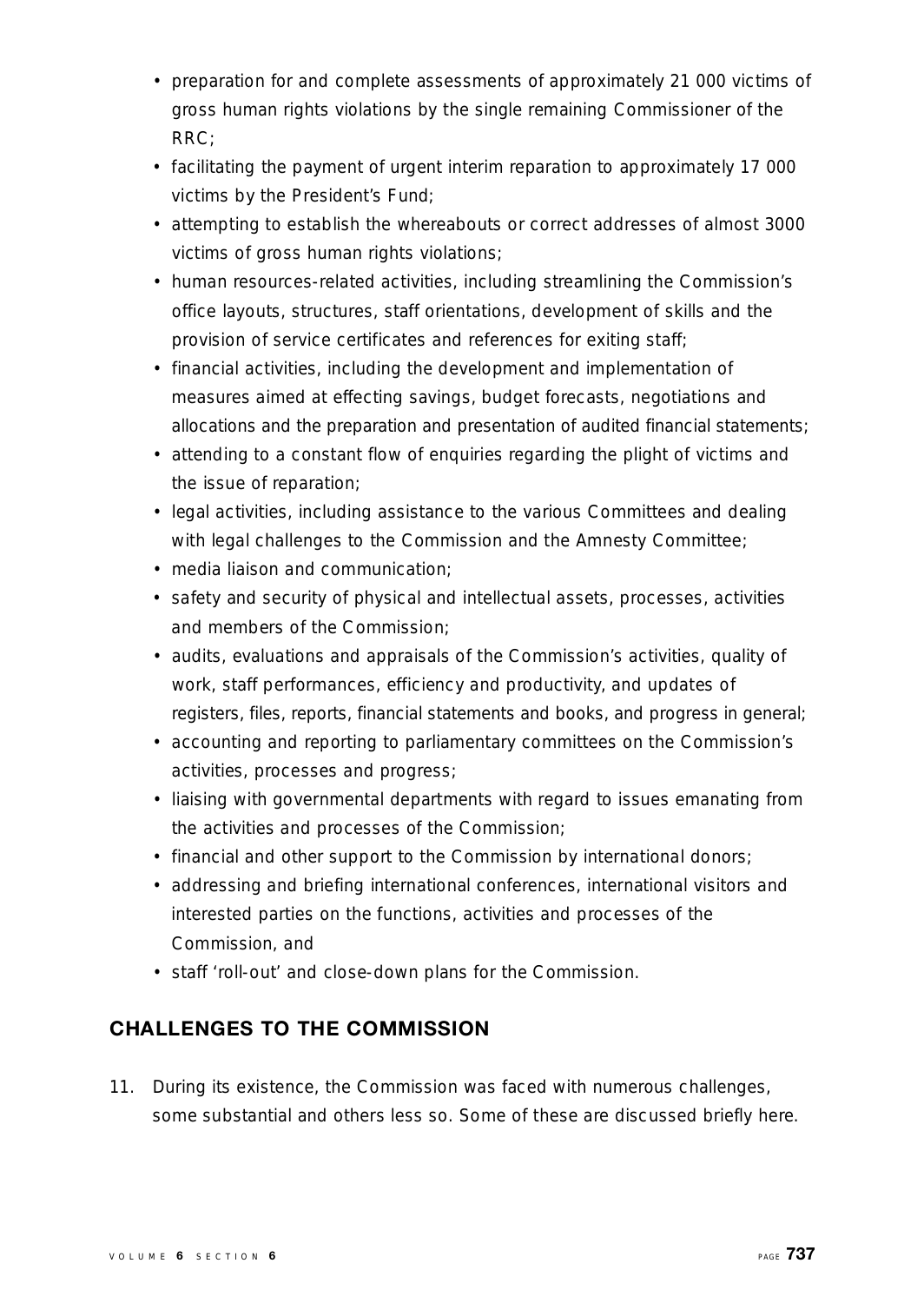- preparation for and complete assessments of approximately 21 000 victims of gross human rights violations by the single remaining Commissioner of the RRC;
- facilitating the payment of urgent interim reparation to approximately 17 000 victims by the President's Fund;
- attempting to establish the whereabouts or correct addresses of almost 3000 victims of gross human rights violations;
- human resources-related activities, including streamlining the Commission's office layouts, structures, staff orientations, development of skills and the provision of service certificates and references for exiting staff;
- financial activities, including the development and implementation of measures aimed at effecting savings, budget forecasts, negotiations and allocations and the preparation and presentation of audited financial statements;
- attending to a constant flow of enquiries regarding the plight of victims and the issue of reparation;
- legal activities, including assistance to the various Committees and dealing with legal challenges to the Commission and the Amnesty Committee;
- media liaison and communication;
- safety and security of physical and intellectual assets, processes, activities and members of the Commission;
- audits, evaluations and appraisals of the Commission's activities, quality of work, staff performances, efficiency and productivity, and updates of registers, files, reports, financial statements and books, and progress in general;
- accounting and reporting to parliamentary committees on the Commission's activities, processes and progress;
- liaising with governmental departments with regard to issues emanating from the activities and processes of the Commission;
- financial and other support to the Commission by international donors;
- addressing and briefing international conferences, international visitors and interested parties on the functions, activities and processes of the Commission, and
- staff 'roll-out' and close-down plans for the Commission.

## CHALLENGES TO THE COMMISSION

11. During its existence, the Commission was faced with numerous challenges, some substantial and others less so. Some of these are discussed briefly here.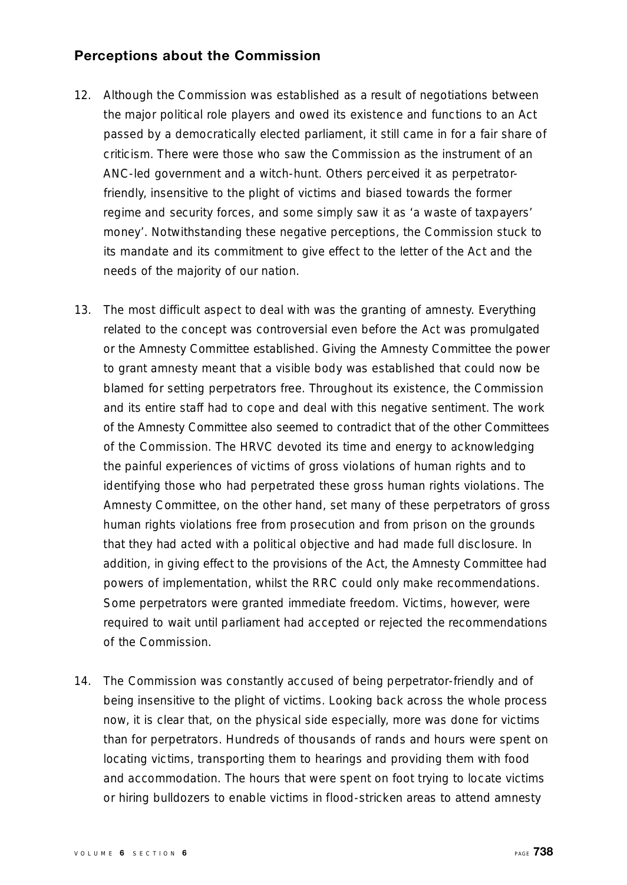## Perceptions about the Commission

12. Although the Commission was established as a result of negotiations between the major political role players and owed its existence and functions to an Act passed by a democratically elected parliament, it still came in for a fair share of criticism. There were those who saw the Commission as the instrument of an ANC-led government and a witch-hunt. Others perceived it as perpetrator-friendly, insensitive to the plight of victims and biased towards the former regime and security forces, and some simply saw it as 'a waste of taxpayers' money'. Notwithstanding these negative perceptions, the Commission stuck to its mandate and its commitment to give effect to the letter of the Act and the needs of the majority of our nation.

13. The most difficult aspect to deal with was the granting of amnesty. Everything related to the concept was controversial even before the Act was promulgated or the Amnesty Committee established. Giving the Amnesty Committee the power to grant amnesty meant that a visible body was established that could now be blamed for setting perpetrators free. Throughout its existence, the Commission and its entire staff had to cope and deal with this negative sentiment. The work of the Amnesty Committee also seemed to contradict that of the other Committees of the Commission. The HRVC devoted its time and energy to acknowledging the painful experiences of victims of gross violations of human rights and to identifying those who had perpetrated these gross human rights violations. The Amnesty Committee, on the other hand, set many of these perpetrators of gross human rights violations free from prosecution and from prison on the grounds that they had acted with a political objective and had made full disclosure. In addition, in giving effect to the provisions of the Act, the Amnesty Committee had powers of implementation, whilst the RRC could only make recommendations. Some perpetrators were granted immediate freedom. Victims, however, were required to wait until parliament had accepted or rejected the recommendations of the Commission.

14. The Commission was constantly accused of being perpetrator-friendly and of being insensitive to the plight of victims. Looking back across the whole process now, it is clear that, on the physical side especially, more was done for victims than for perpetrators. Hundreds of thousands of rands and hours were spent on locating victims, transporting them to hearings and providing them with food and accommodation. The hours that were spent on foot trying to locate victims or hiring bulldozers to enable victims in flood-stricken areas to attend amnesty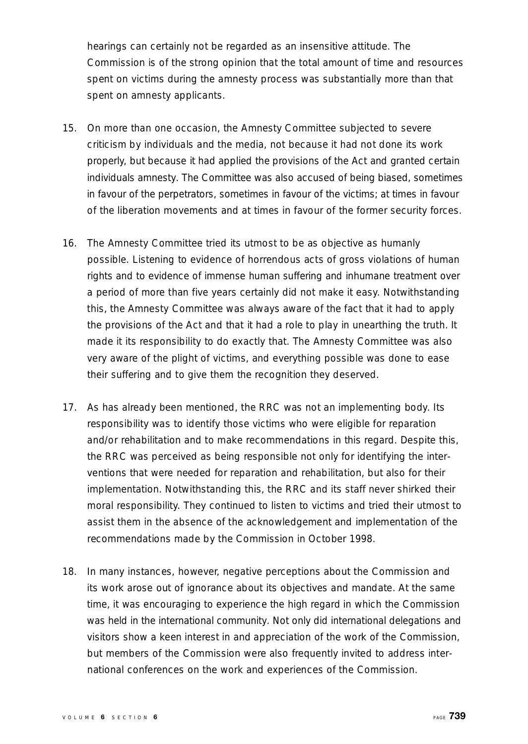hearings can certainly not be regarded as an insensitive attitude. The Commission is of the strong opinion that the total amount of time and resources spent on victims during the amnesty process was substantially more than that spent on amnesty applicants.

15. On more than one occasion, the Amnesty Committee subjected to severe criticism by individuals and the media, not because it had not done its work properly, but because it had applied the provisions of the Act and granted certain individuals amnesty. The Committee was also accused of being biased, sometimes in favour of the perpetrators, sometimes in favour of the victims; at times in favour of the liberation movements and at times in favour of the former security forces.

16. The Amnesty Committee tried its utmost to be as objective as humanly possible. Listening to evidence of horrendous acts of gross violations of human rights and to evidence of immense human suffering and inhumane treatment over a period of more than five years certainly did not make it easy. Notwithstanding this, the Amnesty Committee was always aware of the fact that it had to apply the provisions of the Act and that it had a role to play in unearthing the truth. It made it its responsibility to do exactly that. The Amnesty Committee was also very aware of the plight of victims, and everything possible was done to ease their suffering and to give them the recognition they deserved.

17. As has already been mentioned, the RRC was not an implementing body. Its responsibility was to identify those victims who were eligible for reparation and/or rehabilitation and to make recommendations in this regard. Despite this, the RRC was perceived as being responsible not only for identifying the interventions that were needed for reparation and rehabilitation, but also for their implementation. Notwithstanding this, the RRC and its staff never shirked their moral responsibility. They continued to listen to victims and tried their utmost to assist them in the absence of the acknowledgement and implementation of the recommendations made by the Commission in October 1998.

18. In many instances, however, negative perceptions about the Commission and its work arose out of ignorance about its objectives and mandate. At the same time, it was encouraging to experience the high regard in which the Commission was held in the international community. Not only did international delegations and visitors show a keen interest in and appreciation of the work of the Commission, but members of the Commission were also frequently invited to address international conferences on the work and experiences of the Commission.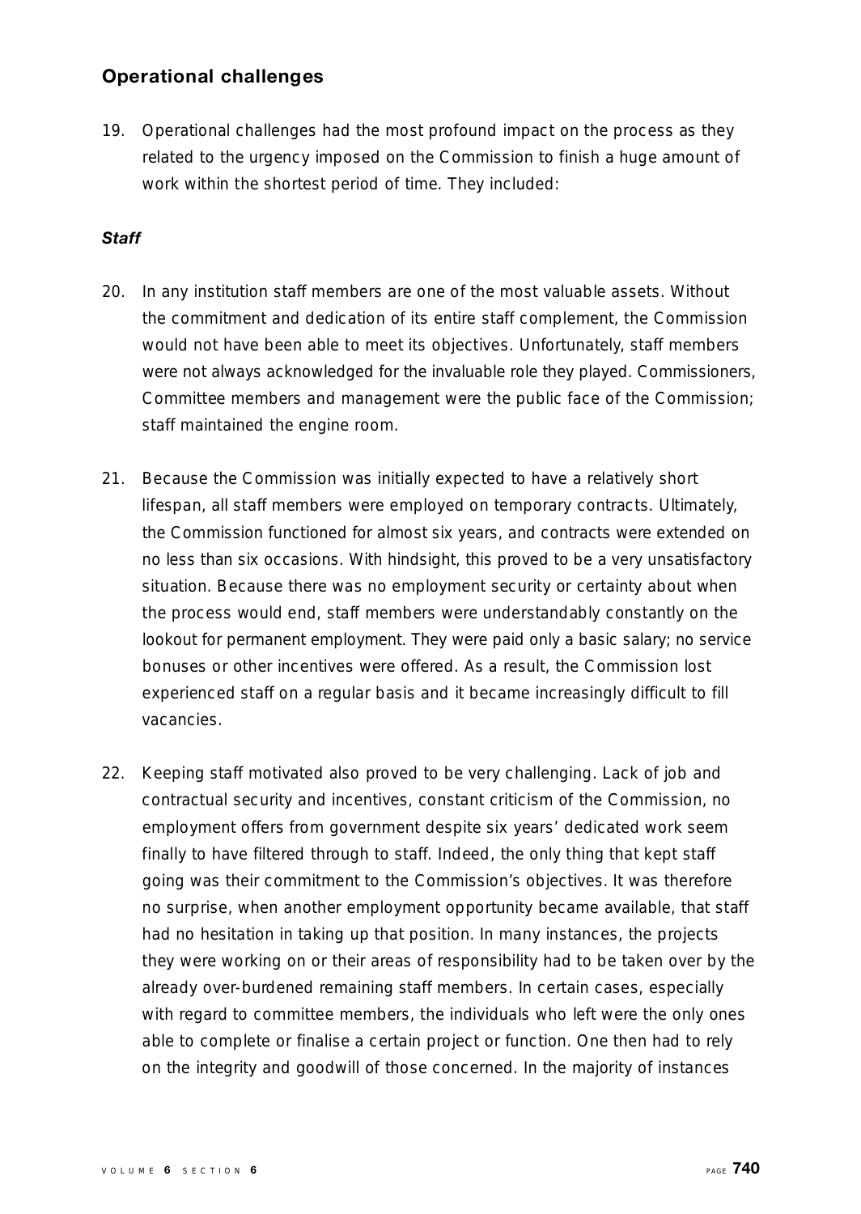## Operational challenges

19. Operational challenges had the most profound impact on the process as they related to the urgency imposed on the Commission to finish a huge amount of work within the shortest period of time. They included:

### *Staff*

20. In any institution staff members are one of the most valuable assets. Without the commitment and dedication of its entire staff complement, the Commission would not have been able to meet its objectives. Unfortunately, staff members were not always acknowledged for the invaluable role they played. Commissioners, Committee members and management were the public face of the Commission; staff maintained the engine room.

21. Because the Commission was initially expected to have a relatively short lifespan, all staff members were employed on temporary contracts. Ultimately, the Commission functioned for almost six years, and contracts were extended on no less than six occasions. With hindsight, this proved to be a very unsatisfactory situation. Because there was no employment security or certainty about when the process would end, staff members were understandably constantly on the lookout for permanent employment. They were paid only a basic salary; no service bonuses or other incentives were offered. As a result, the Commission lost experienced staff on a regular basis and it became increasingly difficult to fill vacancies.

22. Keeping staff motivated also proved to be very challenging. Lack of job and contractual security and incentives, constant criticism of the Commission, no employment offers from government despite six years' dedicated work seem finally to have filtered through to staff. Indeed, the only thing that kept staff going was their commitment to the Commission's objectives. It was therefore no surprise, when another employment opportunity became available, that staff had no hesitation in taking up that position. In many instances, the projects they were working on or their areas of responsibility had to be taken over by the already over-burdened remaining staff members. In certain cases, especially with regard to committee members, the individuals who left were the only ones able to complete or finalise a certain project or function. One then had to rely on the integrity and goodwill of those concerned. In the majority of instances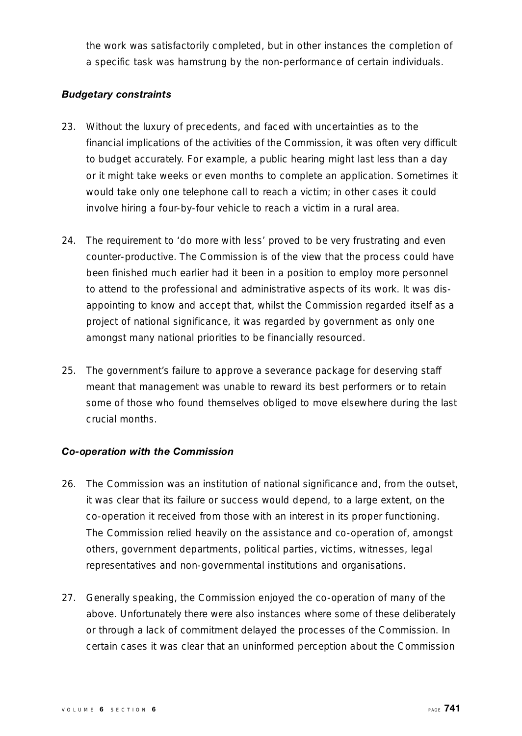the work was satisfactorily completed, but in other instances the completion of a specific task was hamstrung by the non-performance of certain individuals.

***Budgetary constraints***

23. Without the luxury of precedents, and faced with uncertainties as to the financial implications of the activities of the Commission, it was often very difficult to budget accurately. For example, a public hearing might last less than a day or it might take weeks or even months to complete an application. Sometimes it would take only one telephone call to reach a victim; in other cases it could involve hiring a four-by-four vehicle to reach a victim in a rural area.

24. The requirement to 'do more with less' proved to be very frustrating and even counter-productive. The Commission is of the view that the process could have been finished much earlier had it been in a position to employ more personnel to attend to the professional and administrative aspects of its work. It was disappointing to know and accept that, whilst the Commission regarded itself as a project of national significance, it was regarded by government as only one amongst many national priorities to be financially resourced.

25. The government's failure to approve a severance package for deserving staff meant that management was unable to reward its best performers or to retain some of those who found themselves obliged to move elsewhere during the last crucial months.

***Co-operation with the Commission***

26. The Commission was an institution of national significance and, from the outset, it was clear that its failure or success would depend, to a large extent, on the co-operation it received from those with an interest in its proper functioning. The Commission relied heavily on the assistance and co-operation of, amongst others, government departments, political parties, victims, witnesses, legal representatives and non-governmental institutions and organisations.

27. Generally speaking, the Commission enjoyed the co-operation of many of the above. Unfortunately there were also instances where some of these deliberately or through a lack of commitment delayed the processes of the Commission. In certain cases it was clear that an uninformed perception about the Commission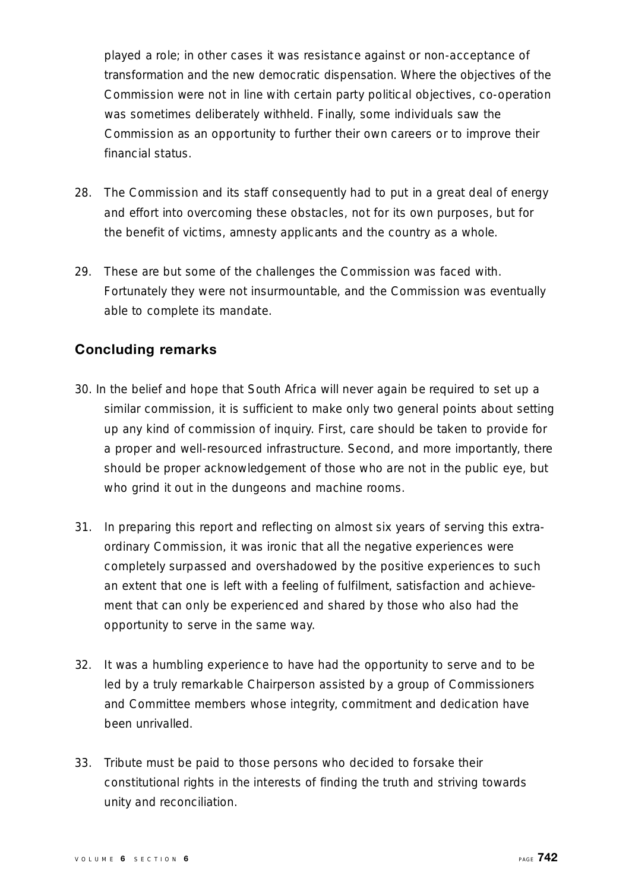played a role; in other cases it was resistance against or non-acceptance of transformation and the new democratic dispensation. Where the objectives of the Commission were not in line with certain party political objectives, co-operation was sometimes deliberately withheld. Finally, some individuals saw the Commission as an opportunity to further their own careers or to improve their financial status.

28. The Commission and its staff consequently had to put in a great deal of energy and effort into overcoming these obstacles, not for its own purposes, but for the benefit of victims, amnesty applicants and the country as a whole.

29. These are but some of the challenges the Commission was faced with. Fortunately they were not insurmountable, and the Commission was eventually able to complete its mandate.

## Concluding remarks

30. In the belief and hope that South Africa will never again be required to set up a similar commission, it is sufficient to make only two general points about setting up any kind of commission of inquiry. First, care should be taken to provide for a proper and well-resourced infrastructure. Second, and more importantly, there should be proper acknowledgement of those who are not in the public eye, but who grind it out in the dungeons and machine rooms.

31. In preparing this report and reflecting on almost six years of serving this extraordinary Commission, it was ironic that all the negative experiences were completely surpassed and overshadowed by the positive experiences to such an extent that one is left with a feeling of fulfilment, satisfaction and achievement that can only be experienced and shared by those who also had the opportunity to serve in the same way.

32. It was a humbling experience to have had the opportunity to serve and to be led by a truly remarkable Chairperson assisted by a group of Commissioners and Committee members whose integrity, commitment and dedication have been unrivalled.

33. Tribute must be paid to those persons who decided to forsake their constitutional rights in the interests of finding the truth and striving towards unity and reconciliation.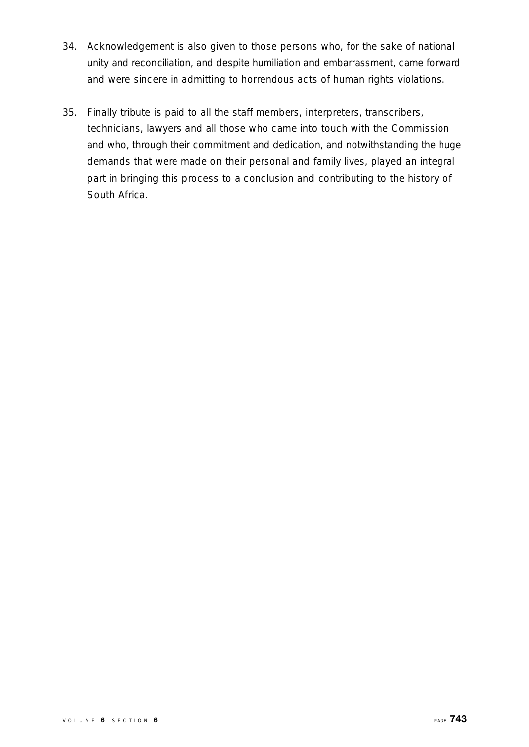34. Acknowledgement is also given to those persons who, for the sake of national unity and reconciliation, and despite humiliation and embarrassment, came forward and were sincere in admitting to horrendous acts of human rights violations.

35. Finally tribute is paid to all the staff members, interpreters, transcribers, technicians, lawyers and all those who came into touch with the Commission and who, through their commitment and dedication, and notwithstanding the huge demands that were made on their personal and family lives, played an integral part in bringing this process to a conclusion and contributing to the history of South Africa.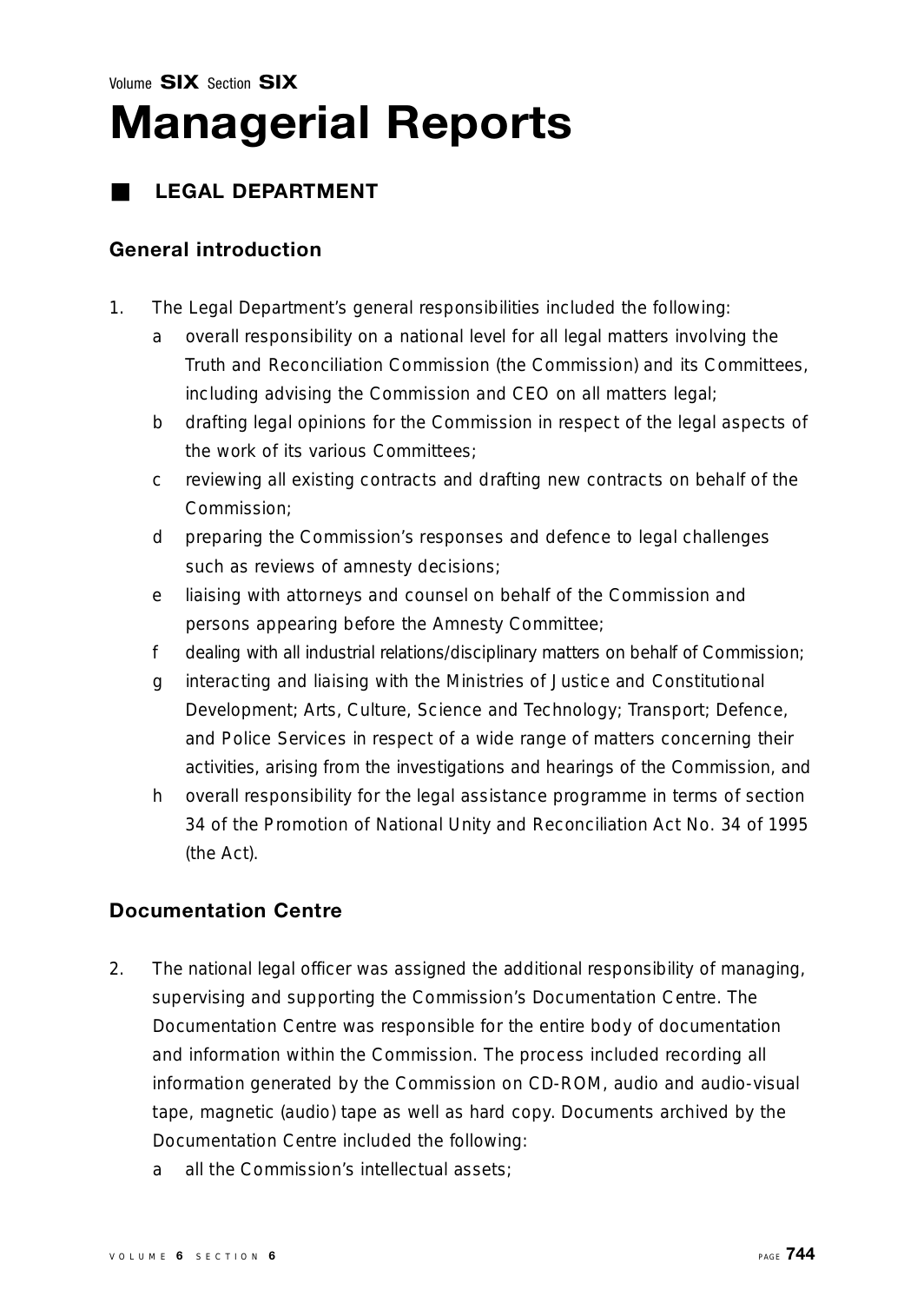Volume **SIX** Section **SIX**

# Managerial Reports

## LEGAL DEPARTMENT

### General introduction

1. The Legal Department's general responsibilities included the following:
   a overall responsibility on a national level for all legal matters involving the Truth and Reconciliation Commission (the Commission) and its Committees, including advising the Commission and CEO on all matters legal;
   b drafting legal opinions for the Commission in respect of the legal aspects of the work of its various Committees;
   c reviewing all existing contracts and drafting new contracts on behalf of the Commission;
   d preparing the Commission's responses and defence to legal challenges such as reviews of amnesty decisions;
   e liaising with attorneys and counsel on behalf of the Commission and persons appearing before the Amnesty Committee;
   f dealing with all industrial relations/disciplinary matters on behalf of Commission;
   g interacting and liaising with the Ministries of Justice and Constitutional Development; Arts, Culture, Science and Technology; Transport; Defence, and Police Services in respect of a wide range of matters concerning their activities, arising from the investigations and hearings of the Commission, and
   h overall responsibility for the legal assistance programme in terms of section 34 of the Promotion of National Unity and Reconciliation Act No. 34 of 1995 (the Act).

### Documentation Centre

2. The national legal officer was assigned the additional responsibility of managing, supervising and supporting the Commission's Documentation Centre. The Documentation Centre was responsible for the entire body of documentation and information within the Commission. The process included recording all information generated by the Commission on CD-ROM, audio and audio-visual tape, magnetic (audio) tape as well as hard copy. Documents archived by the Documentation Centre included the following:
   a all the Commission's intellectual assets;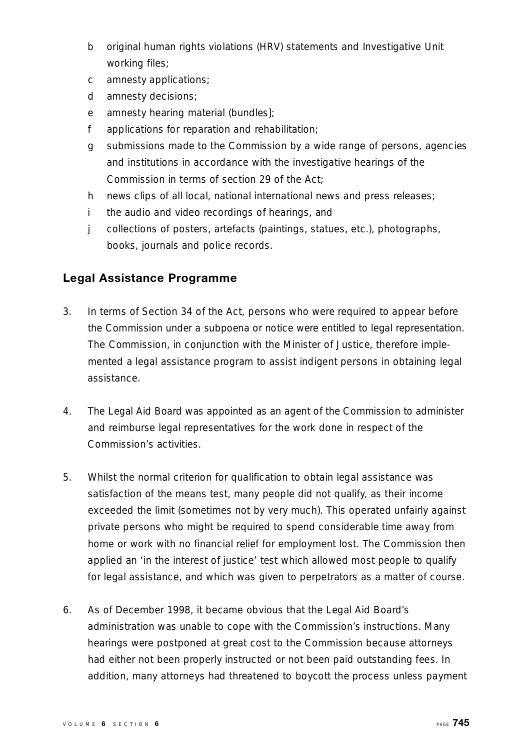- b original human rights violations (HRV) statements and Investigative Unit working files;
- c amnesty applications;
- d amnesty decisions;
- e amnesty hearing material (bundles];
- f applications for reparation and rehabilitation;
- g submissions made to the Commission by a wide range of persons, agencies and institutions in accordance with the investigative hearings of the Commission in terms of section 29 of the Act;
- h news clips of all local, national international news and press releases;
- i the audio and video recordings of hearings, and
- j collections of posters, artefacts (paintings, statues, etc.), photographs, books, journals and police records.

## Legal Assistance Programme

3. In terms of Section 34 of the Act, persons who were required to appear before the Commission under a subpoena or notice were entitled to legal representation. The Commission, in conjunction with the Minister of Justice, therefore implemented a legal assistance program to assist indigent persons in obtaining legal assistance.

4. The Legal Aid Board was appointed as an agent of the Commission to administer and reimburse legal representatives for the work done in respect of the Commission's activities.

5. Whilst the normal criterion for qualification to obtain legal assistance was satisfaction of the means test, many people did not qualify, as their income exceeded the limit (sometimes not by very much). This operated unfairly against private persons who might be required to spend considerable time away from home or work with no financial relief for employment lost. The Commission then applied an 'in the interest of justice' test which allowed most people to qualify for legal assistance, and which was given to perpetrators as a matter of course.

6. As of December 1998, it became obvious that the Legal Aid Board's administration was unable to cope with the Commission's instructions. Many hearings were postponed at great cost to the Commission because attorneys had either not been properly instructed or not been paid outstanding fees. In addition, many attorneys had threatened to boycott the process unless payment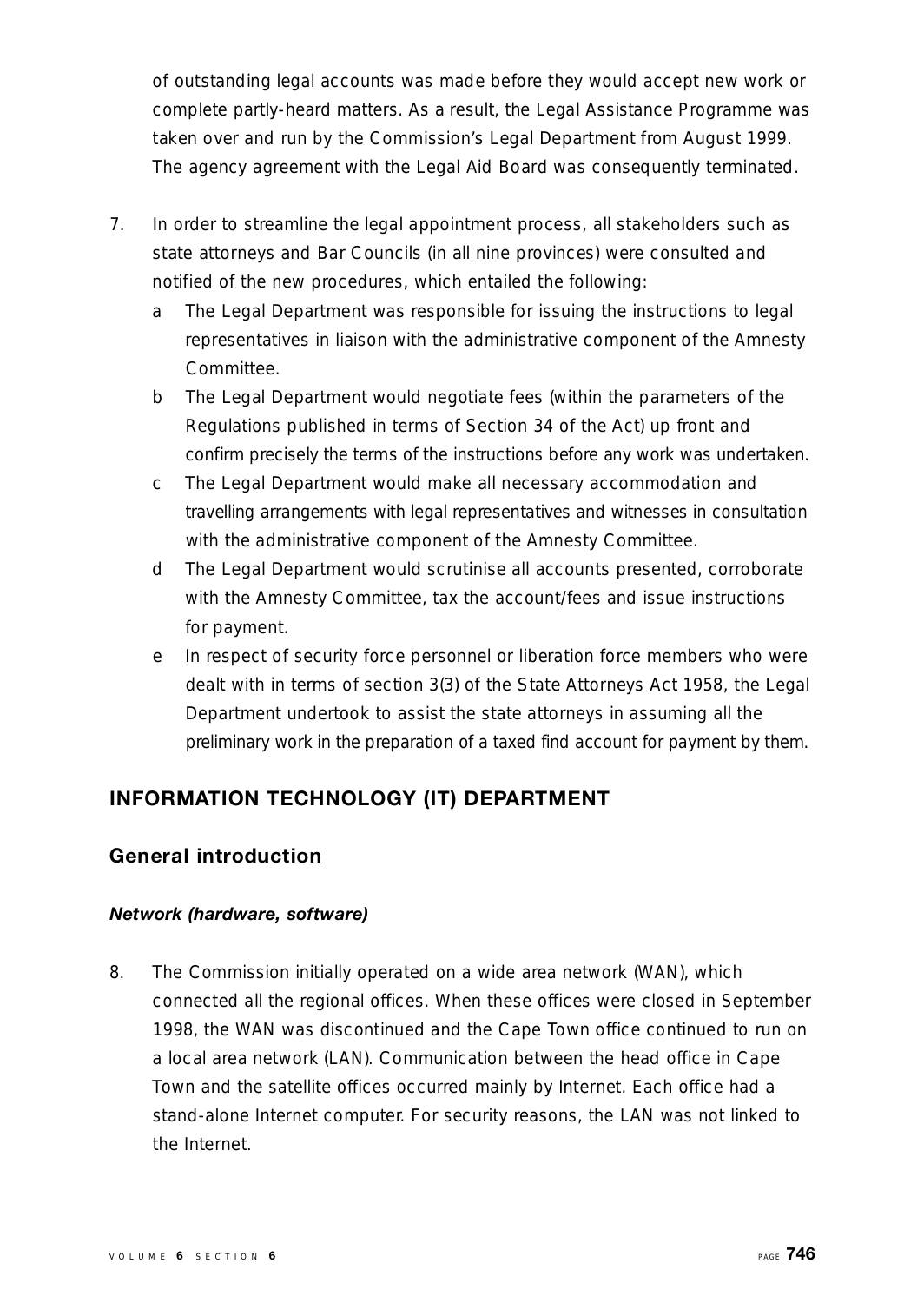of outstanding legal accounts was made before they would accept new work or complete partly-heard matters. As a result, the Legal Assistance Programme was taken over and run by the Commission's Legal Department from August 1999. The agency agreement with the Legal Aid Board was consequently terminated.

7. In order to streamline the legal appointment process, all stakeholders such as state attorneys and Bar Councils (in all nine provinces) were consulted and notified of the new procedures, which entailed the following:
   a The Legal Department was responsible for issuing the instructions to legal representatives in liaison with the administrative component of the Amnesty Committee.
   b The Legal Department would negotiate fees (within the parameters of the Regulations published in terms of Section 34 of the Act) up front and confirm precisely the terms of the instructions before any work was undertaken.
   c The Legal Department would make all necessary accommodation and travelling arrangements with legal representatives and witnesses in consultation with the administrative component of the Amnesty Committee.
   d The Legal Department would scrutinise all accounts presented, corroborate with the Amnesty Committee, tax the account/fees and issue instructions for payment.
   e In respect of security force personnel or liberation force members who were dealt with in terms of section 3(3) of the State Attorneys Act 1958, the Legal Department undertook to assist the state attorneys in assuming all the preliminary work in the preparation of a taxed find account for payment by them.

## INFORMATION TECHNOLOGY (IT) DEPARTMENT

### General introduction

#### *Network (hardware, software)*

8. The Commission initially operated on a wide area network (WAN), which connected all the regional offices. When these offices were closed in September 1998, the WAN was discontinued and the Cape Town office continued to run on a local area network (LAN). Communication between the head office in Cape Town and the satellite offices occurred mainly by Internet. Each office had a stand-alone Internet computer. For security reasons, the LAN was not linked to the Internet.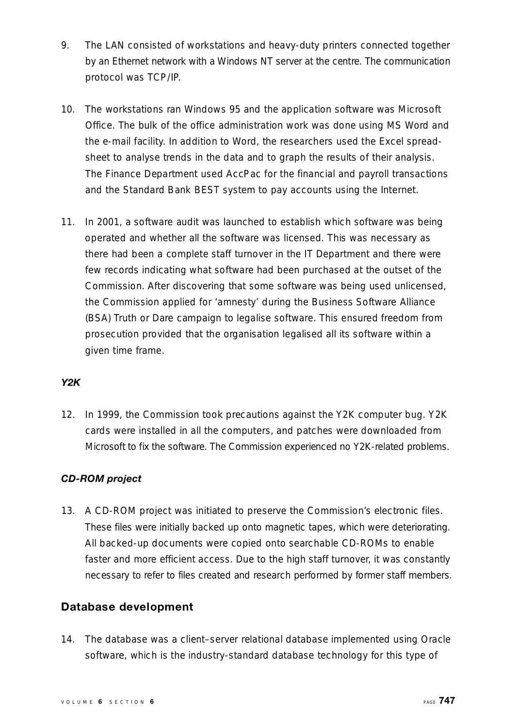9. The LAN consisted of workstations and heavy-duty printers connected together by an Ethernet network with a Windows NT server at the centre. The communication protocol was TCP/IP.

10. The workstations ran Windows 95 and the application software was Microsoft Office. The bulk of the office administration work was done using MS Word and the e-mail facility. In addition to Word, the researchers used the Excel spreadsheet to analyse trends in the data and to graph the results of their analysis. The Finance Department used AccPac for the financial and payroll transactions and the Standard Bank BEST system to pay accounts using the Internet.

11. In 2001, a software audit was launched to establish which software was being operated and whether all the software was licensed. This was necessary as there had been a complete staff turnover in the IT Department and there were few records indicating what software had been purchased at the outset of the Commission. After discovering that some software was being used unlicensed, the Commission applied for 'amnesty' during the Business Software Alliance (BSA) Truth or Dare campaign to legalise software. This ensured freedom from prosecution provided that the organisation legalised all its software within a given time frame.

### *Y2K*

12. In 1999, the Commission took precautions against the Y2K computer bug. Y2K cards were installed in all the computers, and patches were downloaded from Microsoft to fix the software. The Commission experienced no Y2K-related problems.

### *CD-ROM project*

13. A CD-ROM project was initiated to preserve the Commission's electronic files. These files were initially backed up onto magnetic tapes, which were deteriorating. All backed-up documents were copied onto searchable CD-ROMs to enable faster and more efficient access. Due to the high staff turnover, it was constantly necessary to refer to files created and research performed by former staff members.

## Database development

14. The database was a client–server relational database implemented using Oracle software, which is the industry-standard database technology for this type of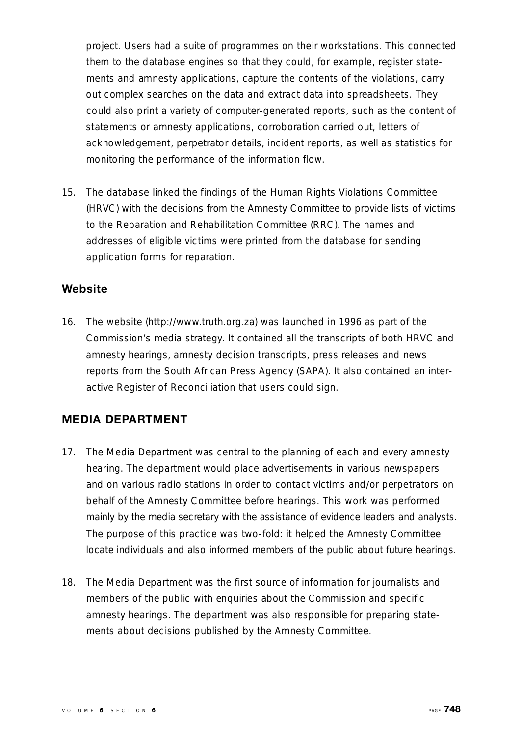project. Users had a suite of programmes on their workstations. This connected them to the database engines so that they could, for example, register statements and amnesty applications, capture the contents of the violations, carry out complex searches on the data and extract data into spreadsheets. They could also print a variety of computer-generated reports, such as the content of statements or amnesty applications, corroboration carried out, letters of acknowledgement, perpetrator details, incident reports, as well as statistics for monitoring the performance of the information flow.

15. The database linked the findings of the Human Rights Violations Committee (HRVC) with the decisions from the Amnesty Committee to provide lists of victims to the Reparation and Rehabilitation Committee (RRC). The names and addresses of eligible victims were printed from the database for sending application forms for reparation.

### Website

16. The website (http://www.truth.org.za) was launched in 1996 as part of the Commission's media strategy. It contained all the transcripts of both HRVC and amnesty hearings, amnesty decision transcripts, press releases and news reports from the South African Press Agency (SAPA). It also contained an interactive Register of Reconciliation that users could sign.

## MEDIA DEPARTMENT

17. The Media Department was central to the planning of each and every amnesty hearing. The department would place advertisements in various newspapers and on various radio stations in order to contact victims and/or perpetrators on behalf of the Amnesty Committee before hearings. This work was performed mainly by the media secretary with the assistance of evidence leaders and analysts. The purpose of this practice was two-fold: it helped the Amnesty Committee locate individuals and also informed members of the public about future hearings.

18. The Media Department was the first source of information for journalists and members of the public with enquiries about the Commission and specific amnesty hearings. The department was also responsible for preparing statements about decisions published by the Amnesty Committee.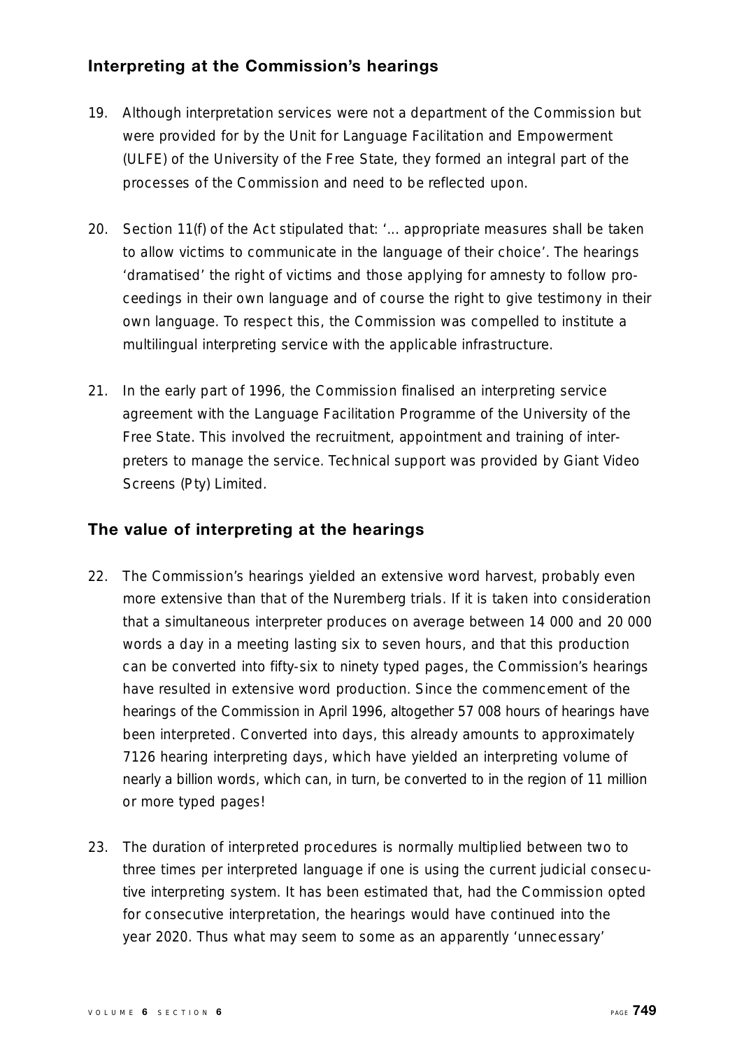## Interpreting at the Commission's hearings

19. Although interpretation services were not a department of the Commission but were provided for by the Unit for Language Facilitation and Empowerment (ULFE) of the University of the Free State, they formed an integral part of the processes of the Commission and need to be reflected upon.

20. Section 11(f) of the Act stipulated that: '... appropriate measures shall be taken to allow victims to communicate in the language of their choice'. The hearings 'dramatised' the right of victims and those applying for amnesty to follow proceedings in their own language and of course the right to give testimony in their own language. To respect this, the Commission was compelled to institute a multilingual interpreting service with the applicable infrastructure.

21. In the early part of 1996, the Commission finalised an interpreting service agreement with the Language Facilitation Programme of the University of the Free State. This involved the recruitment, appointment and training of interpreters to manage the service. Technical support was provided by Giant Video Screens (Pty) Limited.

## The value of interpreting at the hearings

22. The Commission's hearings yielded an extensive word harvest, probably even more extensive than that of the Nuremberg trials. If it is taken into consideration that a simultaneous interpreter produces on average between 14 000 and 20 000 words a day in a meeting lasting six to seven hours, and that this production can be converted into fifty-six to ninety typed pages, the Commission's hearings have resulted in extensive word production. Since the commencement of the hearings of the Commission in April 1996, altogether 57 008 hours of hearings have been interpreted. Converted into days, this already amounts to approximately 7126 hearing interpreting days, which have yielded an interpreting volume of nearly a billion words, which can, in turn, be converted to in the region of 11 million or more typed pages!

23. The duration of interpreted procedures is normally multiplied between two to three times per interpreted language if one is using the current judicial consecutive interpreting system. It has been estimated that, had the Commission opted for consecutive interpretation, the hearings would have continued into the year 2020. Thus what may seem to some as an apparently 'unnecessary'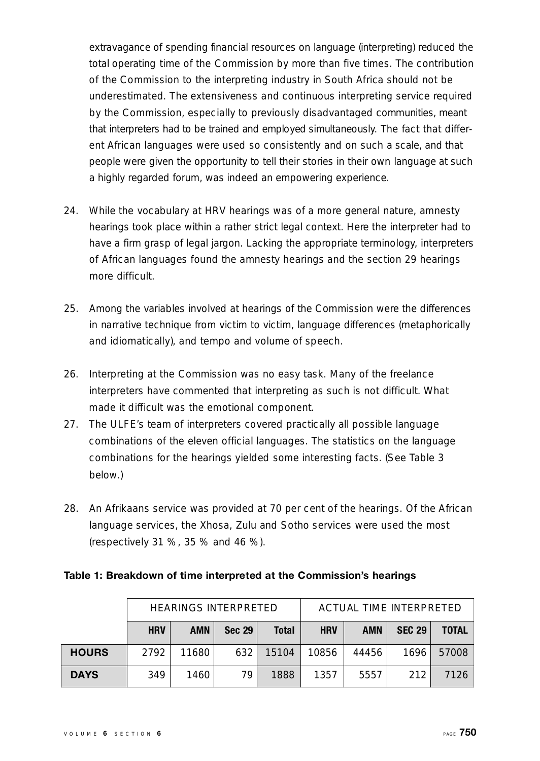extravagance of spending financial resources on language (interpreting) reduced the total operating time of the Commission by more than five times. The contribution of the Commission to the interpreting industry in South Africa should not be underestimated. The extensiveness and continuous interpreting service required by the Commission, especially to previously disadvantaged communities, meant that interpreters had to be trained and employed simultaneously. The fact that different African languages were used so consistently and on such a scale, and that people were given the opportunity to tell their stories in their own language at such a highly regarded forum, was indeed an empowering experience.

24. While the vocabulary at HRV hearings was of a more general nature, amnesty hearings took place within a rather strict legal context. Here the interpreter had to have a firm grasp of legal jargon. Lacking the appropriate terminology, interpreters of African languages found the amnesty hearings and the section 29 hearings more difficult.

25. Among the variables involved at hearings of the Commission were the differences in narrative technique from victim to victim, language differences (metaphorically and idiomatically), and tempo and volume of speech.

26. Interpreting at the Commission was no easy task. Many of the freelance interpreters have commented that interpreting as such is not difficult. What made it difficult was the emotional component.

27. The ULFE's team of interpreters covered practically all possible language combinations of the eleven official languages. The statistics on the language combinations for the hearings yielded some interesting facts. (See Table 3 below.)

28. An Afrikaans service was provided at 70 per cent of the hearings. Of the African language services, the Xhosa, Zulu and Sotho services were used the most (respectively 31 %, 35 % and 46 %).

**Table 1: Breakdown of time interpreted at the Commission's hearings**

| | HEARINGS INTERPRETED | | | | ACTUAL TIME INTERPRETED | | | |
|---|---|---|---|---|---|---|---|---|
| | **HRV** | **AMN** | **Sec 29** | **Total** | **HRV** | **AMN** | **SEC 29** | **TOTAL** |
| **HOURS** | 2792 | 11680 | 632 | 15104 | 10856 | 44456 | 1696 | 57008 |
| **DAYS** | 349 | 1460 | 79 | 1888 | 1357 | 5557 | 212 | 7126 |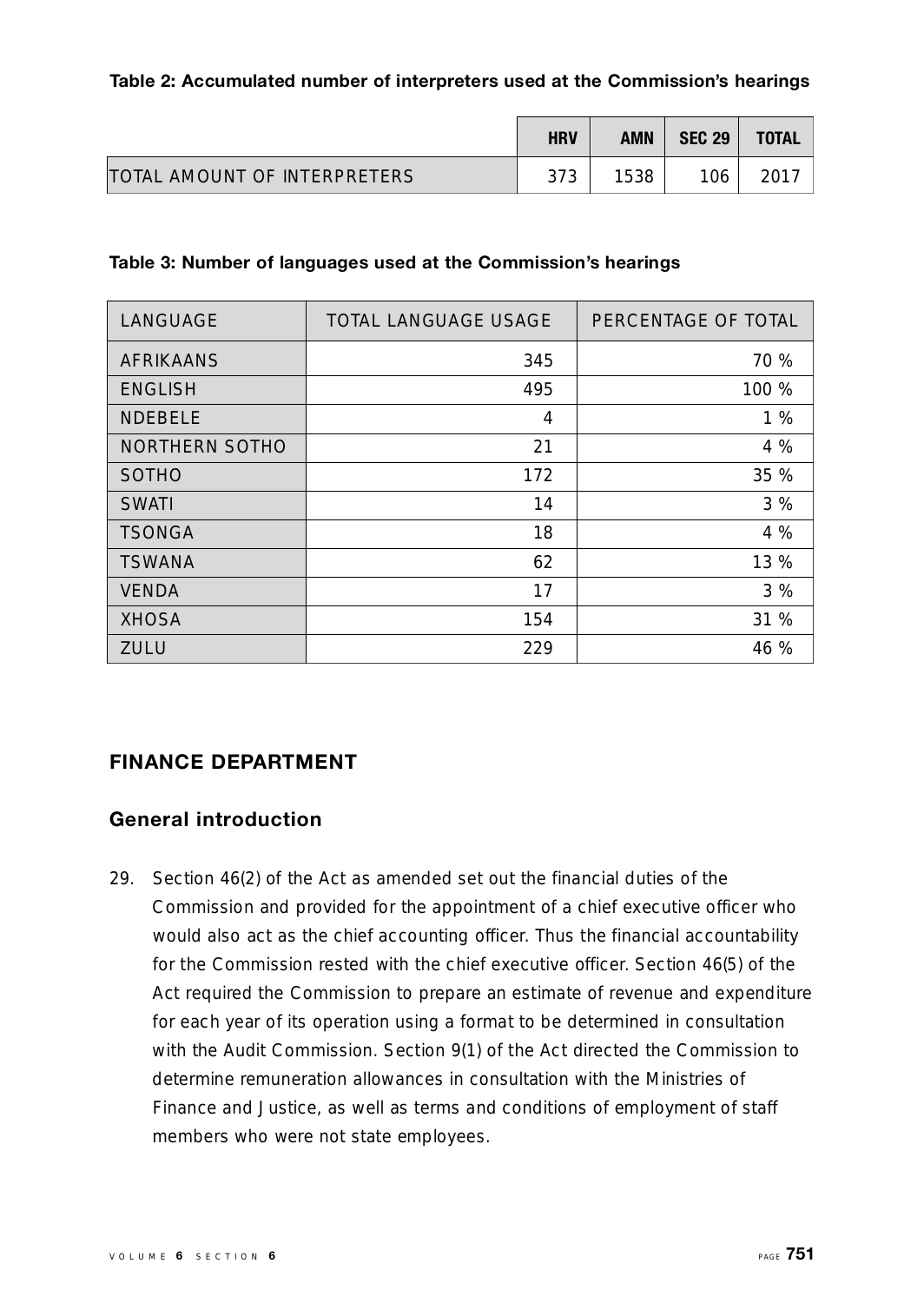**Table 2: Accumulated number of interpreters used at the Commission's hearings**

| | HRV | AMN | SEC 29 | TOTAL |
|---|---|---|---|---|
| TOTAL AMOUNT OF INTERPRETERS | 373 | 1538 | 106 | 2017 |

**Table 3: Number of languages used at the Commission's hearings**

| LANGUAGE | TOTAL LANGUAGE USAGE | PERCENTAGE OF TOTAL |
|---|---|---|
| AFRIKAANS | 345 | 70 % |
| ENGLISH | 495 | 100 % |
| NDEBELE | 4 | 1 % |
| NORTHERN SOTHO | 21 | 4 % |
| SOTHO | 172 | 35 % |
| SWATI | 14 | 3 % |
| TSONGA | 18 | 4 % |
| TSWANA | 62 | 13 % |
| VENDA | 17 | 3 % |
| XHOSA | 154 | 31 % |
| ZULU | 229 | 46 % |

## FINANCE DEPARTMENT

### General introduction

29. Section 46(2) of the Act as amended set out the financial duties of the Commission and provided for the appointment of a chief executive officer who would also act as the chief accounting officer. Thus the financial accountability for the Commission rested with the chief executive officer. Section 46(5) of the Act required the Commission to prepare an estimate of revenue and expenditure for each year of its operation using a format to be determined in consultation with the Audit Commission. Section 9(1) of the Act directed the Commission to determine remuneration allowances in consultation with the Ministries of Finance and Justice, as well as terms and conditions of employment of staff members who were not state employees.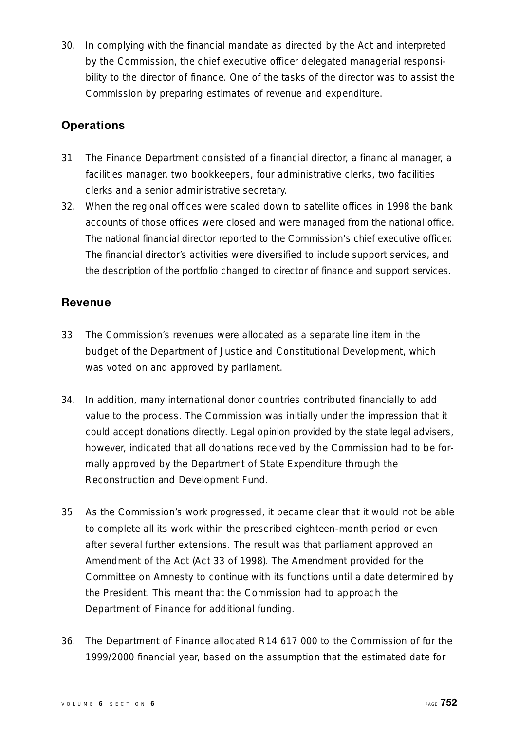30. In complying with the financial mandate as directed by the Act and interpreted by the Commission, the chief executive officer delegated managerial responsibility to the director of finance. One of the tasks of the director was to assist the Commission by preparing estimates of revenue and expenditure.

## Operations

31. The Finance Department consisted of a financial director, a financial manager, a facilities manager, two bookkeepers, four administrative clerks, two facilities clerks and a senior administrative secretary.
32. When the regional offices were scaled down to satellite offices in 1998 the bank accounts of those offices were closed and were managed from the national office. The national financial director reported to the Commission's chief executive officer. The financial director's activities were diversified to include support services, and the description of the portfolio changed to director of finance and support services.

## Revenue

33. The Commission's revenues were allocated as a separate line item in the budget of the Department of Justice and Constitutional Development, which was voted on and approved by parliament.

34. In addition, many international donor countries contributed financially to add value to the process. The Commission was initially under the impression that it could accept donations directly. Legal opinion provided by the state legal advisers, however, indicated that all donations received by the Commission had to be formally approved by the Department of State Expenditure through the Reconstruction and Development Fund.

35. As the Commission's work progressed, it became clear that it would not be able to complete all its work within the prescribed eighteen-month period or even after several further extensions. The result was that parliament approved an Amendment of the Act (Act 33 of 1998). The Amendment provided for the Committee on Amnesty to continue with its functions until a date determined by the President. This meant that the Commission had to approach the Department of Finance for additional funding.

36. The Department of Finance allocated R14 617 000 to the Commission of for the 1999/2000 financial year, based on the assumption that the estimated date for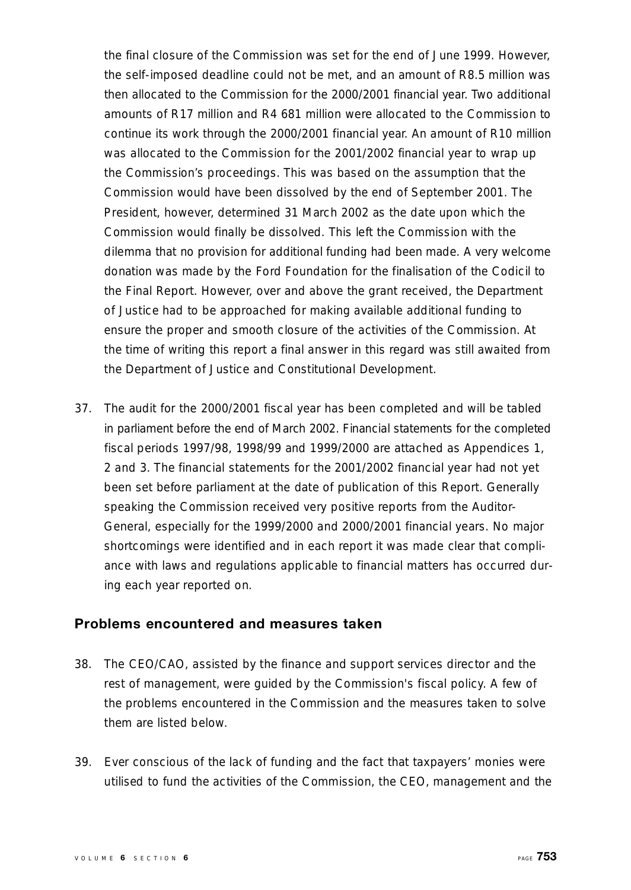the final closure of the Commission was set for the end of June 1999. However, the self-imposed deadline could not be met, and an amount of R8.5 million was then allocated to the Commission for the 2000/2001 financial year. Two additional amounts of R17 million and R4 681 million were allocated to the Commission to continue its work through the 2000/2001 financial year. An amount of R10 million was allocated to the Commission for the 2001/2002 financial year to wrap up the Commission's proceedings. This was based on the assumption that the Commission would have been dissolved by the end of September 2001. The President, however, determined 31 March 2002 as the date upon which the Commission would finally be dissolved. This left the Commission with the dilemma that no provision for additional funding had been made. A very welcome donation was made by the Ford Foundation for the finalisation of the Codicil to the Final Report. However, over and above the grant received, the Department of Justice had to be approached for making available additional funding to ensure the proper and smooth closure of the activities of the Commission. At the time of writing this report a final answer in this regard was still awaited from the Department of Justice and Constitutional Development.

37. The audit for the 2000/2001 fiscal year has been completed and will be tabled in parliament before the end of March 2002. Financial statements for the completed fiscal periods 1997/98, 1998/99 and 1999/2000 are attached as Appendices 1, 2 and 3. The financial statements for the 2001/2002 financial year had not yet been set before parliament at the date of publication of this Report. Generally speaking the Commission received very positive reports from the Auditor-General, especially for the 1999/2000 and 2000/2001 financial years. No major shortcomings were identified and in each report it was made clear that compliance with laws and regulations applicable to financial matters has occurred during each year reported on.

## Problems encountered and measures taken

38. The CEO/CAO, assisted by the finance and support services director and the rest of management, were guided by the Commission's fiscal policy. A few of the problems encountered in the Commission and the measures taken to solve them are listed below.

39. Ever conscious of the lack of funding and the fact that taxpayers' monies were utilised to fund the activities of the Commission, the CEO, management and the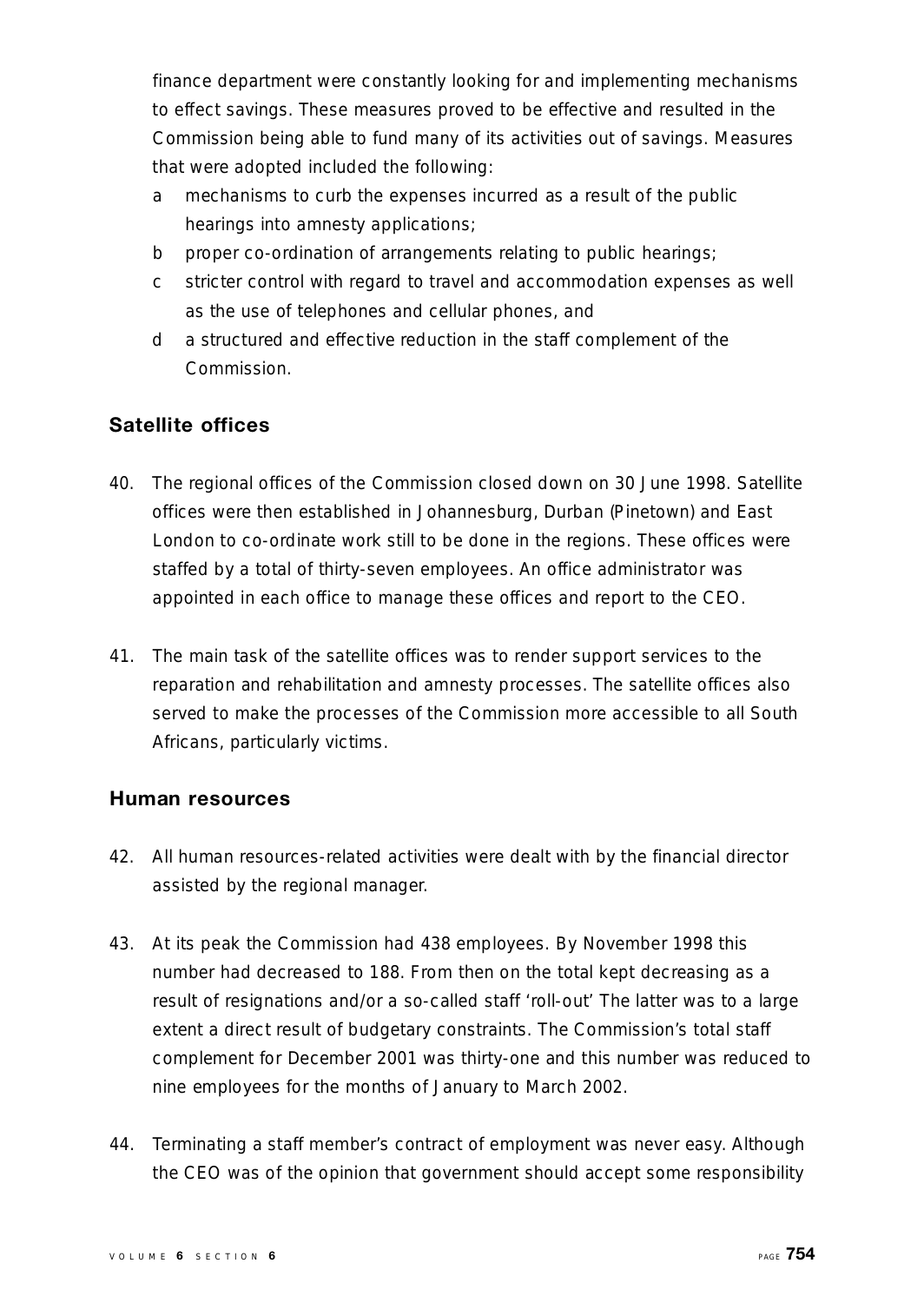finance department were constantly looking for and implementing mechanisms to effect savings. These measures proved to be effective and resulted in the Commission being able to fund many of its activities out of savings. Measures that were adopted included the following:

a mechanisms to curb the expenses incurred as a result of the public hearings into amnesty applications;

b proper co-ordination of arrangements relating to public hearings;

c stricter control with regard to travel and accommodation expenses as well as the use of telephones and cellular phones, and

d a structured and effective reduction in the staff complement of the Commission.

## Satellite offices

40. The regional offices of the Commission closed down on 30 June 1998. Satellite offices were then established in Johannesburg, Durban (Pinetown) and East London to co-ordinate work still to be done in the regions. These offices were staffed by a total of thirty-seven employees. An office administrator was appointed in each office to manage these offices and report to the CEO.

41. The main task of the satellite offices was to render support services to the reparation and rehabilitation and amnesty processes. The satellite offices also served to make the processes of the Commission more accessible to all South Africans, particularly victims.

## Human resources

42. All human resources-related activities were dealt with by the financial director assisted by the regional manager.

43. At its peak the Commission had 438 employees. By November 1998 this number had decreased to 188. From then on the total kept decreasing as a result of resignations and/or a so-called staff 'roll-out' The latter was to a large extent a direct result of budgetary constraints. The Commission's total staff complement for December 2001 was thirty-one and this number was reduced to nine employees for the months of January to March 2002.

44. Terminating a staff member's contract of employment was never easy. Although the CEO was of the opinion that government should accept some responsibility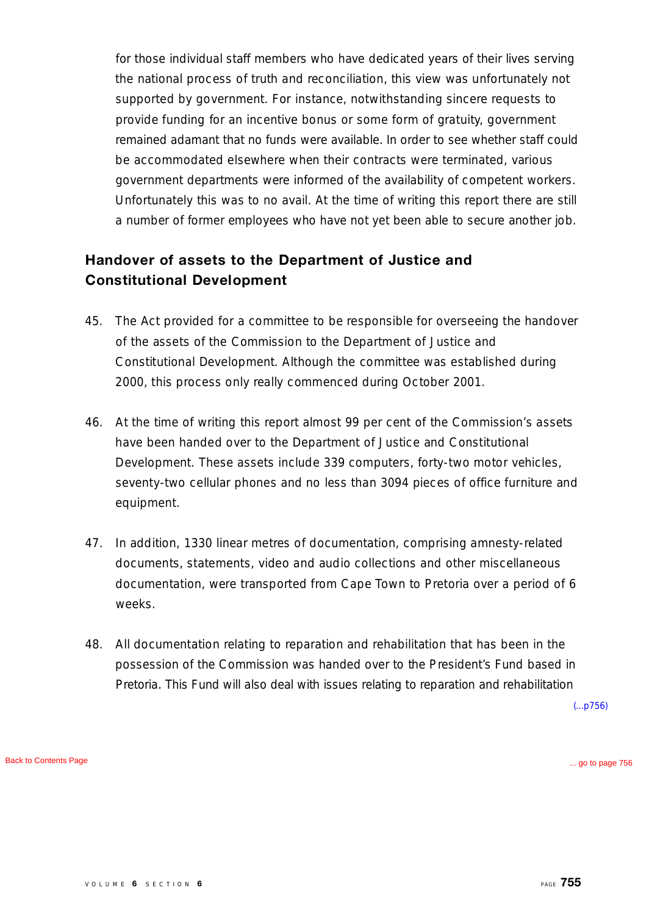for those individual staff members who have dedicated years of their lives serving the national process of truth and reconciliation, this view was unfortunately not supported by government. For instance, notwithstanding sincere requests to provide funding for an incentive bonus or some form of gratuity, government remained adamant that no funds were available. In order to see whether staff could be accommodated elsewhere when their contracts were terminated, various government departments were informed of the availability of competent workers. Unfortunately this was to no avail. At the time of writing this report there are still a number of former employees who have not yet been able to secure another job.

## Handover of assets to the Department of Justice and Constitutional Development

45. The Act provided for a committee to be responsible for overseeing the handover of the assets of the Commission to the Department of Justice and Constitutional Development. Although the committee was established during 2000, this process only really commenced during October 2001.

46. At the time of writing this report almost 99 per cent of the Commission's assets have been handed over to the Department of Justice and Constitutional Development. These assets include 339 computers, forty-two motor vehicles, seventy-two cellular phones and no less than 3094 pieces of office furniture and equipment.

47. In addition, 1330 linear metres of documentation, comprising amnesty-related documents, statements, video and audio collections and other miscellaneous documentation, were transported from Cape Town to Pretoria over a period of 6 weeks.

48. All documentation relating to reparation and rehabilitation that has been in the possession of the Commission was handed over to the President's Fund based in Pretoria. This Fund will also deal with issues relating to reparation and rehabilitation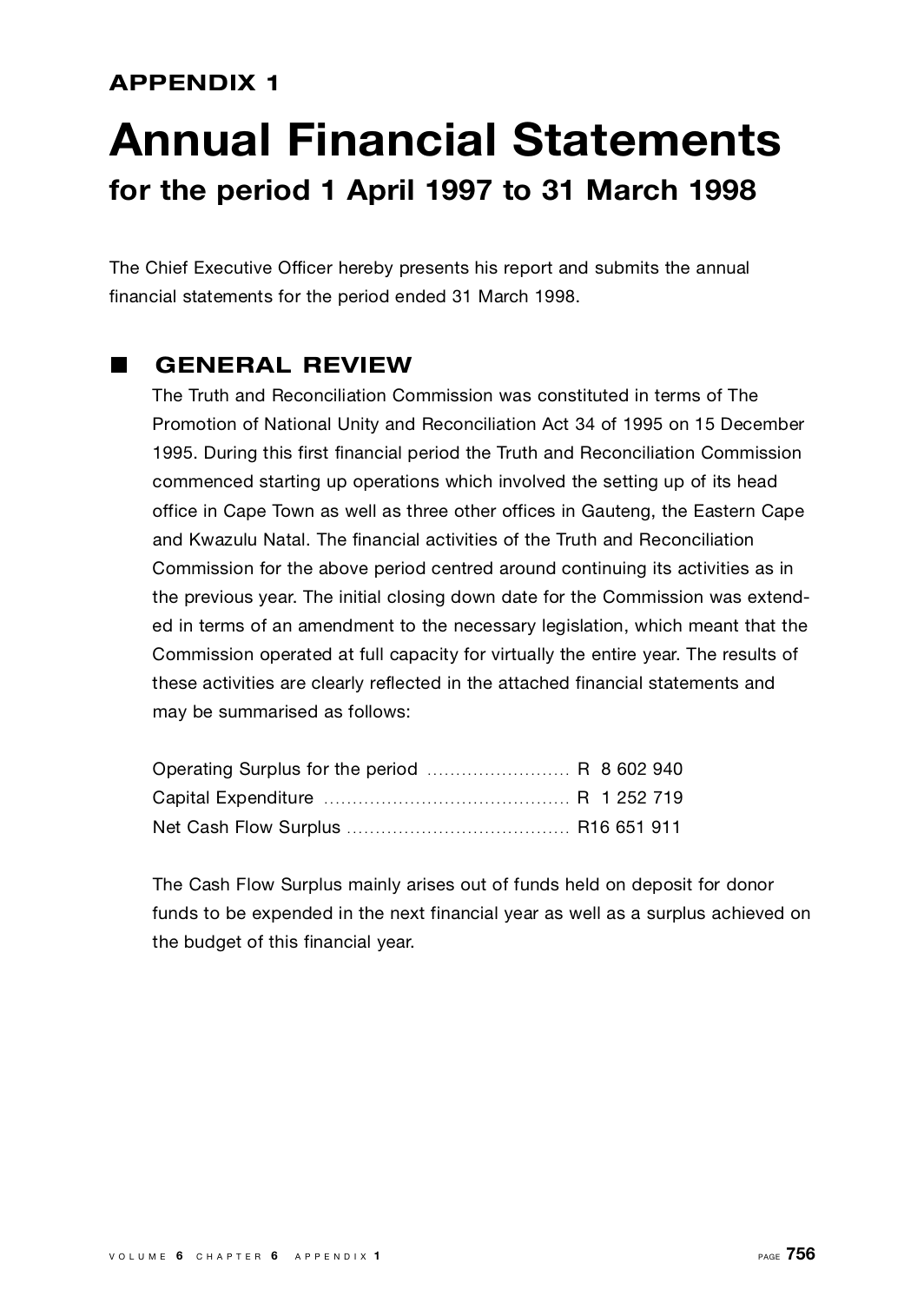## APPENDIX 1

# Annual Financial Statements

## for the period 1 April 1997 to 31 March 1998

The Chief Executive Officer hereby presents his report and submits the annual financial statements for the period ended 31 March 1998.

### GENERAL REVIEW

The Truth and Reconciliation Commission was constituted in terms of The Promotion of National Unity and Reconciliation Act 34 of 1995 on 15 December 1995. During this first financial period the Truth and Reconciliation Commission commenced starting up operations which involved the setting up of its head office in Cape Town as well as three other offices in Gauteng, the Eastern Cape and Kwazulu Natal. The financial activities of the Truth and Reconciliation Commission for the above period centred around continuing its activities as in the previous year. The initial closing down date for the Commission was extended in terms of an amendment to the necessary legislation, which meant that the Commission operated at full capacity for virtually the entire year. The results of these activities are clearly reflected in the attached financial statements and may be summarised as follows:

| | |
|---|---|
| Operating Surplus for the period | R 8 602 940 |
| Capital Expenditure | R 1 252 719 |
| Net Cash Flow Surplus | R16 651 911 |

The Cash Flow Surplus mainly arises out of funds held on deposit for donor funds to be expended in the next financial year as well as a surplus achieved on the budget of this financial year.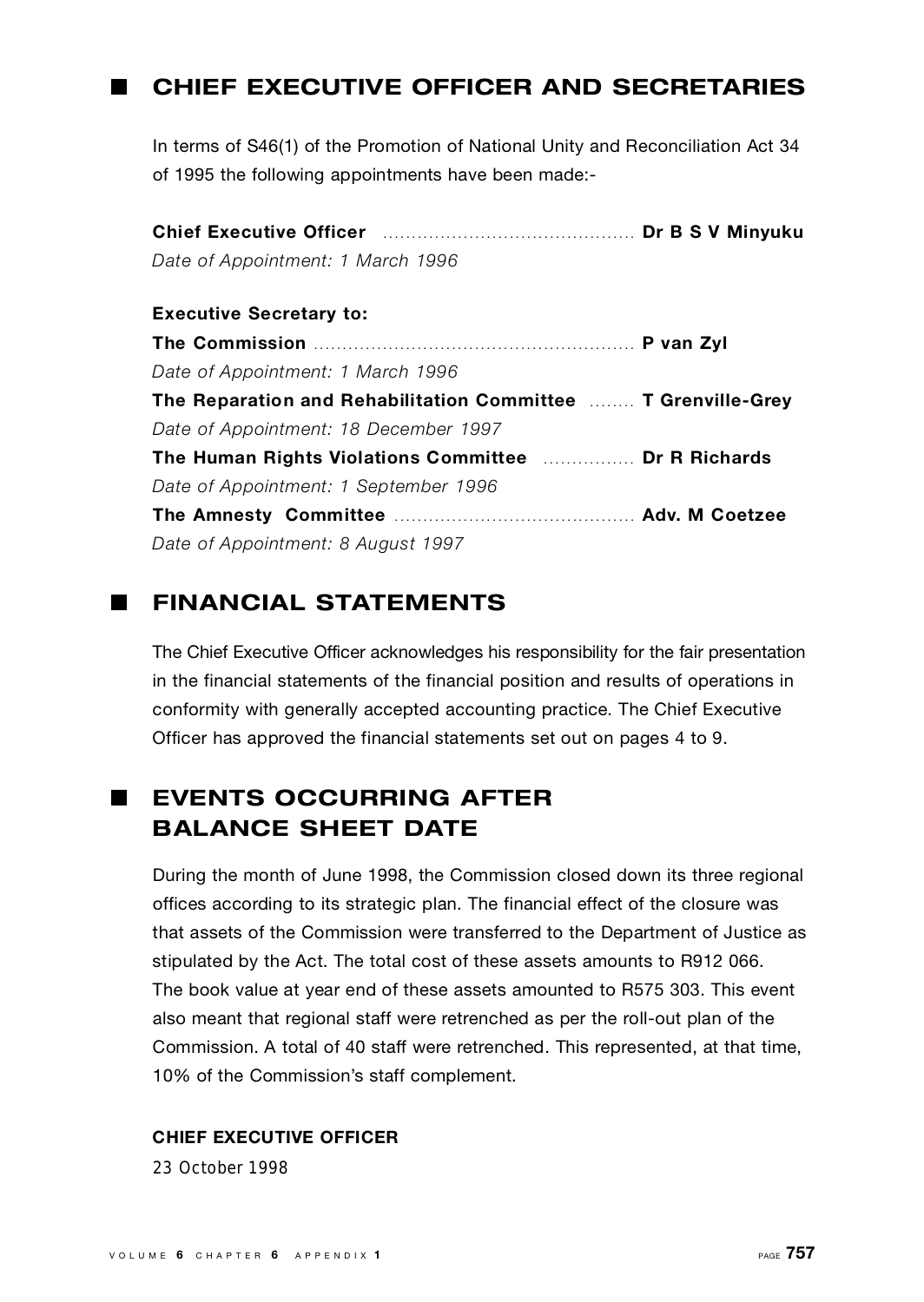## CHIEF EXECUTIVE OFFICER AND SECRETARIES

In terms of S46(1) of the Promotion of National Unity and Reconciliation Act 34 of 1995 the following appointments have been made:-

**Chief Executive Officer** ............................................ **Dr B S V Minyuku**
*Date of Appointment: 1 March 1996*

**Executive Secretary to:**

**The Commission** ....................................................... **P van Zyl**
*Date of Appointment: 1 March 1996*

**The Reparation and Rehabilitation Committee** ........ **T Grenville-Grey**
*Date of Appointment: 18 December 1997*

**The Human Rights Violations Committee** ................ **Dr R Richards**
*Date of Appointment: 1 September 1996*

**The Amnesty Committee** .......................................... **Adv. M Coetzee**
*Date of Appointment: 8 August 1997*

## FINANCIAL STATEMENTS

The Chief Executive Officer acknowledges his responsibility for the fair presentation in the financial statements of the financial position and results of operations in conformity with generally accepted accounting practice. The Chief Executive Officer has approved the financial statements set out on pages 4 to 9.

## EVENTS OCCURRING AFTER BALANCE SHEET DATE

During the month of June 1998, the Commission closed down its three regional offices according to its strategic plan. The financial effect of the closure was that assets of the Commission were transferred to the Department of Justice as stipulated by the Act. The total cost of these assets amounts to R912 066. The book value at year end of these assets amounted to R575 303. This event also meant that regional staff were retrenched as per the roll-out plan of the Commission. A total of 40 staff were retrenched. This represented, at that time, 10% of the Commission's staff complement.

**CHIEF EXECUTIVE OFFICER**

23 October 1998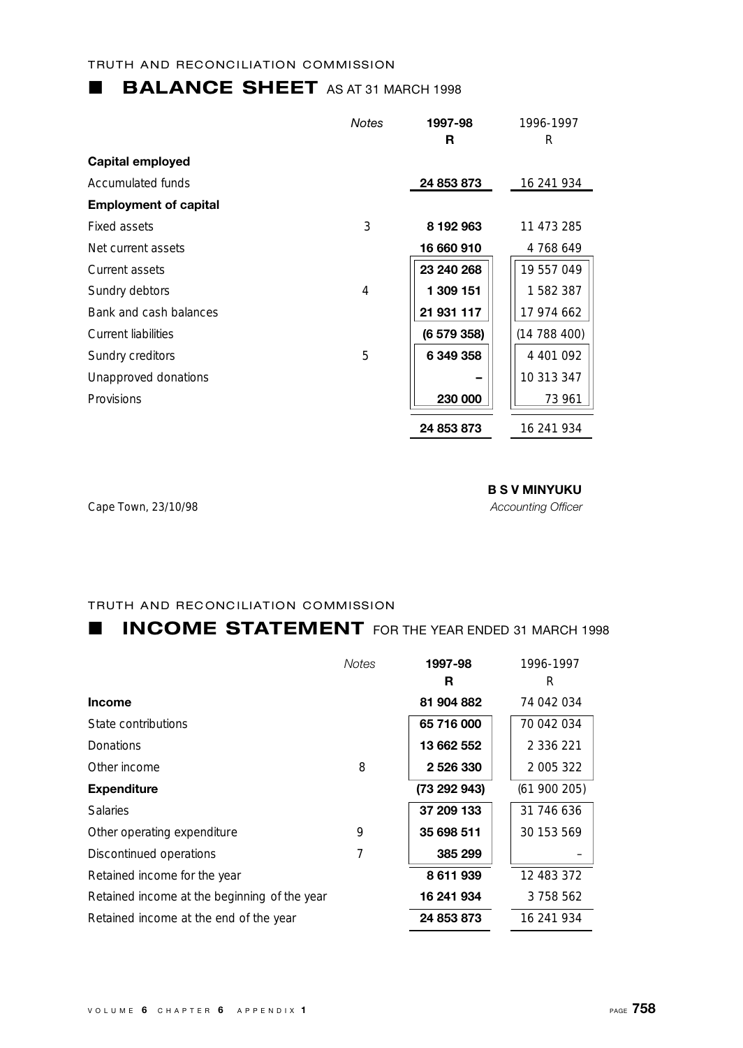TRUTH AND RECONCILIATION COMMISSION

## BALANCE SHEET AS AT 31 MARCH 1998

| | Notes | 1997-98 R | 1996-1997 R |
|---|---|---|---|
| **Capital employed** | | | |
| Accumulated funds | | **24 853 873** | 16 241 934 |
| **Employment of capital** | | | |
| Fixed assets | 3 | **8 192 963** | 11 473 285 |
| Net current assets | | **16 660 910** | 4 768 649 |
| Current assets | | **23 240 268** | 19 557 049 |
| Sundry debtors | 4 | **1 309 151** | 1 582 387 |
| Bank and cash balances | | **21 931 117** | 17 974 662 |
| Current liabilities | | **(6 579 358)** | (14 788 400) |
| Sundry creditors | 5 | **6 349 358** | 4 401 092 |
| Unapproved donations | | **–** | 10 313 347 |
| Provisions | | **230 000** | 73 961 |
| | | **24 853 873** | 16 241 934 |

Cape Town, 23/10/98

**B S V MINYUKU**
*Accounting Officer*

TRUTH AND RECONCILIATION COMMISSION

## INCOME STATEMENT FOR THE YEAR ENDED 31 MARCH 1998

| | Notes | 1997-98 R | 1996-1997 R |
|---|---|---|---|
| **Income** | | **81 904 882** | 74 042 034 |
| State contributions | | **65 716 000** | 70 042 034 |
| Donations | | **13 662 552** | 2 336 221 |
| Other income | 8 | **2 526 330** | 2 005 322 |
| **Expenditure** | | **(73 292 943)** | (61 900 205) |
| Salaries | | **37 209 133** | 31 746 636 |
| Other operating expenditure | 9 | **35 698 511** | 30 153 569 |
| Discontinued operations | 7 | **385 299** | – |
| Retained income for the year | | **8 611 939** | 12 483 372 |
| Retained income at the beginning of the year | | **16 241 934** | 3 758 562 |
| Retained income at the end of the year | | **24 853 873** | 16 241 934 |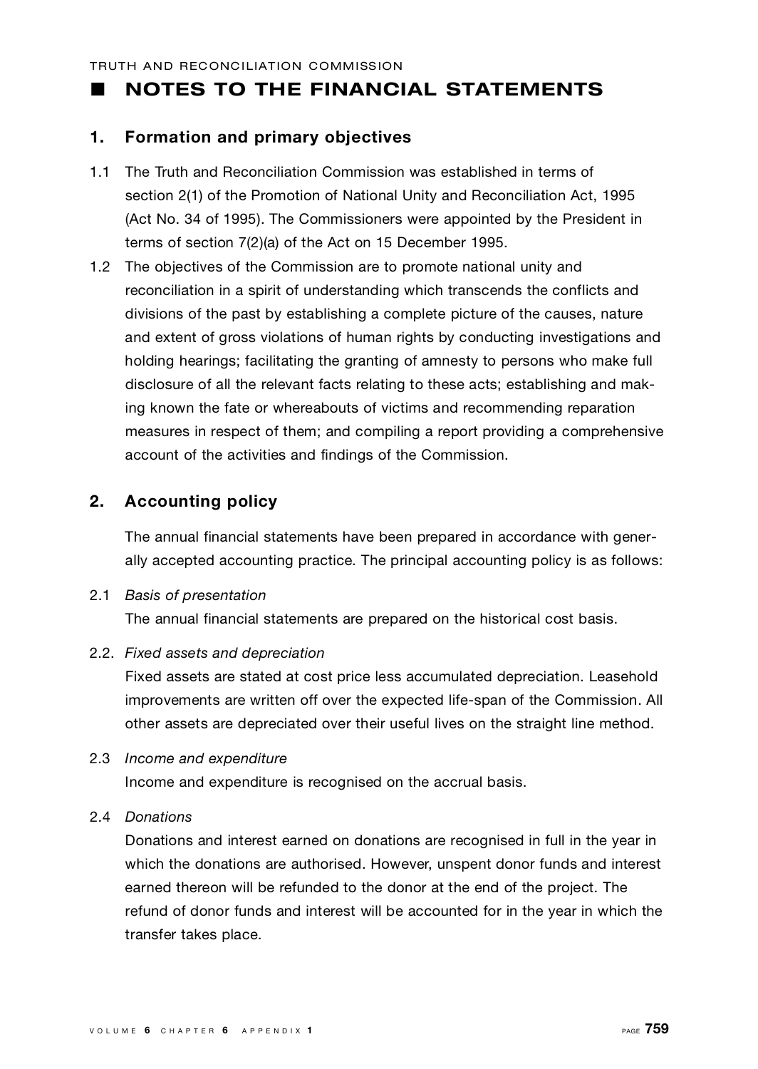## ■ NOTES TO THE FINANCIAL STATEMENTS

### 1. Formation and primary objectives

1.1 The Truth and Reconciliation Commission was established in terms of section 2(1) of the Promotion of National Unity and Reconciliation Act, 1995 (Act No. 34 of 1995). The Commissioners were appointed by the President in terms of section 7(2)(a) of the Act on 15 December 1995.

1.2 The objectives of the Commission are to promote national unity and reconciliation in a spirit of understanding which transcends the conflicts and divisions of the past by establishing a complete picture of the causes, nature and extent of gross violations of human rights by conducting investigations and holding hearings; facilitating the granting of amnesty to persons who make full disclosure of all the relevant facts relating to these acts; establishing and making known the fate or whereabouts of victims and recommending reparation measures in respect of them; and compiling a report providing a comprehensive account of the activities and findings of the Commission.

### 2. Accounting policy

The annual financial statements have been prepared in accordance with generally accepted accounting practice. The principal accounting policy is as follows:

2.1 *Basis of presentation*

The annual financial statements are prepared on the historical cost basis.

2.2. *Fixed assets and depreciation*

Fixed assets are stated at cost price less accumulated depreciation. Leasehold improvements are written off over the expected life-span of the Commission. All other assets are depreciated over their useful lives on the straight line method.

2.3 *Income and expenditure*

Income and expenditure is recognised on the accrual basis.

2.4 *Donations*

Donations and interest earned on donations are recognised in full in the year in which the donations are authorised. However, unspent donor funds and interest earned thereon will be refunded to the donor at the end of the project. The refund of donor funds and interest will be accounted for in the year in which the transfer takes place.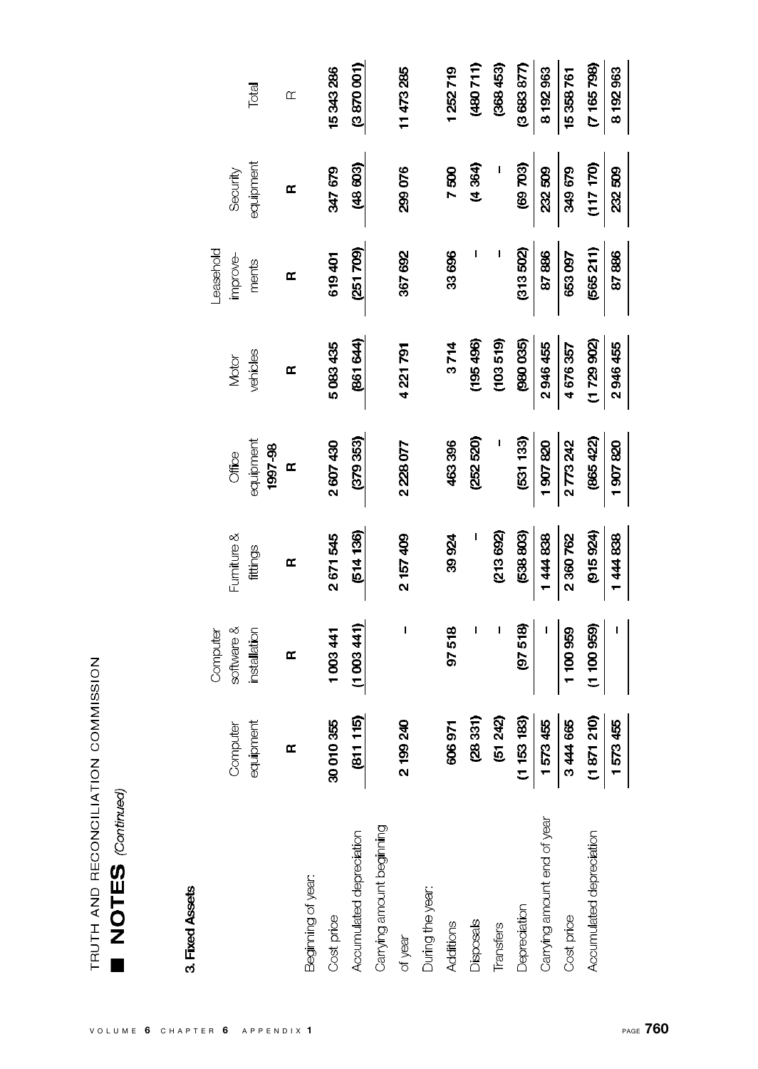## NOTES *(Continued)*

### 3. Fixed Assets

| | Computer equipment | Computer software & installation | Furniture & fittings | Office equipment | Motor vehicles | Leasehold improve-ments | Security equipment | Total |
|---|---|---|---|---|---|---|---|---|
| | | | | 1997-98 | | | | |
| | R | R | R | R | R | R | R | R |
| Beginning of year: | | | | | | | | |
| Cost price | 30 010 355 | 1 003 441 | 2 671 545 | 2 607 430 | 5 083 435 | 619 401 | 347 679 | 15 343 286 |
| Accumulated depreciation | (811 115) | (1 003 441) | (514 136) | (379 353) | (861 644) | (251 709) | (48 603) | (3 870 001) |
| Carrying amount beginning of year | 2 199 240 | – | 2 157 409 | 2 228 077 | 4 221 791 | 367 692 | 299 076 | 11 473 285 |
| During the year: | | | | | | | | |
| Additions | 606 971 | 97 518 | 39 924 | 463 396 | 3 714 | 33 696 | 7 500 | 1 252 719 |
| Disposals | (28 331) | – | – | (252 520) | (195 496) | – | (4 364) | (480 711) |
| Transfers | (51 242) | – | (213 692) | – | (103 519) | – | – | (368 453) |
| Depreciation | (1 153 183) | (97 518) | (538 803) | (531 133) | (980 035) | (313 502) | (69 703) | (3 683 877) |
| Carrying amount end of year | 1 573 455 | – | 1 444 838 | 1 907 820 | 2 946 455 | 87 886 | 232 509 | 8 192 963 |
| Cost price | 3 444 665 | 1 100 959 | 2 360 762 | 2 773 242 | 4 676 357 | 653 097 | 349 679 | 15 358 761 |
| Accumulated depreciation | (1 871 210) | (1 100 959) | (915 924) | (865 422) | (1 729 902) | (565 211) | (117 170) | (7 165 798) |
| | 1 573 455 | – | 1 444 838 | 1 907 820 | 2 946 455 | 87 886 | 232 509 | 8 192 963 |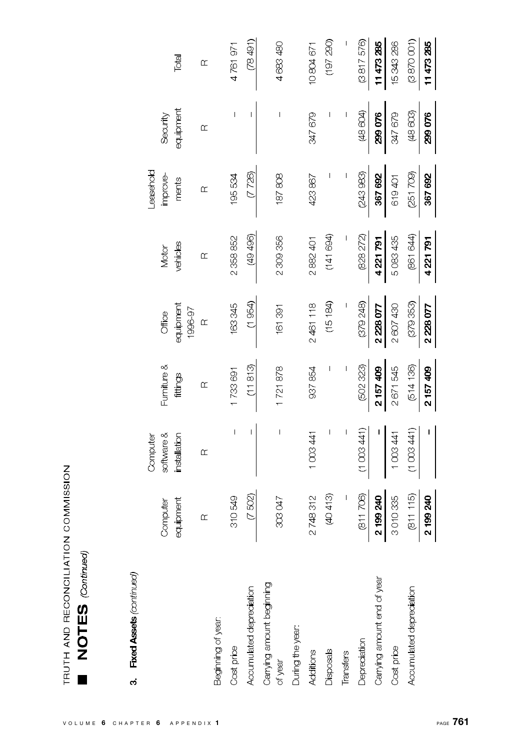# NOTES *(Continued)*

## 3. Fixed Assets *(continued)*

| | Computer equipment | Computer software & installation | Furniture & fittings | Office equipment 1996-97 | Motor vehicles | Leasehold improve-ments | Security equipment | Total |
|---|---|---|---|---|---|---|---|---|
| | R | R | R | R | R | R | R | R |
| Beginning of year: | | | | | | | | |
| Cost price | 310 549 | – | 1 733 691 | 163 345 | 2 358 852 | 195 534 | – | 4 761 971 |
| Accumulated depreciation | (7 502) | – | (11 813) | (1 954) | (49 496) | (7 726) | – | (78 491) |
| Carrying amount beginning of year | 303 047 | – | 1 721 878 | 161 391 | 2 309 356 | 187 808 | – | 4 683 480 |
| During the year: | | | | | | | | |
| Additions | 2 748 312 | 1 003 441 | 937 854 | 2 461 118 | 2 882 401 | 423 867 | 347 679 | 10 804 671 |
| Disposals | (40 413) | – | – | (15 184) | (141 694) | – | – | (197 290) |
| Transfers | – | – | – | – | – | – | – | – |
| Depreciation | (811 706) | (1 003 441) | (502 323) | (379 248) | (828 272) | (243 983) | (48 604) | (3 817 576) |
| Carrying amount end of year | **2 199 240** | **–** | **2 157 409** | **2 228 077** | **4 221 791** | **367 692** | **299 076** | **11 473 285** |
| Cost price | 3 010 335 | 1 003 441 | 2 671 545 | 2 607 430 | 5 083 435 | 619 401 | 347 679 | 15 343 286 |
| Accumulated depreciation | (811 115) | (1 003 441) | (514 136) | (379 353) | (861 644) | (251 709) | (48 603) | (3 870 001) |
| | **2 199 240** | **–** | **2 157 409** | **2 228 077** | **4 221 791** | **367 692** | **299 076** | **11 473 285** |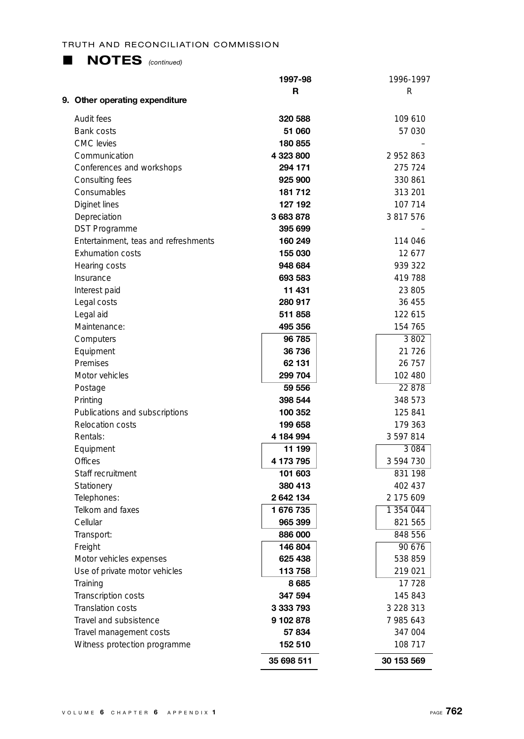## ■ NOTES *(continued)*

| 9. Other operating expenditure | 1997-98 R | 1996-1997 R |
|---|---|---|
| Audit fees | **320 588** | 109 610 |
| Bank costs | **51 060** | 57 030 |
| CMC levies | **180 855** | – |
| Communication | **4 323 800** | 2 952 863 |
| Conferences and workshops | **294 171** | 275 724 |
| Consulting fees | **925 900** | 330 861 |
| Consumables | **181 712** | 313 201 |
| Diginet lines | **127 192** | 107 714 |
| Depreciation | **3 683 878** | 3 817 576 |
| DST Programme | **395 699** | – |
| Entertainment, teas and refreshments | **160 249** | 114 046 |
| Exhumation costs | **155 030** | 12 677 |
| Hearing costs | **948 684** | 939 322 |
| Insurance | **693 583** | 419 788 |
| Interest paid | **11 431** | 23 805 |
| Legal costs | **280 917** | 36 455 |
| Legal aid | **511 858** | 122 615 |
| Maintenance: | **495 356** | 154 765 |
| Computers | **96 785** | 3 802 |
| Equipment | **36 736** | 21 726 |
| Premises | **62 131** | 26 757 |
| Motor vehicles | **299 704** | 102 480 |
| Postage | **59 556** | 22 878 |
| Printing | **398 544** | 348 573 |
| Publications and subscriptions | **100 352** | 125 841 |
| Relocation costs | **199 658** | 179 363 |
| Rentals: | **4 184 994** | 3 597 814 |
| Equipment | **11 199** | 3 084 |
| Offices | **4 173 795** | 3 594 730 |
| Staff recruitment | **101 603** | 831 198 |
| Stationery | **380 413** | 402 437 |
| Telephones: | **2 642 134** | 2 175 609 |
| Telkom and faxes | **1 676 735** | 1 354 044 |
| Cellular | **965 399** | 821 565 |
| Transport: | **886 000** | 848 556 |
| Freight | **146 804** | 90 676 |
| Motor vehicles expenses | **625 438** | 538 859 |
| Use of private motor vehicles | **113 758** | 219 021 |
| Training | **8 685** | 17 728 |
| Transcription costs | **347 594** | 145 843 |
| Translation costs | **3 333 793** | 3 228 313 |
| Travel and subsistence | **9 102 878** | 7 985 643 |
| Travel management costs | **57 834** | 347 004 |
| Witness protection programme | **152 510** | 108 717 |
| | **35 698 511** | **30 153 569** |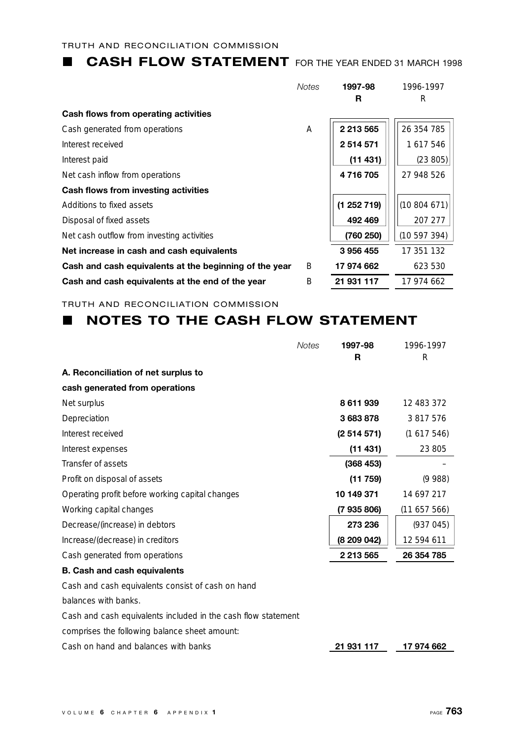TRUTH AND RECONCILIATION COMMISSION

## CASH FLOW STATEMENT FOR THE YEAR ENDED 31 MARCH 1998

| | Notes | 1997-98 R | 1996-1997 R |
|---|---|---|---|
| **Cash flows from operating activities** | | | |
| Cash generated from operations | A | **2 213 565** | 26 354 785 |
| Interest received | | **2 514 571** | 1 617 546 |
| Interest paid | | **(11 431)** | (23 805) |
| Net cash inflow from operations | | **4 716 705** | 27 948 526 |
| **Cash flows from investing activities** | | | |
| Additions to fixed assets | | **(1 252 719)** | (10 804 671) |
| Disposal of fixed assets | | **492 469** | 207 277 |
| Net cash outflow from investing activities | | **(760 250)** | (10 597 394) |
| **Net increase in cash and cash equivalents** | | **3 956 455** | 17 351 132 |
| **Cash and cash equivalents at the beginning of the year** | B | **17 974 662** | 623 530 |
| **Cash and cash equivalents at the end of the year** | B | **21 931 117** | 17 974 662 |

TRUTH AND RECONCILIATION COMMISSION

## NOTES TO THE CASH FLOW STATEMENT

| | Notes | 1997-98 R | 1996-1997 R |
|---|---|---|---|
| **A. Reconciliation of net surplus to cash generated from operations** | | | |
| Net surplus | | **8 611 939** | 12 483 372 |
| Depreciation | | **3 683 878** | 3 817 576 |
| Interest received | | **(2 514 571)** | (1 617 546) |
| Interest expenses | | **(11 431)** | 23 805 |
| Transfer of assets | | **(368 453)** | – |
| Profit on disposal of assets | | **(11 759)** | (9 988) |
| Operating profit before working capital changes | | **10 149 371** | 14 697 217 |
| Working capital changes | | **(7 935 806)** | (11 657 566) |
| Decrease/(increase) in debtors | | **273 236** | (937 045) |
| Increase/(decrease) in creditors | | **(8 209 042)** | 12 594 611 |
| Cash generated from operations | | **2 213 565** | **26 354 785** |

**B. Cash and cash equivalents**

Cash and cash equivalents consist of cash on hand balances with banks.

Cash and cash equivalents included in the cash flow statement comprises the following balance sheet amount:

| | 1997-98 R | 1996-1997 R |
|---|---|---|
| Cash on hand and balances with banks | **21 931 117** | **17 974 662** |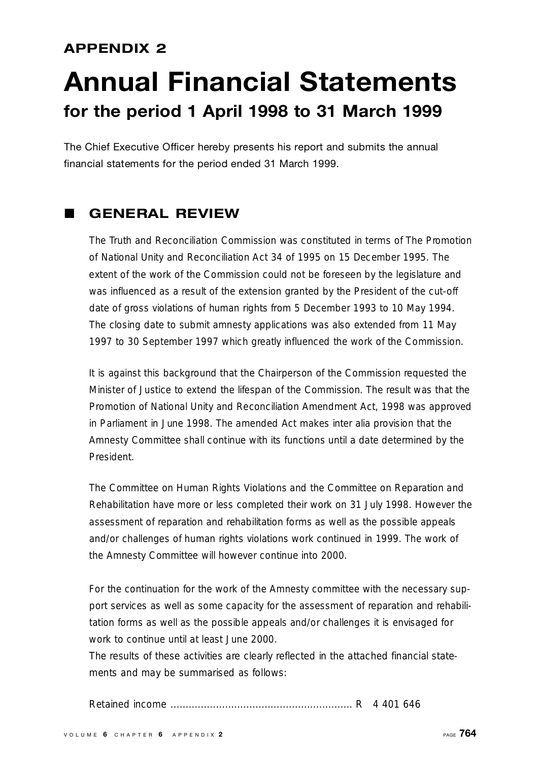## APPENDIX 2

# Annual Financial Statements

### for the period 1 April 1998 to 31 March 1999

The Chief Executive Officer hereby presents his report and submits the annual financial statements for the period ended 31 March 1999.

## ■ GENERAL REVIEW

The Truth and Reconciliation Commission was constituted in terms of The Promotion of National Unity and Reconciliation Act 34 of 1995 on 15 December 1995. The extent of the work of the Commission could not be foreseen by the legislature and was influenced as a result of the extension granted by the President of the cut-off date of gross violations of human rights from 5 December 1993 to 10 May 1994. The closing date to submit amnesty applications was also extended from 11 May 1997 to 30 September 1997 which greatly influenced the work of the Commission.

It is against this background that the Chairperson of the Commission requested the Minister of Justice to extend the lifespan of the Commission. The result was that the Promotion of National Unity and Reconciliation Amendment Act, 1998 was approved in Parliament in June 1998. The amended Act makes inter alia provision that the Amnesty Committee shall continue with its functions until a date determined by the President.

The Committee on Human Rights Violations and the Committee on Reparation and Rehabilitation have more or less completed their work on 31 July 1998. However the assessment of reparation and rehabilitation forms as well as the possible appeals and/or challenges of human rights violations work continued in 1999. The work of the Amnesty Committee will however continue into 2000.

For the continuation for the work of the Amnesty committee with the necessary support services as well as some capacity for the assessment of reparation and rehabilitation forms as well as the possible appeals and/or challenges it is envisaged for work to continue until at least June 2000.

The results of these activities are clearly reflected in the attached financial statements and may be summarised as follows:

Retained income ............................................................ R 4 401 646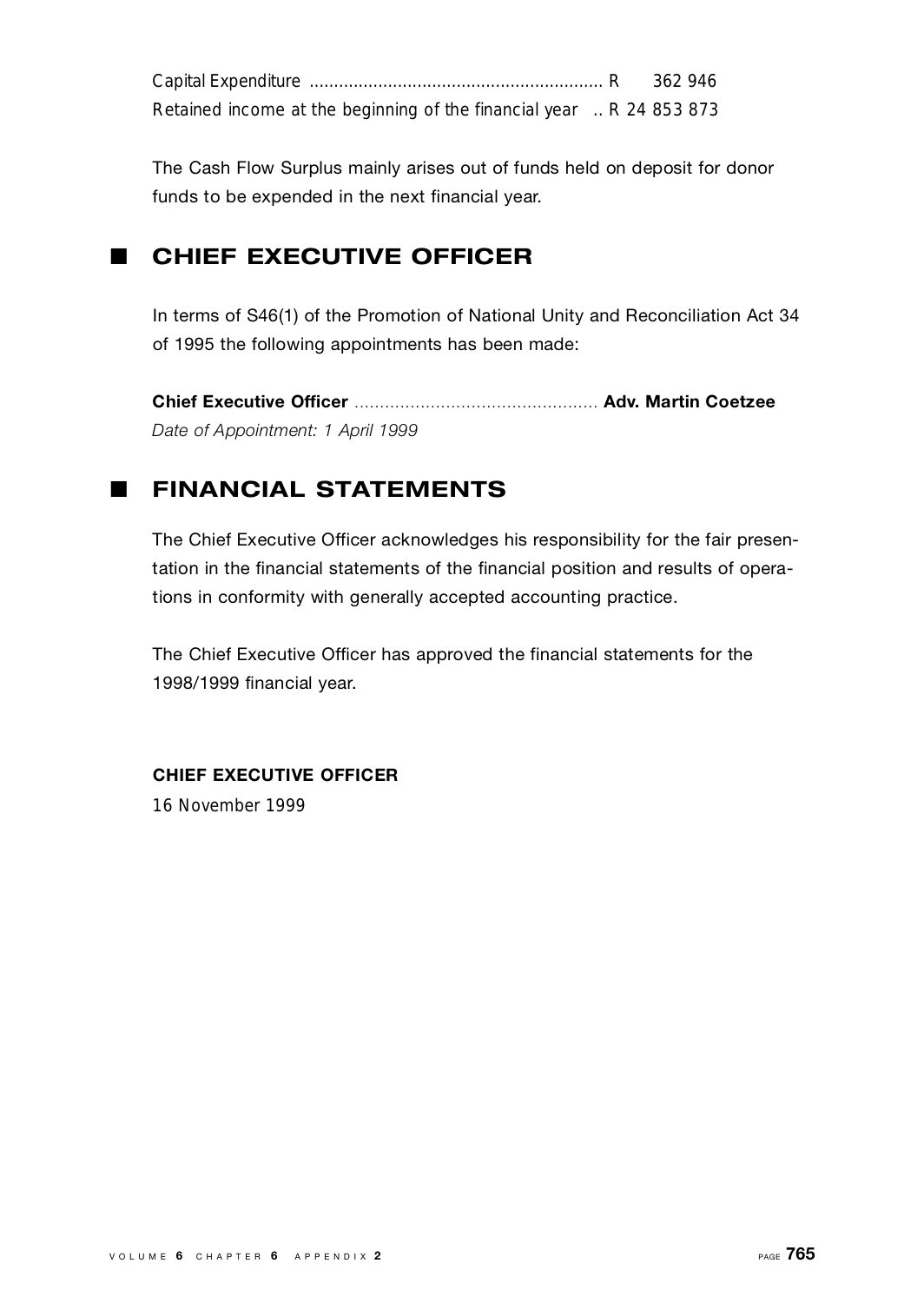Capital Expenditure ........................................................... R 362 946
Retained income at the beginning of the financial year .. R 24 853 873

The Cash Flow Surplus mainly arises out of funds held on deposit for donor funds to be expended in the next financial year.

## ■ CHIEF EXECUTIVE OFFICER

In terms of S46(1) of the Promotion of National Unity and Reconciliation Act 34 of 1995 the following appointments has been made:

**Chief Executive Officer** ................................................ **Adv. Martin Coetzee**
*Date of Appointment: 1 April 1999*

## ■ FINANCIAL STATEMENTS

The Chief Executive Officer acknowledges his responsibility for the fair presentation in the financial statements of the financial position and results of operations in conformity with generally accepted accounting practice.

The Chief Executive Officer has approved the financial statements for the 1998/1999 financial year.

**CHIEF EXECUTIVE OFFICER**
16 November 1999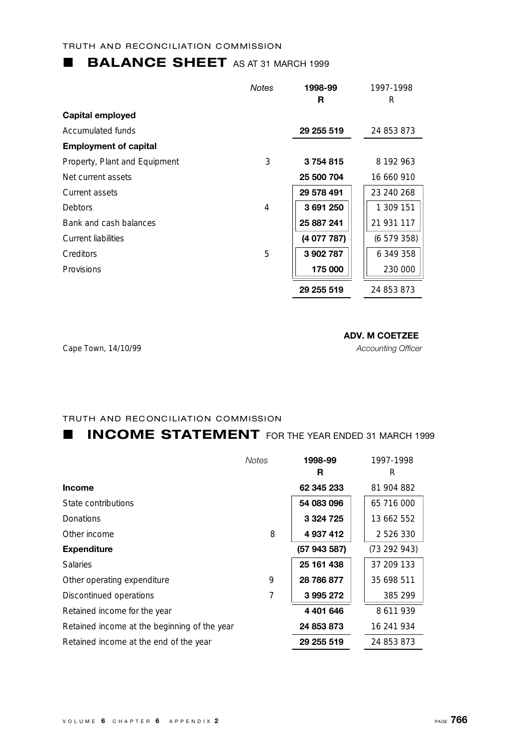TRUTH AND RECONCILIATION COMMISSION

## BALANCE SHEET AS AT 31 MARCH 1999

| | Notes | 1998-99 R | 1997-1998 R |
|---|---|---|---|
| **Capital employed** | | | |
| Accumulated funds | | **29 255 519** | 24 853 873 |
| **Employment of capital** | | | |
| Property, Plant and Equipment | 3 | **3 754 815** | 8 192 963 |
| Net current assets | | **25 500 704** | 16 660 910 |
| Current assets | | **29 578 491** | 23 240 268 |
| Debtors | 4 | **3 691 250** | 1 309 151 |
| Bank and cash balances | | **25 887 241** | 21 931 117 |
| Current liabilities | | **(4 077 787)** | (6 579 358) |
| Creditors | 5 | **3 902 787** | 6 349 358 |
| Provisions | | **175 000** | 230 000 |
| | | **29 255 519** | 24 853 873 |

Cape Town, 14/10/99

**ADV. M COETZEE**
*Accounting Officer*

TRUTH AND RECONCILIATION COMMISSION

## INCOME STATEMENT FOR THE YEAR ENDED 31 MARCH 1999

| | Notes | 1998-99 R | 1997-1998 R |
|---|---|---|---|
| **Income** | | **62 345 233** | 81 904 882 |
| State contributions | | **54 083 096** | 65 716 000 |
| Donations | | **3 324 725** | 13 662 552 |
| Other income | 8 | **4 937 412** | 2 526 330 |
| **Expenditure** | | **(57 943 587)** | (73 292 943) |
| Salaries | | **25 161 438** | 37 209 133 |
| Other operating expenditure | 9 | **28 786 877** | 35 698 511 |
| Discontinued operations | 7 | **3 995 272** | 385 299 |
| Retained income for the year | | **4 401 646** | 8 611 939 |
| Retained income at the beginning of the year | | **24 853 873** | 16 241 934 |
| Retained income at the end of the year | | **29 255 519** | 24 853 873 |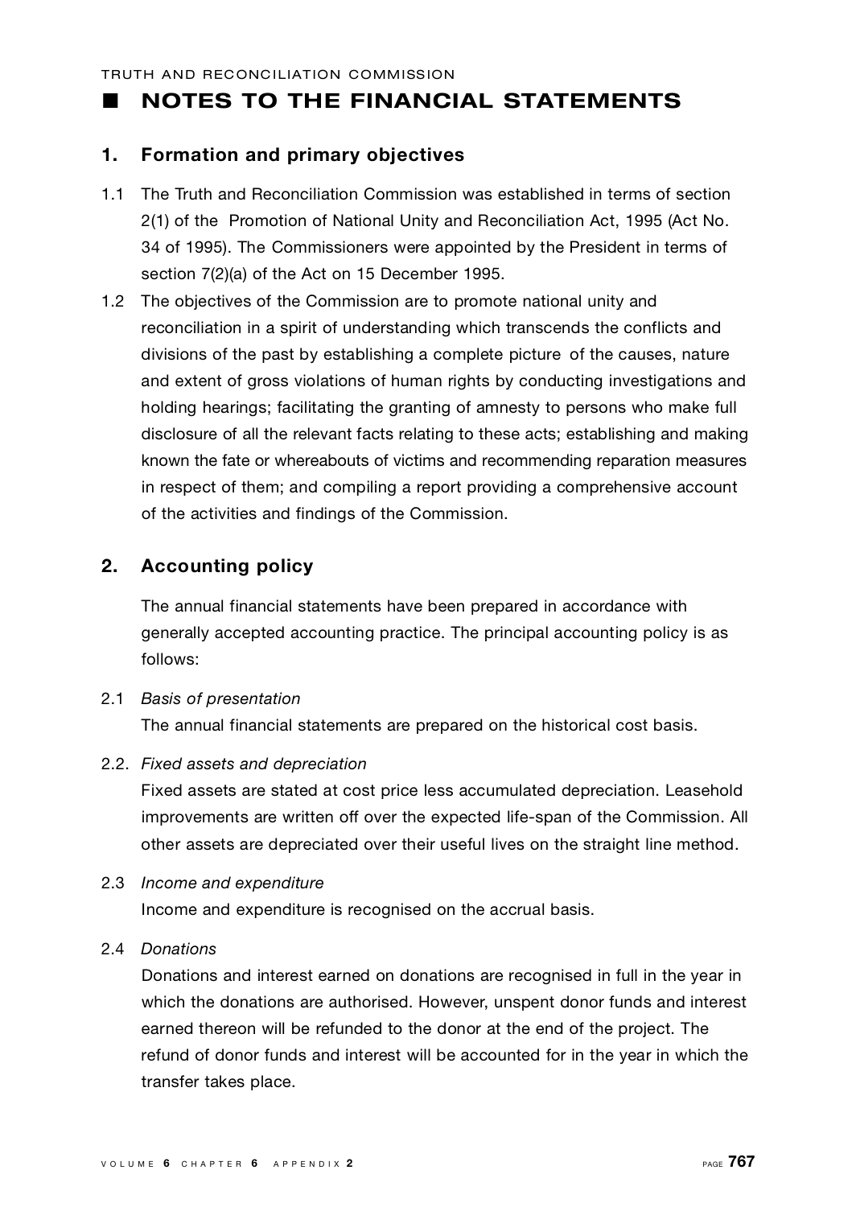# NOTES TO THE FINANCIAL STATEMENTS

## 1. Formation and primary objectives

1.1 The Truth and Reconciliation Commission was established in terms of section 2(1) of the Promotion of National Unity and Reconciliation Act, 1995 (Act No. 34 of 1995). The Commissioners were appointed by the President in terms of section 7(2)(a) of the Act on 15 December 1995.

1.2 The objectives of the Commission are to promote national unity and reconciliation in a spirit of understanding which transcends the conflicts and divisions of the past by establishing a complete picture of the causes, nature and extent of gross violations of human rights by conducting investigations and holding hearings; facilitating the granting of amnesty to persons who make full disclosure of all the relevant facts relating to these acts; establishing and making known the fate or whereabouts of victims and recommending reparation measures in respect of them; and compiling a report providing a comprehensive account of the activities and findings of the Commission.

## 2. Accounting policy

The annual financial statements have been prepared in accordance with generally accepted accounting practice. The principal accounting policy is as follows:

2.1 *Basis of presentation*

The annual financial statements are prepared on the historical cost basis.

2.2. *Fixed assets and depreciation*

Fixed assets are stated at cost price less accumulated depreciation. Leasehold improvements are written off over the expected life-span of the Commission. All other assets are depreciated over their useful lives on the straight line method.

2.3 *Income and expenditure*

Income and expenditure is recognised on the accrual basis.

2.4 *Donations*

Donations and interest earned on donations are recognised in full in the year in which the donations are authorised. However, unspent donor funds and interest earned thereon will be refunded to the donor at the end of the project. The refund of donor funds and interest will be accounted for in the year in which the transfer takes place.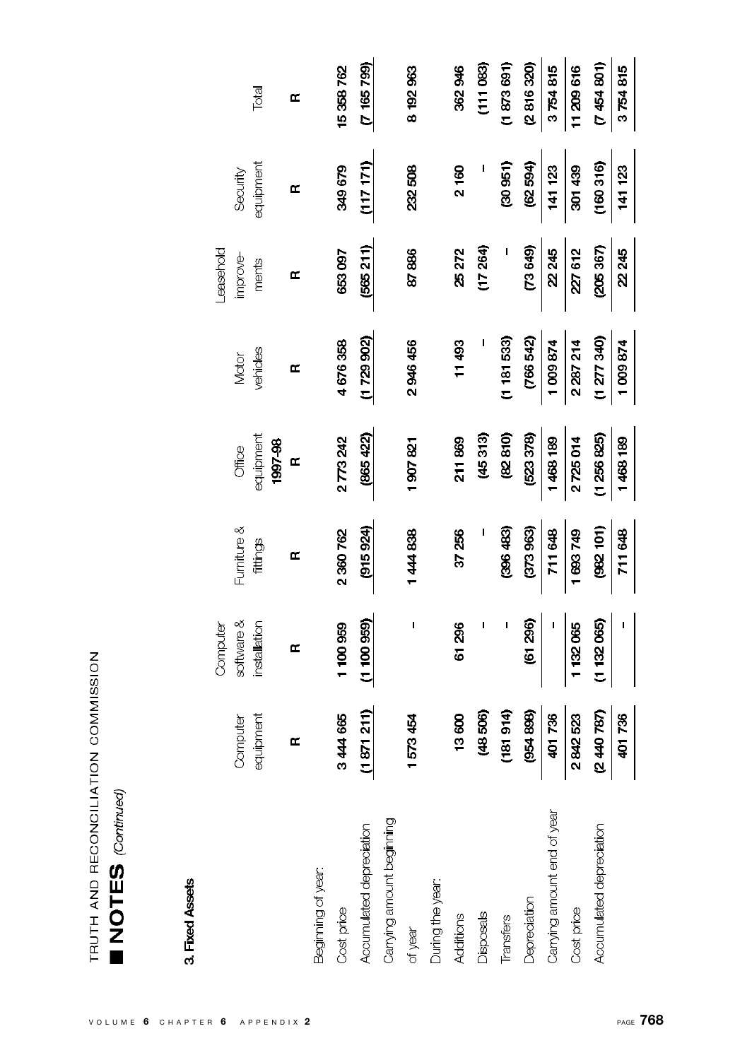# TRUTH AND RECONCILIATION COMMISSION

## NOTES *(Continued)*

### 3. Fixed Assets

| | Computer equipment | Computer software & installation | Furniture & fittings | Office equipment 1997-98 | Motor vehicles | Leasehold improve-ments | Security equipment | Total |
|---|---|---|---|---|---|---|---|---|
| | R | R | R | R | R | R | R | R |
| Beginning of year: | | | | | | | | |
| Cost price | 3 444 665 | 1 100 959 | 2 360 762 | 2 773 242 | 4 676 358 | 653 097 | 349 679 | 15 358 762 |
| Accumulated depreciation | (1 871 211) | (1 100 959) | (915 924) | (865 422) | (1 729 902) | (565 211) | (117 171) | (7 165 799) |
| Carrying amount beginning of year | 1 573 454 | - | 1 444 838 | 1 907 821 | 2 946 456 | 87 886 | 232 508 | 8 192 963 |
| During the year: | | | | | | | | |
| Additions | 13 600 | 61 296 | 37 256 | 211 869 | 11 493 | 25 272 | 2 160 | 362 946 |
| Disposals | (48 506) | - | - | (45 313) | - | (17 264) | - | (111 083) |
| Transfers | (181 914) | - | (396 483) | (82 810) | (1 181 533) | - | (30 951) | (1 873 691) |
| Depreciation | (954 898) | (61 296) | (373 963) | (523 378) | (766 542) | (73 649) | (62 594) | (2 816 320) |
| Carrying amount end of year | 401 736 | - | 711 648 | 1 468 189 | 1 009 874 | 22 245 | 141 123 | 3 754 815 |
| Cost price | 2 842 523 | 1 132 065 | 1 693 749 | 2 725 014 | 2 287 214 | 227 612 | 301 439 | 11 209 616 |
| Accumulated depreciation | (2 440 787) | (1 132 065) | (982 101) | (1 256 825) | (1 277 340) | (205 367) | (160 316) | (7 454 801) |
| | 401 736 | - | 711 648 | 1 468 189 | 1 009 874 | 22 245 | 141 123 | 3 754 815 |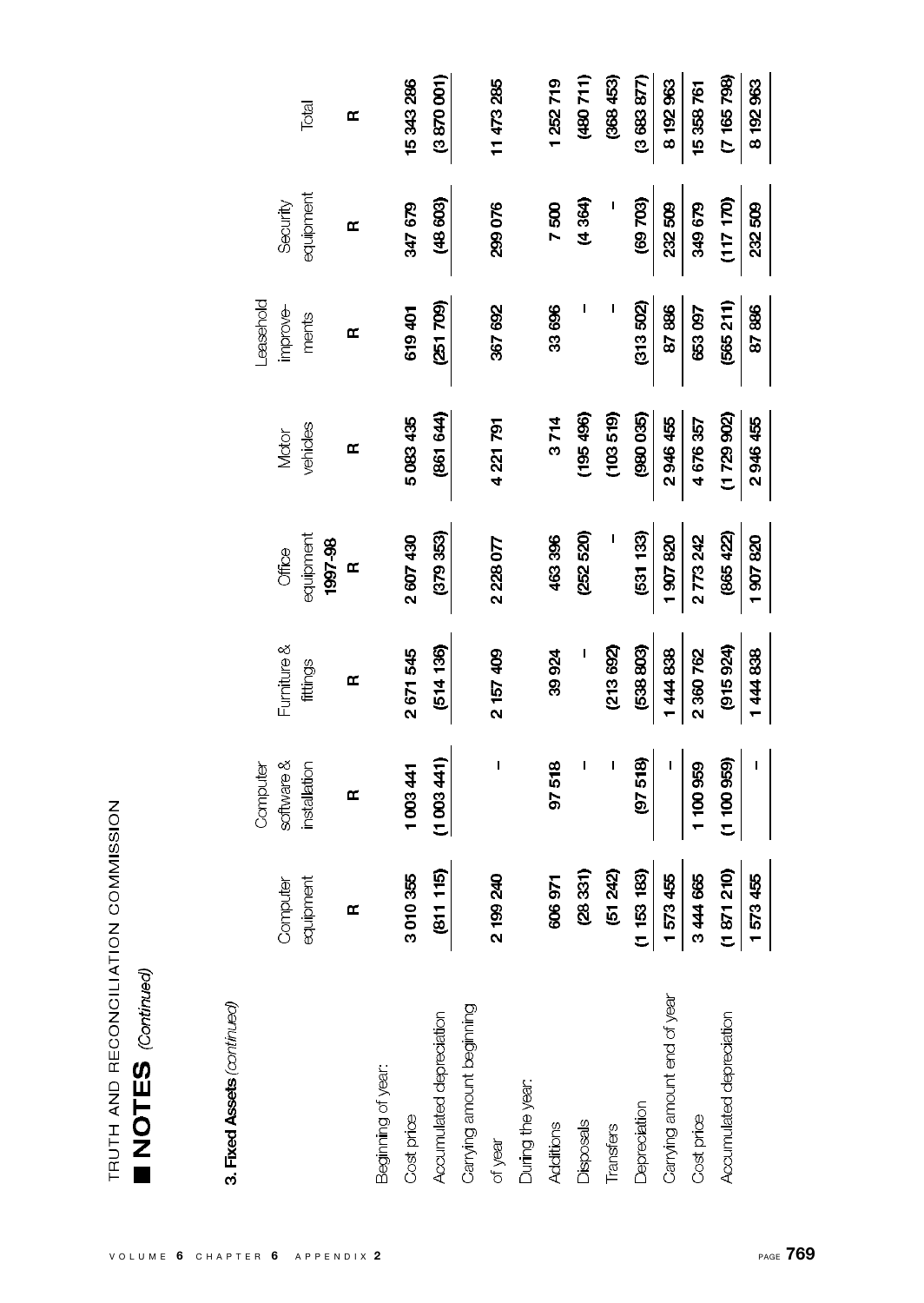TRUTH AND RECONCILIATION COMMISSION

## NOTES *(Continued)*

**3. Fixed Assets** *(continued)*

| | Computer equipment | Computer software & installation | Furniture & fittings | Office equipment | Motor vehicles | Leasehold improve-ments | Security equipment | Total |
|---|---|---|---|---|---|---|---|---|
| | | | | 1997-98 | | | | |
| | R | R | R | R | R | R | R | R |
| Beginning of year: | | | | | | | | |
| Cost price | 3 010 355 | 1 003 441 | 2 671 545 | 2 607 430 | 5 083 435 | 619 401 | 347 679 | 15 343 286 |
| Accumulated depreciation | (811 115) | (1 003 441) | (514 136) | (379 353) | (861 644) | (251 709) | (48 603) | (3 870 001) |
| Carrying amount beginning of year | 2 199 240 | – | 2 157 409 | 2 228 077 | 4 221 791 | 367 692 | 299 076 | 11 473 285 |
| During the year: | | | | | | | | |
| Additions | 606 971 | 97 518 | 39 924 | 463 396 | 3 714 | 33 696 | 7 500 | 1 252 719 |
| Disposals | (28 331) | – | – | (252 520) | (195 496) | – | (4 364) | (480 711) |
| Transfers | (51 242) | – | (213 692) | – | (103 519) | – | – | (368 453) |
| Depreciation | (1 153 183) | (97 518) | (538 803) | (531 133) | (980 035) | (313 502) | (69 703) | (3 683 877) |
| Carrying amount end of year | 1 573 455 | – | 1 444 838 | 1 907 820 | 2 946 455 | 87 886 | 232 509 | 8 192 963 |
| Cost price | 3 444 665 | 1 100 959 | 2 360 762 | 2 773 242 | 4 676 357 | 653 097 | 349 679 | 15 358 761 |
| Accumulated depreciation | (1 871 210) | (1 100 959) | (915 924) | (865 422) | (1 729 902) | (565 211) | (117 170) | (7 165 798) |
| | 1 573 455 | – | 1 444 838 | 1 907 820 | 2 946 455 | 87 886 | 232 509 | 8 192 963 |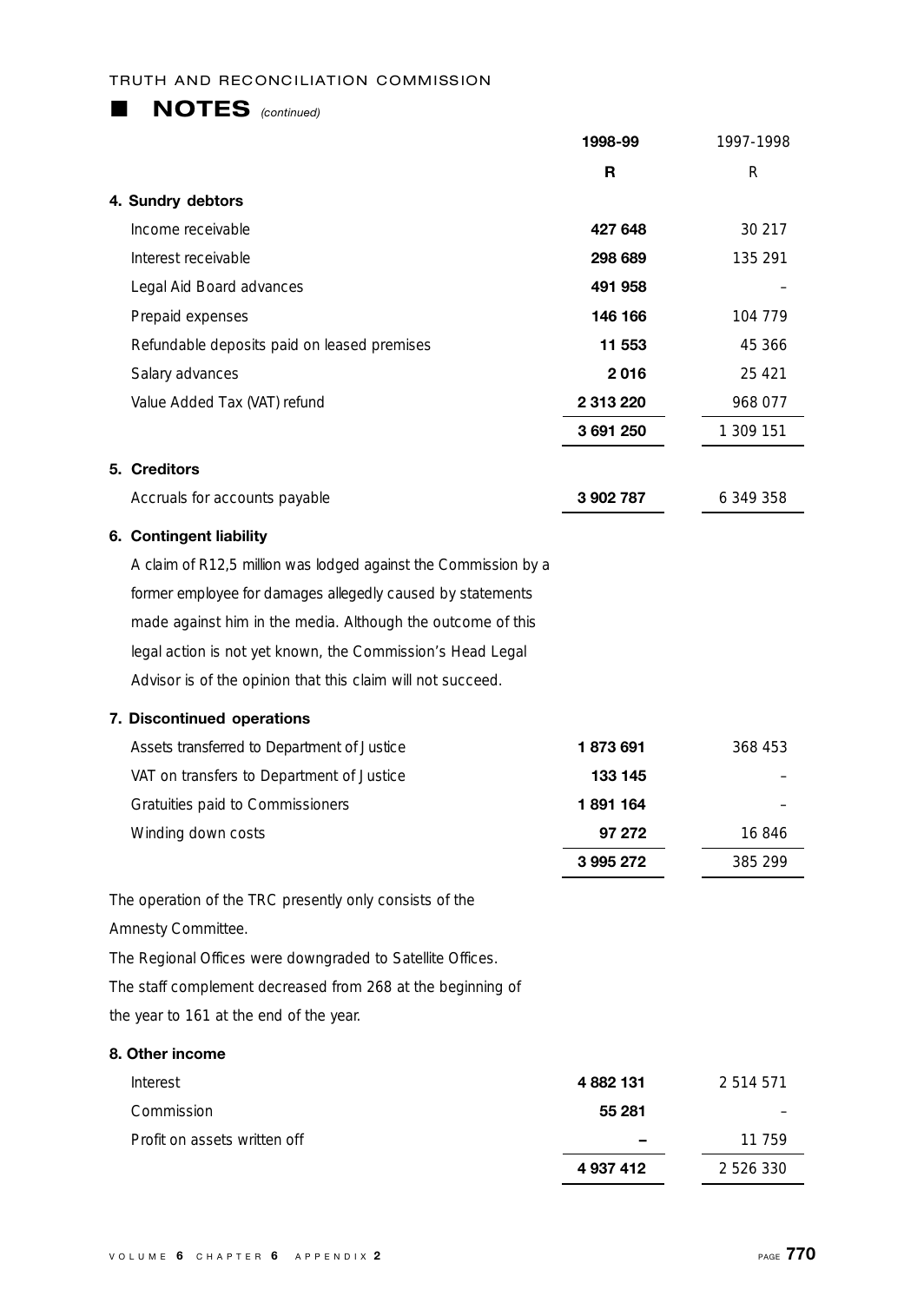## NOTES *(continued)*

| | 1998-99 | 1997-1998 |
|---|---|---|
| | **R** | R |
| **4. Sundry debtors** | | |
| Income receivable | **427 648** | 30 217 |
| Interest receivable | **298 689** | 135 291 |
| Legal Aid Board advances | **491 958** | – |
| Prepaid expenses | **146 166** | 104 779 |
| Refundable deposits paid on leased premises | **11 553** | 45 366 |
| Salary advances | **2 016** | 25 421 |
| Value Added Tax (VAT) refund | **2 313 220** | 968 077 |
| | **3 691 250** | 1 309 151 |
| **5. Creditors** | | |
| Accruals for accounts payable | **3 902 787** | 6 349 358 |

**6. Contingent liability**

A claim of R12,5 million was lodged against the Commission by a former employee for damages allegedly caused by statements made against him in the media. Although the outcome of this legal action is not yet known, the Commission's Head Legal Advisor is of the opinion that this claim will not succeed.

| | 1998-99 | 1997-1998 |
|---|---|---|
| **7. Discontinued operations** | | |
| Assets transferred to Department of Justice | **1 873 691** | 368 453 |
| VAT on transfers to Department of Justice | **133 145** | – |
| Gratuities paid to Commissioners | **1 891 164** | – |
| Winding down costs | **97 272** | 16 846 |
| | **3 995 272** | 385 299 |

The operation of the TRC presently only consists of the Amnesty Committee.

The Regional Offices were downgraded to Satellite Offices.

The staff complement decreased from 268 at the beginning of the year to 161 at the end of the year.

| | 1998-99 | 1997-1998 |
|---|---|---|
| **8. Other income** | | |
| Interest | **4 882 131** | 2 514 571 |
| Commission | **55 281** | – |
| Profit on assets written off | **–** | 11 759 |
| | **4 937 412** | 2 526 330 |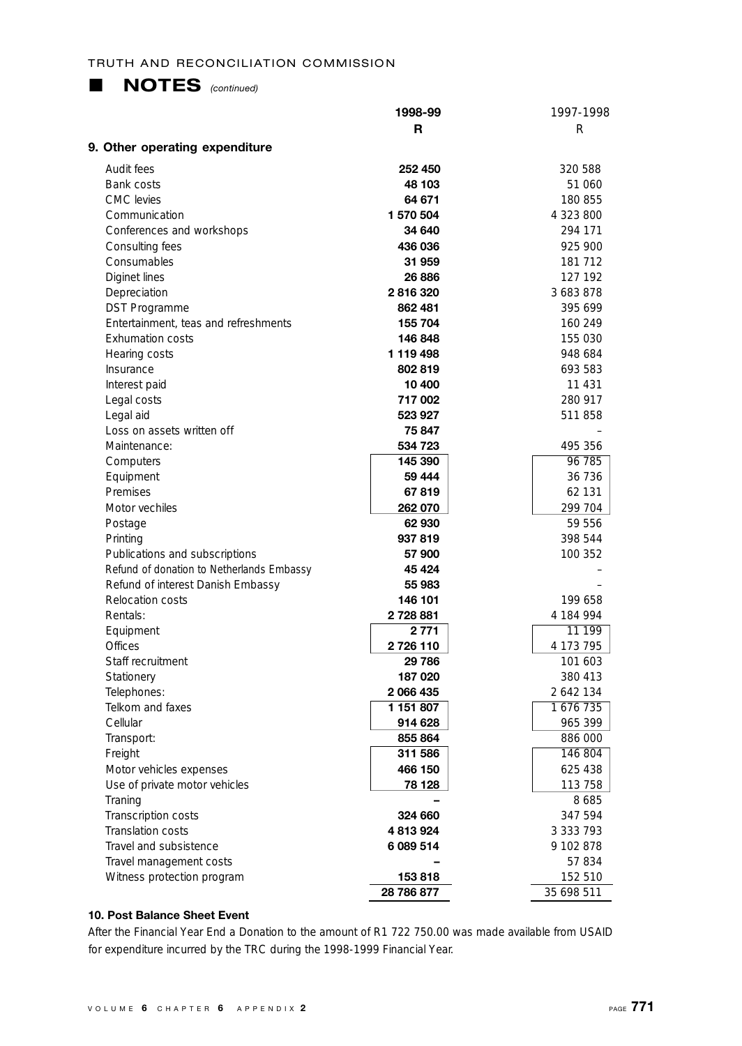## NOTES *(continued)*

| | 1998-99 | 1997-1998 |
|---|---|---|
| | R | R |
| **9. Other operating expenditure** | | |
| Audit fees | **252 450** | 320 588 |
| Bank costs | **48 103** | 51 060 |
| CMC levies | **64 671** | 180 855 |
| Communication | **1 570 504** | 4 323 800 |
| Conferences and workshops | **34 640** | 294 171 |
| Consulting fees | **436 036** | 925 900 |
| Consumables | **31 959** | 181 712 |
| Diginet lines | **26 886** | 127 192 |
| Depreciation | **2 816 320** | 3 683 878 |
| DST Programme | **862 481** | 395 699 |
| Entertainment, teas and refreshments | **155 704** | 160 249 |
| Exhumation costs | **146 848** | 155 030 |
| Hearing costs | **1 119 498** | 948 684 |
| Insurance | **802 819** | 693 583 |
| Interest paid | **10 400** | 11 431 |
| Legal costs | **717 002** | 280 917 |
| Legal aid | **523 927** | 511 858 |
| Loss on assets written off | **75 847** | – |
| Maintenance: | **534 723** | 495 356 |
| Computers | **145 390** | 96 785 |
| Equipment | **59 444** | 36 736 |
| Premises | **67 819** | 62 131 |
| Motor vechiles | **262 070** | 299 704 |
| Postage | **62 930** | 59 556 |
| Printing | **937 819** | 398 544 |
| Publications and subscriptions | **57 900** | 100 352 |
| Refund of donation to Netherlands Embassy | **45 424** | – |
| Refund of interest Danish Embassy | **55 983** | – |
| Relocation costs | **146 101** | 199 658 |
| Rentals: | **2 728 881** | 4 184 994 |
| Equipment | **2 771** | 11 199 |
| Offices | **2 726 110** | 4 173 795 |
| Staff recruitment | **29 786** | 101 603 |
| Stationery | **187 020** | 380 413 |
| Telephones: | **2 066 435** | 2 642 134 |
| Telkom and faxes | **1 151 807** | 1 676 735 |
| Cellular | **914 628** | 965 399 |
| Transport: | **855 864** | 886 000 |
| Freight | **311 586** | 146 804 |
| Motor vehicles expenses | **466 150** | 625 438 |
| Use of private motor vehicles | **78 128** | 113 758 |
| Traning | **–** | 8 685 |
| Transcription costs | **324 660** | 347 594 |
| Translation costs | **4 813 924** | 3 333 793 |
| Travel and subsistence | **6 089 514** | 9 102 878 |
| Travel management costs | **–** | 57 834 |
| Witness protection program | **153 818** | 152 510 |
| | **28 786 877** | 35 698 511 |

**10. Post Balance Sheet Event**

After the Financial Year End a Donation to the amount of R1 722 750.00 was made available from USAID for expenditure incurred by the TRC during the 1998-1999 Financial Year.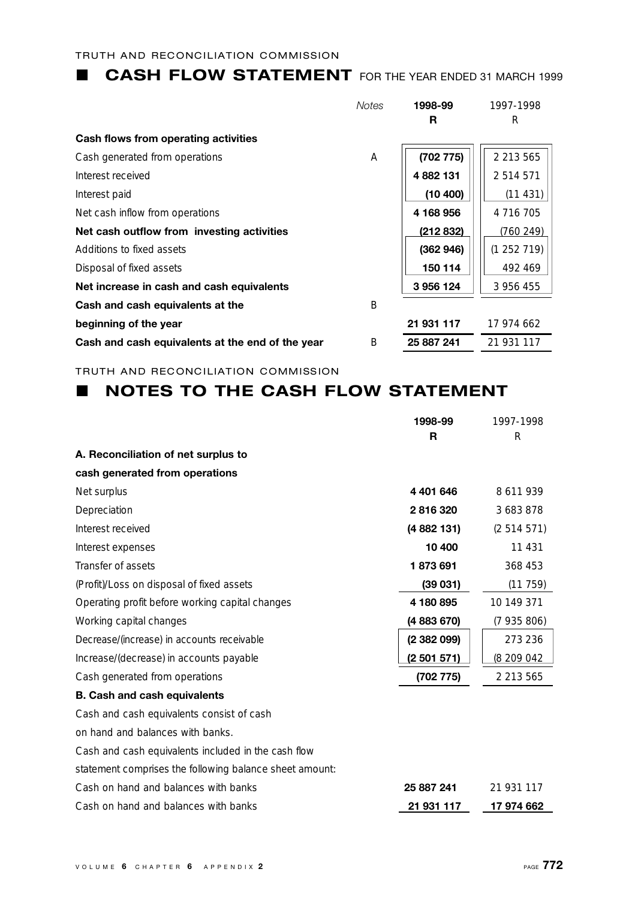TRUTH AND RECONCILIATION COMMISSION

## ■ CASH FLOW STATEMENT FOR THE YEAR ENDED 31 MARCH 1999

| | *Notes* | **1998-99** | 1997-1998 |
|---|---|---|---|
| | | **R** | R |
| **Cash flows from operating activities** | | | |
| Cash generated from operations | A | **(702 775)** | 2 213 565 |
| Interest received | | **4 882 131** | 2 514 571 |
| Interest paid | | **(10 400)** | (11 431) |
| Net cash inflow from operations | | **4 168 956** | 4 716 705 |
| **Net cash outflow from investing activities** | | **(212 832)** | (760 249) |
| Additions to fixed assets | | **(362 946)** | (1 252 719) |
| Disposal of fixed assets | | **150 114** | 492 469 |
| **Net increase in cash and cash equivalents** | | **3 956 124** | 3 956 455 |
| **Cash and cash equivalents at the** | B | | |
| **beginning of the year** | | **21 931 117** | 17 974 662 |
| **Cash and cash equivalents at the end of the year** | B | **25 887 241** | 21 931 117 |

TRUTH AND RECONCILIATION COMMISSION

## ■ NOTES TO THE CASH FLOW STATEMENT

| | **1998-99** | 1997-1998 |
|---|---|---|
| | **R** | R |
| **A. Reconciliation of net surplus to** | | |
| **cash generated from operations** | | |
| Net surplus | **4 401 646** | 8 611 939 |
| Depreciation | **2 816 320** | 3 683 878 |
| Interest received | **(4 882 131)** | (2 514 571) |
| Interest expenses | **10 400** | 11 431 |
| Transfer of assets | **1 873 691** | 368 453 |
| (Profit)/Loss on disposal of fixed assets | **(39 031)** | (11 759) |
| Operating profit before working capital changes | **4 180 895** | 10 149 371 |
| Working capital changes | **(4 883 670)** | (7 935 806) |
| Decrease/(increase) in accounts receivable | **(2 382 099)** | 273 236 |
| Increase/(decrease) in accounts payable | **(2 501 571)** | (8 209 042 |
| Cash generated from operations | **(702 775)** | 2 213 565 |
| **B. Cash and cash equivalents** | | |
| Cash and cash equivalents consist of cash | | |
| on hand and balances with banks. | | |
| Cash and cash equivalents included in the cash flow | | |
| statement comprises the following balance sheet amount: | | |
| Cash on hand and balances with banks | **25 887 241** | 21 931 117 |
| Cash on hand and balances with banks | **21 931 117** | **17 974 662** |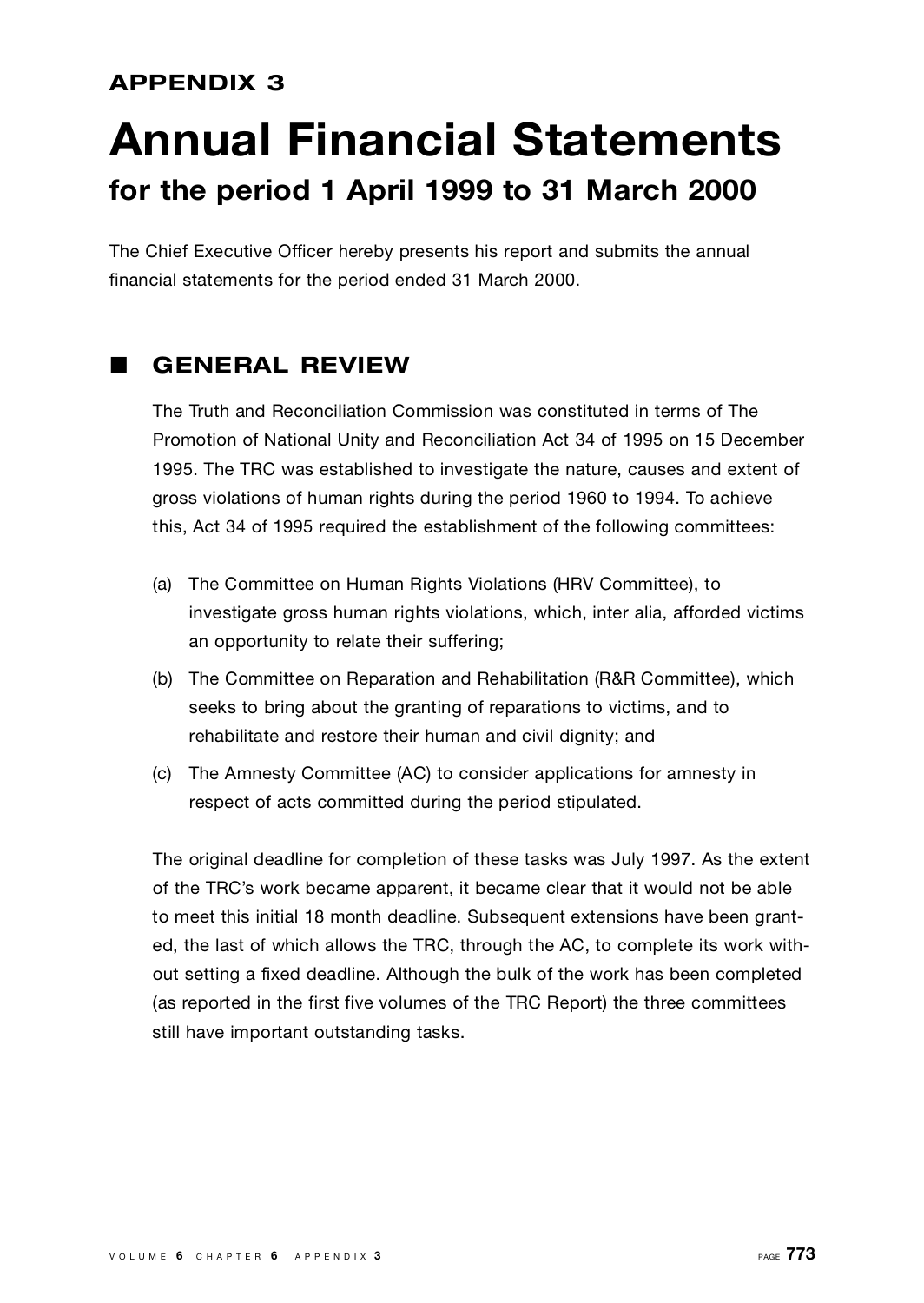## APPENDIX 3

# Annual Financial Statements

### for the period 1 April 1999 to 31 March 2000

The Chief Executive Officer hereby presents his report and submits the annual financial statements for the period ended 31 March 2000.

## ■ GENERAL REVIEW

The Truth and Reconciliation Commission was constituted in terms of The Promotion of National Unity and Reconciliation Act 34 of 1995 on 15 December 1995. The TRC was established to investigate the nature, causes and extent of gross violations of human rights during the period 1960 to 1994. To achieve this, Act 34 of 1995 required the establishment of the following committees:

(a) The Committee on Human Rights Violations (HRV Committee), to investigate gross human rights violations, which, inter alia, afforded victims an opportunity to relate their suffering;

(b) The Committee on Reparation and Rehabilitation (R&R Committee), which seeks to bring about the granting of reparations to victims, and to rehabilitate and restore their human and civil dignity; and

(c) The Amnesty Committee (AC) to consider applications for amnesty in respect of acts committed during the period stipulated.

The original deadline for completion of these tasks was July 1997. As the extent of the TRC's work became apparent, it became clear that it would not be able to meet this initial 18 month deadline. Subsequent extensions have been granted, the last of which allows the TRC, through the AC, to complete its work without setting a fixed deadline. Although the bulk of the work has been completed (as reported in the first five volumes of the TRC Report) the three committees still have important outstanding tasks.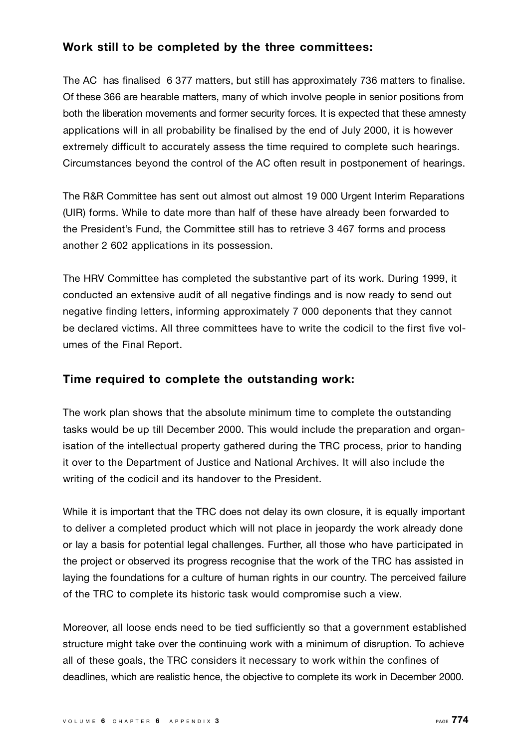### Work still to be completed by the three committees:

The AC has finalised 6 377 matters, but still has approximately 736 matters to finalise. Of these 366 are hearable matters, many of which involve people in senior positions from both the liberation movements and former security forces. It is expected that these amnesty applications will in all probability be finalised by the end of July 2000, it is however extremely difficult to accurately assess the time required to complete such hearings. Circumstances beyond the control of the AC often result in postponement of hearings.

The R&R Committee has sent out almost out almost 19 000 Urgent Interim Reparations (UIR) forms. While to date more than half of these have already been forwarded to the President's Fund, the Committee still has to retrieve 3 467 forms and process another 2 602 applications in its possession.

The HRV Committee has completed the substantive part of its work. During 1999, it conducted an extensive audit of all negative findings and is now ready to send out negative finding letters, informing approximately 7 000 deponents that they cannot be declared victims. All three committees have to write the codicil to the first five volumes of the Final Report.

### Time required to complete the outstanding work:

The work plan shows that the absolute minimum time to complete the outstanding tasks would be up till December 2000. This would include the preparation and organisation of the intellectual property gathered during the TRC process, prior to handing it over to the Department of Justice and National Archives. It will also include the writing of the codicil and its handover to the President.

While it is important that the TRC does not delay its own closure, it is equally important to deliver a completed product which will not place in jeopardy the work already done or lay a basis for potential legal challenges. Further, all those who have participated in the project or observed its progress recognise that the work of the TRC has assisted in laying the foundations for a culture of human rights in our country. The perceived failure of the TRC to complete its historic task would compromise such a view.

Moreover, all loose ends need to be tied sufficiently so that a government established structure might take over the continuing work with a minimum of disruption. To achieve all of these goals, the TRC considers it necessary to work within the confines of deadlines, which are realistic hence, the objective to complete its work in December 2000.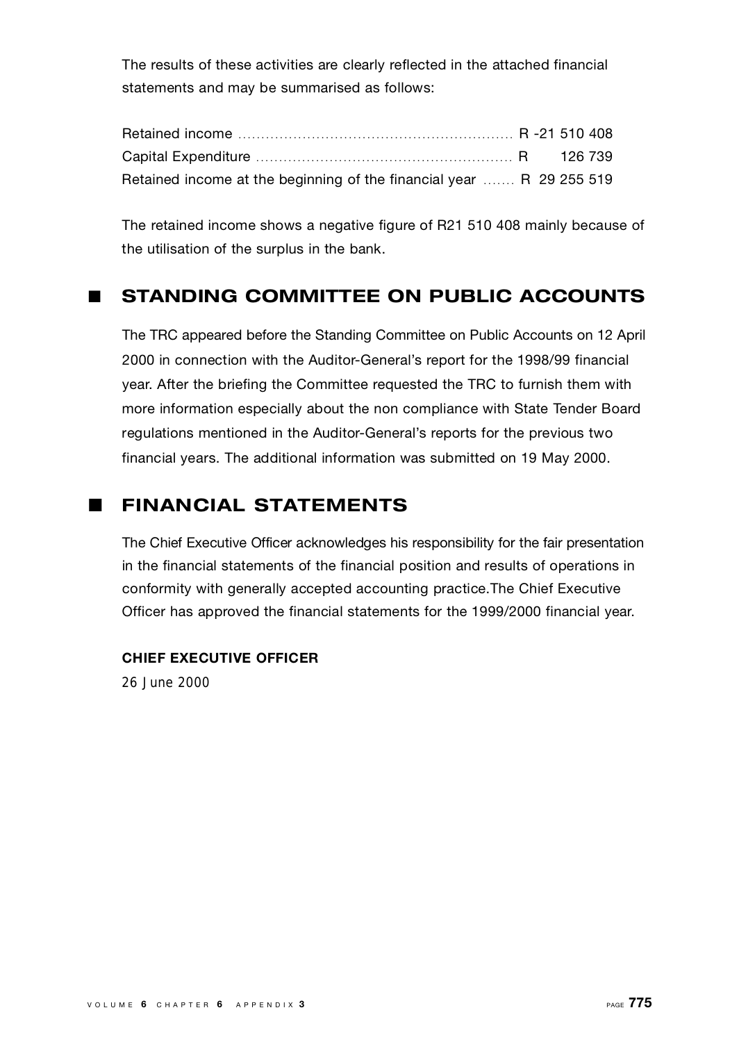The results of these activities are clearly reflected in the attached financial statements and may be summarised as follows:

| | |
|---|---|
| Retained income | R -21 510 408 |
| Capital Expenditure | R 126 739 |
| Retained income at the beginning of the financial year | R 29 255 519 |

The retained income shows a negative figure of R21 510 408 mainly because of the utilisation of the surplus in the bank.

## STANDING COMMITTEE ON PUBLIC ACCOUNTS

The TRC appeared before the Standing Committee on Public Accounts on 12 April 2000 in connection with the Auditor-General's report for the 1998/99 financial year. After the briefing the Committee requested the TRC to furnish them with more information especially about the non compliance with State Tender Board regulations mentioned in the Auditor-General's reports for the previous two financial years. The additional information was submitted on 19 May 2000.

## FINANCIAL STATEMENTS

The Chief Executive Officer acknowledges his responsibility for the fair presentation in the financial statements of the financial position and results of operations in conformity with generally accepted accounting practice.The Chief Executive Officer has approved the financial statements for the 1999/2000 financial year.

**CHIEF EXECUTIVE OFFICER**

26 June 2000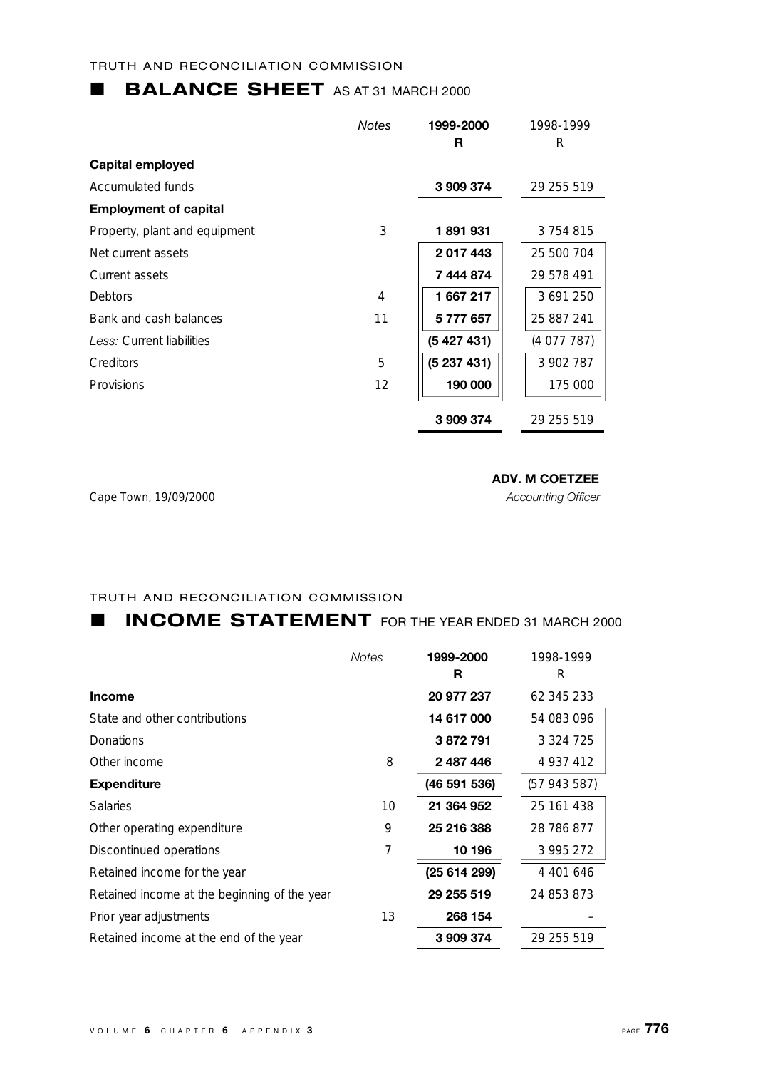TRUTH AND RECONCILIATION COMMISSION

## ■ BALANCE SHEET AS AT 31 MARCH 2000

| | *Notes* | **1999-2000** **R** | 1998-1999 R |
|---|---|---|---|
| **Capital employed** | | | |
| Accumulated funds | | **3 909 374** | 29 255 519 |
| **Employment of capital** | | | |
| Property, plant and equipment | 3 | **1 891 931** | 3 754 815 |
| Net current assets | | **2 017 443** | 25 500 704 |
| Current assets | | **7 444 874** | 29 578 491 |
| Debtors | 4 | **1 667 217** | 3 691 250 |
| Bank and cash balances | 11 | **5 777 657** | 25 887 241 |
| *Less:* Current liabilities | | **(5 427 431)** | (4 077 787) |
| Creditors | 5 | **(5 237 431)** | 3 902 787 |
| Provisions | 12 | **190 000** | 175 000 |
| | | **3 909 374** | 29 255 519 |

Cape Town, 19/09/2000

**ADV. M COETZEE**
*Accounting Officer*

TRUTH AND RECONCILIATION COMMISSION

## ■ INCOME STATEMENT FOR THE YEAR ENDED 31 MARCH 2000

| | *Notes* | **1999-2000** **R** | 1998-1999 R |
|---|---|---|---|
| **Income** | | **20 977 237** | 62 345 233 |
| State and other contributions | | **14 617 000** | 54 083 096 |
| Donations | | **3 872 791** | 3 324 725 |
| Other income | 8 | **2 487 446** | 4 937 412 |
| **Expenditure** | | **(46 591 536)** | (57 943 587) |
| Salaries | 10 | **21 364 952** | 25 161 438 |
| Other operating expenditure | 9 | **25 216 388** | 28 786 877 |
| Discontinued operations | 7 | **10 196** | 3 995 272 |
| Retained income for the year | | **(25 614 299)** | 4 401 646 |
| Retained income at the beginning of the year | | **29 255 519** | 24 853 873 |
| Prior year adjustments | 13 | **268 154** | – |
| Retained income at the end of the year | | **3 909 374** | 29 255 519 |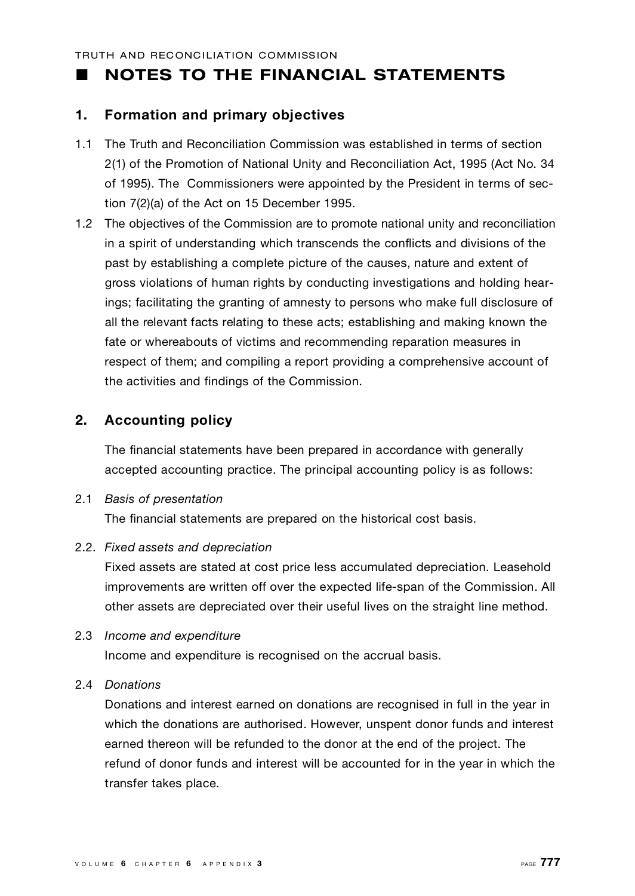## NOTES TO THE FINANCIAL STATEMENTS

### 1. Formation and primary objectives

1.1 The Truth and Reconciliation Commission was established in terms of section 2(1) of the Promotion of National Unity and Reconciliation Act, 1995 (Act No. 34 of 1995). The Commissioners were appointed by the President in terms of section 7(2)(a) of the Act on 15 December 1995.

1.2 The objectives of the Commission are to promote national unity and reconciliation in a spirit of understanding which transcends the conflicts and divisions of the past by establishing a complete picture of the causes, nature and extent of gross violations of human rights by conducting investigations and holding hearings; facilitating the granting of amnesty to persons who make full disclosure of all the relevant facts relating to these acts; establishing and making known the fate or whereabouts of victims and recommending reparation measures in respect of them; and compiling a report providing a comprehensive account of the activities and findings of the Commission.

### 2. Accounting policy

The financial statements have been prepared in accordance with generally accepted accounting practice. The principal accounting policy is as follows:

2.1 *Basis of presentation*

The financial statements are prepared on the historical cost basis.

2.2. *Fixed assets and depreciation*

Fixed assets are stated at cost price less accumulated depreciation. Leasehold improvements are written off over the expected life-span of the Commission. All other assets are depreciated over their useful lives on the straight line method.

2.3 *Income and expenditure*

Income and expenditure is recognised on the accrual basis.

2.4 *Donations*

Donations and interest earned on donations are recognised in full in the year in which the donations are authorised. However, unspent donor funds and interest earned thereon will be refunded to the donor at the end of the project. The refund of donor funds and interest will be accounted for in the year in which the transfer takes place.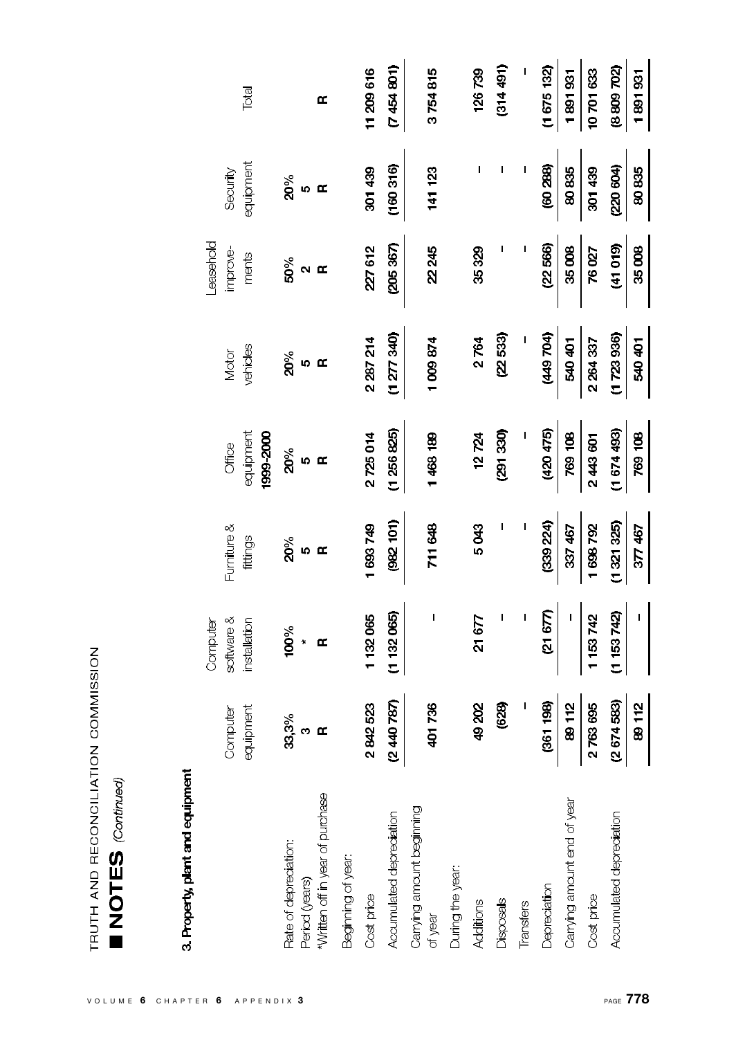## NOTES *(Continued)*

### 3. Property, plant and equipment

| | Computer equipment | Computer software & installation | Furniture & fittings | Office equipment 1999-2000 | Motor vehicles | Leasehold improve-ments | Security equipment | Total |
|---|---|---|---|---|---|---|---|---|
| Rate of depreciation: | 33,3% | 100% | 20% | 20% | 20% | 50% | 20% | |
| Period (years) | 3 | * | 5 | 5 | 5 | 2 | 5 | |
| *Written off in year of purchase | R | R | R | R | R | R | R | R |
| Beginning of year: | | | | | | | | |
| Cost price | 2 842 523 | 1 132 065 | 1 693 749 | 2 725 014 | 2 287 214 | 227 612 | 301 439 | 11 209 616 |
| Accumulated depreciation | (2 440 787) | (1 132 065) | (982 101) | (1 256 825) | (1 277 340) | (205 367) | (160 316) | (7 454 801) |
| Carrying amount beginning of year | 401 736 | – | 711 648 | 1 468 189 | 1 009 874 | 22 245 | 141 123 | 3 754 815 |
| During the year: | | | | | | | | |
| Additions | 49 202 | 21 677 | 5 043 | 12 724 | 2 764 | 35 329 | – | 126 739 |
| Disposals | (628) | – | – | (291 330) | (22 533) | – | – | (314 491) |
| Transfers | – | – | – | – | – | – | – | – |
| Depreciation | (361 198) | (21 677) | (339 224) | (420 475) | (449 704) | (22 566) | (60 288) | (1 675 132) |
| Carrying amount end of year | 89 112 | – | 337 467 | 769 108 | 540 401 | 35 008 | 80 835 | 1 891 931 |
| Cost price | 2 763 695 | 1 153 742 | 1 698 792 | 2 443 601 | 2 264 337 | 76 027 | 301 439 | 10 701 633 |
| Accumulated depreciation | (2 674 583) | (1 153 742) | (1 321 325) | (1 674 493) | (1 723 936) | (41 019) | (220 604) | (8 809 702) |
| | 89 112 | – | 377 467 | 769 108 | 540 401 | 35 008 | 80 835 | 1 891 931 |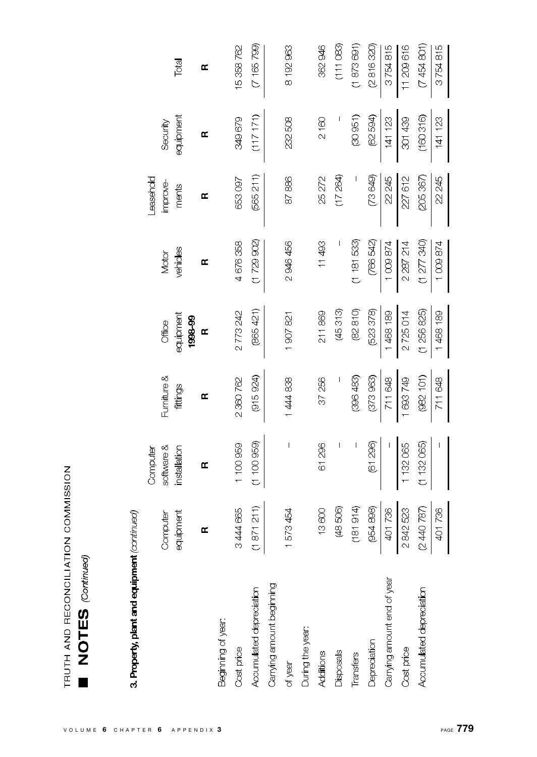TRUTH AND RECONCILIATION COMMISSION

## NOTES *(Continued)*

**3. Property, plant and equipment** *(continued)*

| | Computer equipment | Computer software & installation | Furniture & fittings | Office equipment | Motor vehicles | Leasehold improve-ments | Security equipment | Total |
|---|---|---|---|---|---|---|---|---|
| | | | | **1998–99** | | | | |
| | R | R | R | R | R | R | R | R |
| Beginning of year: | | | | | | | | |
| Cost price | 3 444 665 | 1 100 959 | 2 360 762 | 2 773 242 | 4 676 358 | 653 097 | 349 679 | 15 358 762 |
| Accumulated depreciation | (1 871 211) | (1 100 959) | (915 924) | (865 421) | (1 729 902) | (565 211) | (117 171) | (7 165 799) |
| Carrying amount beginning of year | 1 573 454 | – | 1 444 838 | 1 907 821 | 2 946 456 | 87 886 | 232 508 | 8 192 963 |
| During the year: | | | | | | | | |
| Additions | 13 600 | 61 296 | 37 256 | 211 869 | 11 493 | 25 272 | 2 160 | 362 946 |
| Disposals | (48 506) | – | – | (45 313) | – | (17 264) | – | (111 083) |
| Transfers | (181 914) | – | (396 483) | (82 810) | (1 181 533) | – | (30 951) | (1 873 691) |
| Depreciation | (954 898) | (61 296) | (373 963) | (523 378) | (766 542) | (73 649) | (62 594) | (2 816 320) |
| Carrying amount end of year | 401 736 | – | 711 648 | 1 468 189 | 1 009 874 | 22 245 | 141 123 | 3 754 815 |
| Cost price | 2 842 523 | 1 132 065 | 1 693 749 | 2 725 014 | 2 287 214 | 227 612 | 301 439 | 11 209 616 |
| Accumulated depreciation | (2 440 787) | (1 132 065) | (982 101) | (1 256 825) | (1 277 340) | (205 367) | (160 316) | (7 454 801) |
| | 401 736 | – | 711 648 | 1 468 189 | 1 009 874 | 22 245 | 141 123 | 3 754 815 |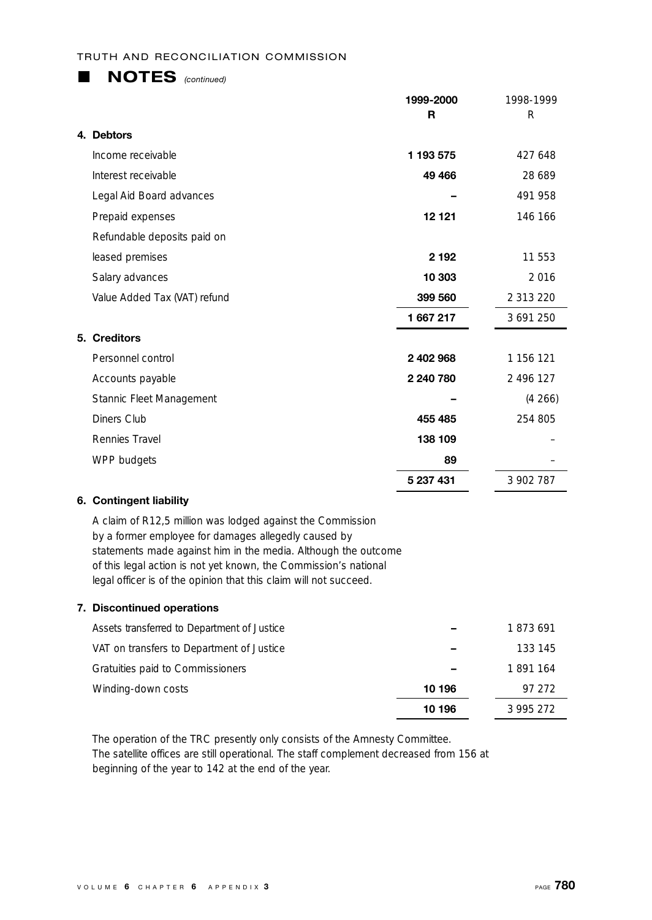## NOTES *(continued)*

| | 1999-2000<br>R | 1998-1999<br>R |
|---|---|---|
| **4. Debtors** | | |
| Income receivable | **1 193 575** | 427 648 |
| Interest receivable | **49 466** | 28 689 |
| Legal Aid Board advances | **–** | 491 958 |
| Prepaid expenses | **12 121** | 146 166 |
| Refundable deposits paid on leased premises | **2 192** | 11 553 |
| Salary advances | **10 303** | 2 016 |
| Value Added Tax (VAT) refund | **399 560** | 2 313 220 |
| | **1 667 217** | 3 691 250 |
| **5. Creditors** | | |
| Personnel control | **2 402 968** | 1 156 121 |
| Accounts payable | **2 240 780** | 2 496 127 |
| Stannic Fleet Management | **–** | (4 266) |
| Diners Club | **455 485** | 254 805 |
| Rennies Travel | **138 109** | – |
| WPP budgets | **89** | – |
| | **5 237 431** | 3 902 787 |

**6. Contingent liability**

A claim of R12,5 million was lodged against the Commission by a former employee for damages allegedly caused by statements made against him in the media. Although the outcome of this legal action is not yet known, the Commission's national legal officer is of the opinion that this claim will not succeed.

| **7. Discontinued operations** | | |
|---|---|---|
| Assets transferred to Department of Justice | **–** | 1 873 691 |
| VAT on transfers to Department of Justice | **–** | 133 145 |
| Gratuities paid to Commissioners | **–** | 1 891 164 |
| Winding-down costs | **10 196** | 97 272 |
| | **10 196** | 3 995 272 |

The operation of the TRC presently only consists of the Amnesty Committee. The satellite offices are still operational. The staff complement decreased from 156 at beginning of the year to 142 at the end of the year.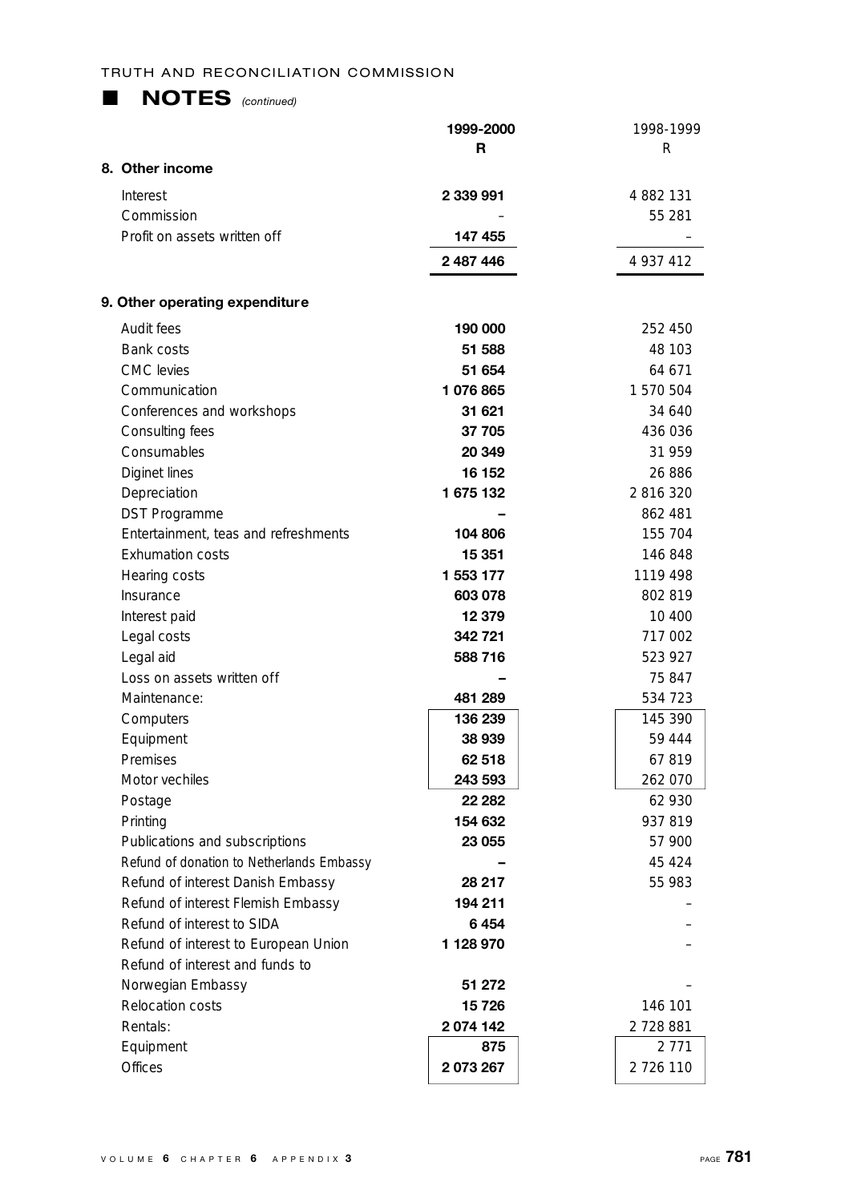## NOTES *(continued)*

| | 1999-2000<br>R | 1998-1999<br>R |
|---|---|---|
| **8. Other income** | | |
| Interest | **2 339 991** | 4 882 131 |
| Commission | – | 55 281 |
| Profit on assets written off | **147 455** | – |
| | **2 487 446** | 4 937 412 |
| **9. Other operating expenditure** | | |
| Audit fees | **190 000** | 252 450 |
| Bank costs | **51 588** | 48 103 |
| CMC levies | **51 654** | 64 671 |
| Communication | **1 076 865** | 1 570 504 |
| Conferences and workshops | **31 621** | 34 640 |
| Consulting fees | **37 705** | 436 036 |
| Consumables | **20 349** | 31 959 |
| Diginet lines | **16 152** | 26 886 |
| Depreciation | **1 675 132** | 2 816 320 |
| DST Programme | **–** | 862 481 |
| Entertainment, teas and refreshments | **104 806** | 155 704 |
| Exhumation costs | **15 351** | 146 848 |
| Hearing costs | **1 553 177** | 1119 498 |
| Insurance | **603 078** | 802 819 |
| Interest paid | **12 379** | 10 400 |
| Legal costs | **342 721** | 717 002 |
| Legal aid | **588 716** | 523 927 |
| Loss on assets written off | **–** | 75 847 |
| Maintenance: | **481 289** | 534 723 |
| Computers | **136 239** | 145 390 |
| Equipment | **38 939** | 59 444 |
| Premises | **62 518** | 67 819 |
| Motor vechiles | **243 593** | 262 070 |
| Postage | **22 282** | 62 930 |
| Printing | **154 632** | 937 819 |
| Publications and subscriptions | **23 055** | 57 900 |
| Refund of donation to Netherlands Embassy | **–** | 45 424 |
| Refund of interest Danish Embassy | **28 217** | 55 983 |
| Refund of interest Flemish Embassy | **194 211** | – |
| Refund of interest to SIDA | **6 454** | – |
| Refund of interest to European Union | **1 128 970** | – |
| Refund of interest and funds to Norwegian Embassy | **51 272** | – |
| Relocation costs | **15 726** | 146 101 |
| Rentals: | **2 074 142** | 2 728 881 |
| Equipment | **875** | 2 771 |
| Offices | **2 073 267** | 2 726 110 |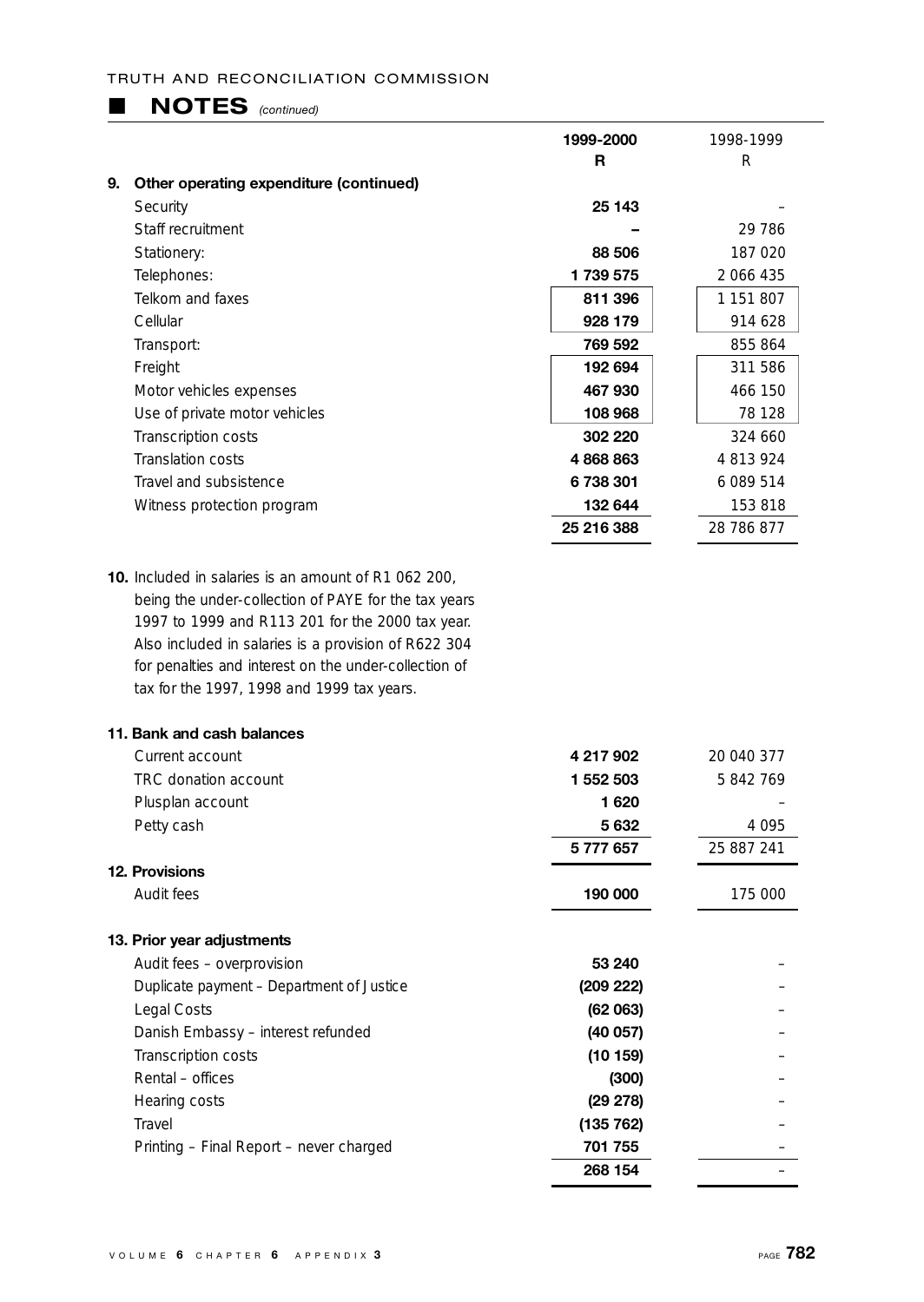## NOTES *(continued)*

| | 1999-2000 R | 1998-1999 R |
|---|---|---|
| **9. Other operating expenditure (continued)** | | |
| Security | **25 143** | – |
| Staff recruitment | **–** | 29 786 |
| Stationery: | **88 506** | 187 020 |
| Telephones: | **1 739 575** | 2 066 435 |
| Telkom and faxes | **811 396** | 1 151 807 |
| Cellular | **928 179** | 914 628 |
| Transport: | **769 592** | 855 864 |
| Freight | **192 694** | 311 586 |
| Motor vehicles expenses | **467 930** | 466 150 |
| Use of private motor vehicles | **108 968** | 78 128 |
| Transcription costs | **302 220** | 324 660 |
| Translation costs | **4 868 863** | 4 813 924 |
| Travel and subsistence | **6 738 301** | 6 089 514 |
| Witness protection program | **132 644** | 153 818 |
| | **25 216 388** | 28 786 877 |

**10.** Included in salaries is an amount of R1 062 200, being the under-collection of PAYE for the tax years 1997 to 1999 and R113 201 for the 2000 tax year. Also included in salaries is a provision of R622 304 for penalties and interest on the under-collection of tax for the 1997, 1998 and 1999 tax years.

| | 1999-2000 R | 1998-1999 R |
|---|---|---|
| **11. Bank and cash balances** | | |
| Current account | **4 217 902** | 20 040 377 |
| TRC donation account | **1 552 503** | 5 842 769 |
| Plusplan account | **1 620** | – |
| Petty cash | **5 632** | 4 095 |
| | **5 777 657** | 25 887 241 |
| **12. Provisions** | | |
| Audit fees | **190 000** | 175 000 |
| **13. Prior year adjustments** | | |
| Audit fees – overprovision | **53 240** | – |
| Duplicate payment – Department of Justice | **(209 222)** | – |
| Legal Costs | **(62 063)** | – |
| Danish Embassy – interest refunded | **(40 057)** | – |
| Transcription costs | **(10 159)** | – |
| Rental – offices | **(300)** | – |
| Hearing costs | **(29 278)** | – |
| Travel | **(135 762)** | – |
| Printing – Final Report – never charged | **701 755** | – |
| | **268 154** | – |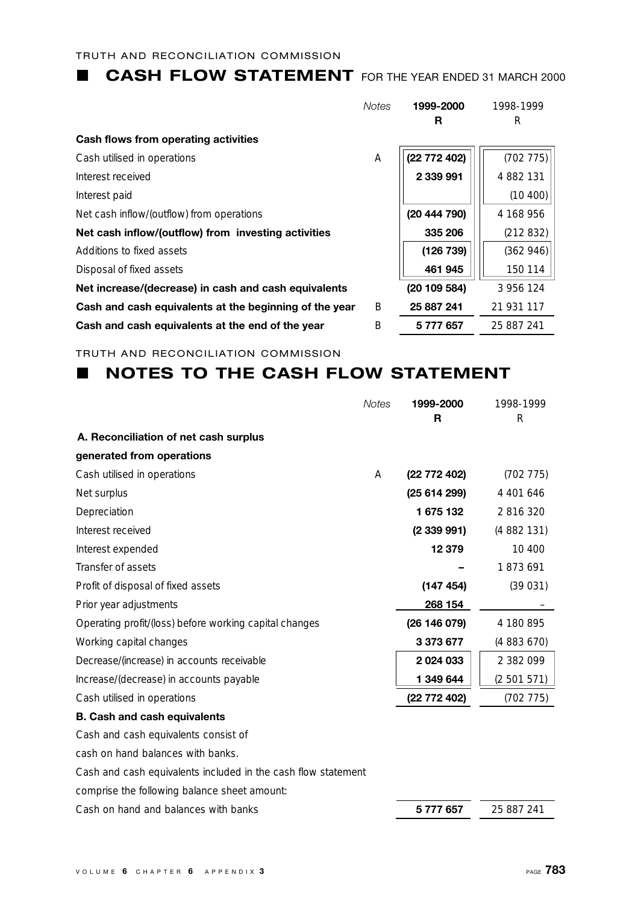TRUTH AND RECONCILIATION COMMISSION

## ■ CASH FLOW STATEMENT FOR THE YEAR ENDED 31 MARCH 2000

| | *Notes* | **1999-2000 R** | 1998-1999 R |
|---|---|---|---|
| **Cash flows from operating activities** | | | |
| Cash utilised in operations | A | **(22 772 402)** | (702 775) |
| Interest received | | **2 339 991** | 4 882 131 |
| Interest paid | | | (10 400) |
| Net cash inflow/(outflow) from operations | | **(20 444 790)** | 4 168 956 |
| **Net cash inflow/(outflow) from investing activities** | | **335 206** | (212 832) |
| Additions to fixed assets | | **(126 739)** | (362 946) |
| Disposal of fixed assets | | **461 945** | 150 114 |
| **Net increase/(decrease) in cash and cash equivalents** | | **(20 109 584)** | 3 956 124 |
| **Cash and cash equivalents at the beginning of the year** | B | **25 887 241** | 21 931 117 |
| **Cash and cash equivalents at the end of the year** | B | **5 777 657** | 25 887 241 |

TRUTH AND RECONCILIATION COMMISSION

## ■ NOTES TO THE CASH FLOW STATEMENT

| | *Notes* | **1999-2000 R** | 1998-1999 R |
|---|---|---|---|
| **A. Reconciliation of net cash surplus generated from operations** | | | |
| Cash utilised in operations | A | **(22 772 402)** | (702 775) |
| Net surplus | | **(25 614 299)** | 4 401 646 |
| Depreciation | | **1 675 132** | 2 816 320 |
| Interest received | | **(2 339 991)** | (4 882 131) |
| Interest expended | | **12 379** | 10 400 |
| Transfer of assets | | **–** | 1 873 691 |
| Profit of disposal of fixed assets | | **(147 454)** | (39 031) |
| Prior year adjustments | | **268 154** | – |
| Operating profit/(loss) before working capital changes | | **(26 146 079)** | 4 180 895 |
| Working capital changes | | **3 373 677** | (4 883 670) |
| Decrease/(increase) in accounts receivable | | **2 024 033** | 2 382 099 |
| Increase/(decrease) in accounts payable | | **1 349 644** | (2 501 571) |
| Cash utilised in operations | | **(22 772 402)** | (702 775) |
| **B. Cash and cash equivalents** | | | |
| Cash and cash equivalents consist of cash on hand balances with banks. | | | |
| Cash and cash equivalents included in the cash flow statement comprise the following balance sheet amount: | | | |
| Cash on hand and balances with banks | | **5 777 657** | 25 887 241 |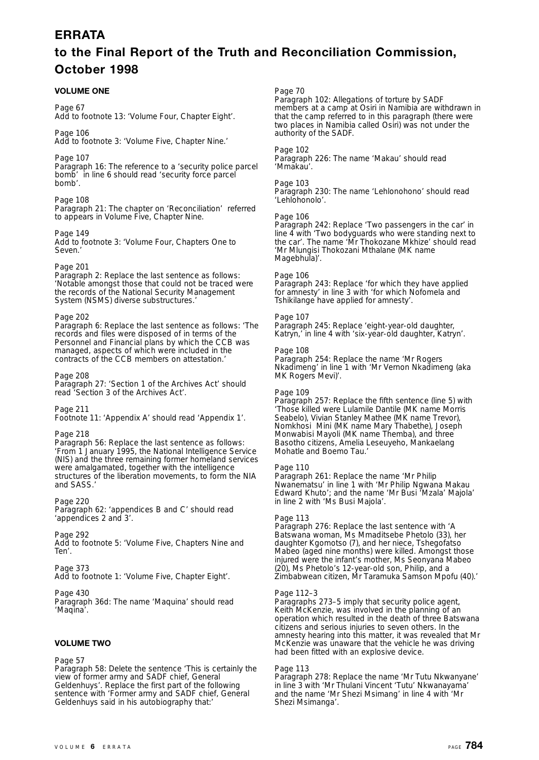# ERRATA

## to the Final Report of the Truth and Reconciliation Commission, October 1998

### VOLUME ONE

Page 67
Add to footnote 13: 'Volume Four, Chapter Eight'.

Page 106
Add to footnote 3: 'Volume Five, Chapter Nine.'

Page 107
Paragraph 16: The reference to a 'security police parcel bomb' in line 6 should read 'security force parcel bomb'.

Page 108
Paragraph 21: The chapter on 'Reconciliation' referred to appears in Volume Five, Chapter Nine.

Page 149
Add to footnote 3: 'Volume Four, Chapters One to Seven.'

Page 201
Paragraph 2: Replace the last sentence as follows: 'Notable amongst those that could not be traced were the records of the National Security Management System (NSMS) diverse substructures.'

Page 202
Paragraph 6: Replace the last sentence as follows: 'The records and files were disposed of in terms of the Personnel and Financial plans by which the CCB was managed, aspects of which were included in the contracts of the CCB members on attestation.'

Page 208
Paragraph 27: 'Section 1 of the Archives Act' should read 'Section 3 of the Archives Act'.

Page 211
Footnote 11: 'Appendix A' should read 'Appendix 1'.

Page 218
Paragraph 56: Replace the last sentence as follows: 'From 1 January 1995, the National Intelligence Service (NIS) and the three remaining former homeland services were amalgamated, together with the intelligence structures of the liberation movements, to form the NIA and SASS.'

Page 220
Paragraph 62: 'appendices B and C' should read 'appendices 2 and 3'.

Page 292
Add to footnote 5: 'Volume Five, Chapters Nine and Ten'.

Page 373
Add to footnote 1: 'Volume Five, Chapter Eight'.

Page 430
Paragraph 36d: The name 'Maquina' should read 'Maqina'.

### VOLUME TWO

Page 57
Paragraph 58: Delete the sentence 'This is certainly the view of former army and SADF chief, General Geldenhuys'. Replace the first part of the following sentence with 'Former army and SADF chief, General Geldenhuys said in his autobiography that:'

Page 70
Paragraph 102: Allegations of torture by SADF members at a camp at Osiri in Namibia are withdrawn in that the camp referred to in this paragraph (there were two places in Namibia called Osiri) was not under the authority of the SADF.

Page 102
Paragraph 226: The name 'Makau' should read 'Mmakau'.

Page 103
Paragraph 230: The name 'Lehlonohono' should read 'Lehlohonolo'.

Page 106
Paragraph 242: Replace 'Two passengers in the car' in line 4 with 'Two bodyguards who were standing next to the car'. The name 'Mr Thokozane Mkhize' should read 'Mr Mlungisi Thokozani Mthalane (MK name Magebhula)'.

Page 106
Paragraph 243: Replace 'for which they have applied for amnesty' in line 3 with 'for which Nofomela and Tshikilange have applied for amnesty'.

Page 107
Paragraph 245: Replace 'eight-year-old daughter, Katryn,' in line 4 with 'six-year-old daughter, Katryn'.

Page 108
Paragraph 254: Replace the name 'Mr Rogers Nkadimeng' in line 1 with 'Mr Vernon Nkadimeng (aka MK Rogers Mevi)'.

Page 109
Paragraph 257: Replace the fifth sentence (line 5) with 'Those killed were Lulamile Dantile (MK name Morris Seabelo), Vivian Stanley Mathee (MK name Trevor), Nomkhosi Mini (MK name Mary Thabethe), Joseph Monwabisi Mayoli (MK name Themba), and three Basotho citizens, Amelia Leseuyeho, Mankaelang Mohatle and Boemo Tau.'

Page 110
Paragraph 261: Replace the name 'Mr Philip Nwanematsu' in line 1 with 'Mr Philip Ngwana Makau Edward Khuto'; and the name 'Mr Busi 'Mzala' Majola' in line 2 with 'Ms Busi Majola'.

Page 113
Paragraph 276: Replace the last sentence with 'A Batswana woman, Ms Mmaditsebe Phetolo (33), her daughter Kgomotso (7), and her niece, Tshegofatso Mabeo (aged nine months) were killed. Amongst those injured were the infant's mother, Ms Seonyana Mabeo (20), Ms Phetolo's 12-year-old son, Philip, and a Zimbabwean citizen, Mr Taramuka Samson Mpofu (40).'

Page 112–3
Paragraphs 273–5 imply that security police agent, Keith McKenzie, was involved in the planning of an operation which resulted in the death of three Batswana citizens and serious injuries to seven others. In the amnesty hearing into this matter, it was revealed that Mr McKenzie was unaware that the vehicle he was driving had been fitted with an explosive device.

Page 113
Paragraph 278: Replace the name 'Mr Tutu Nkwanyane' in line 3 with 'Mr Thulani Vincent 'Tutu' Nkwanayama' and the name 'Mr Shezi Msimang' in line 4 with 'Mr Shezi Msimanga'.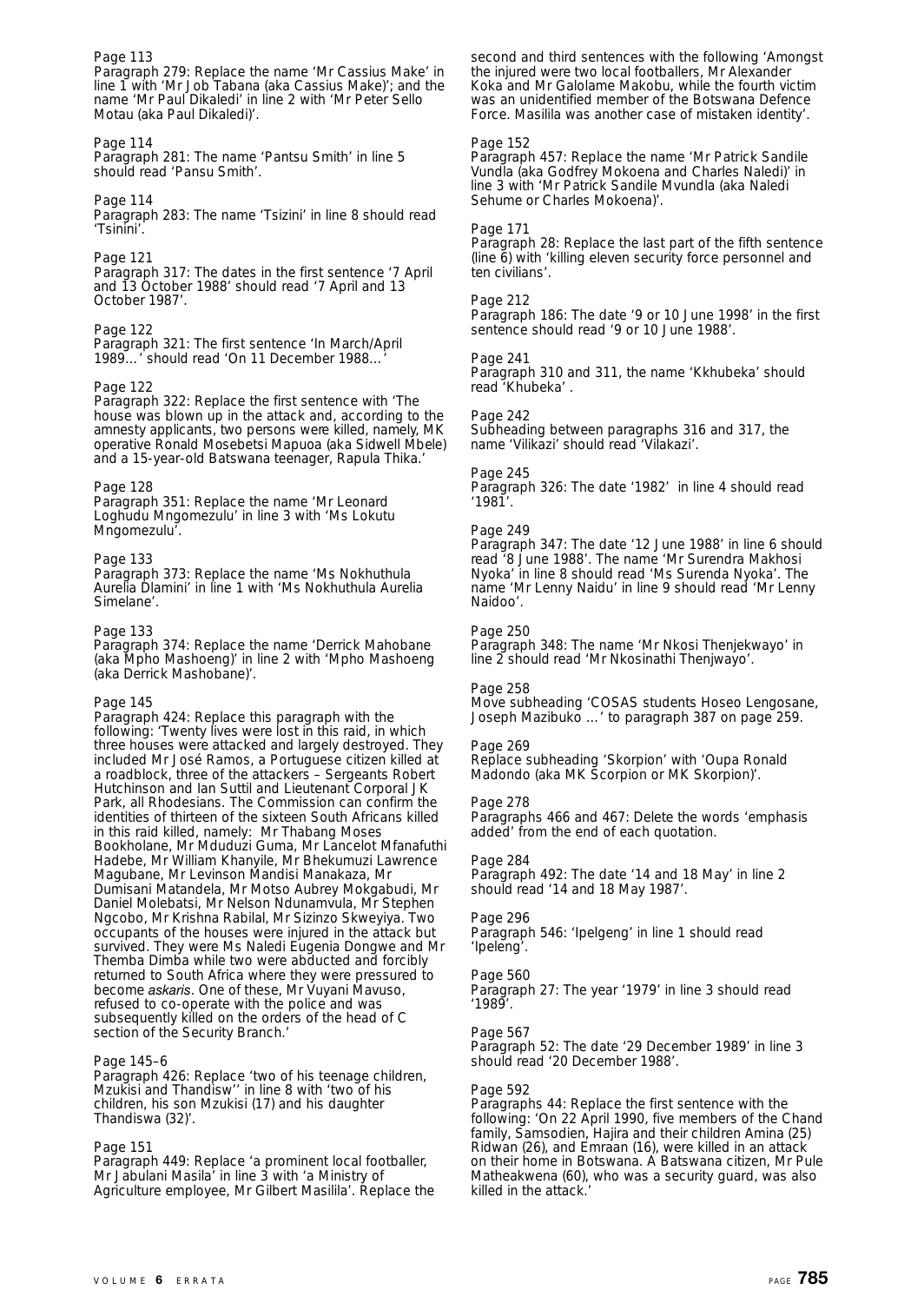Page 113

Paragraph 279: Replace the name 'Mr Cassius Make' in line 1 with 'Mr Job Tabana (aka Cassius Make)'; and the name 'Mr Paul Dikaledi' in line 2 with 'Mr Peter Sello Motau (aka Paul Dikaledi)'.

Page 114

Paragraph 281: The name 'Pantsu Smith' in line 5 should read 'Pansu Smith'.

Page 114

Paragraph 283: The name 'Tsizini' in line 8 should read 'Tsinini'.

Page 121

Paragraph 317: The dates in the first sentence '7 April and 13 October 1988' should read '7 April and 13 October 1987'.

Page 122

Paragraph 321: The first sentence 'In March/April 1989…' should read 'On 11 December 1988…'

Page 122

Paragraph 322: Replace the first sentence with 'The house was blown up in the attack and, according to the amnesty applicants, two persons were killed, namely, MK operative Ronald Mosebetsi Mapuoa (aka Sidwell Mbele) and a 15-year-old Batswana teenager, Rapula Thika.'

Page 128

Paragraph 351: Replace the name 'Mr Leonard Loghudu Mngomezulu' in line 3 with 'Ms Lokutu Mngomezulu'.

Page 133

Paragraph 373: Replace the name 'Ms Nokhuthula Aurelia Dlamini' in line 1 with 'Ms Nokhuthula Aurelia Simelane'.

Page 133

Paragraph 374: Replace the name 'Derrick Mahobane (aka Mpho Mashoeng)' in line 2 with 'Mpho Mashoeng (aka Derrick Mashobane)'.

Page 145

Paragraph 424: Replace this paragraph with the following: 'Twenty lives were lost in this raid, in which three houses were attacked and largely destroyed. They included Mr José Ramos, a Portuguese citizen killed at a roadblock, three of the attackers – Sergeants Robert Hutchinson and Ian Suttil and Lieutenant Corporal J K Park, all Rhodesians. The Commission can confirm the identities of thirteen of the sixteen South Africans killed in this raid killed, namely: Mr Thabang Moses Bookholane, Mr Mduduzi Guma, Mr Lancelot Mfanafuthi Hadebe, Mr William Khanyile, Mr Bhekumuzi Lawrence Magubane, Mr Levinson Mandisi Manakaza, Mr Dumisani Matandela, Mr Motso Aubrey Mokgabudi, Mr Daniel Molebatsi, Mr Nelson Ndunamvula, Mr Stephen Ngcobo, Mr Krishna Rabilal, Mr Sizinzo Skweyiya. Two occupants of the houses were injured in the attack but survived. They were Ms Naledi Eugenia Dongwe and Mr Themba Dimba while two were abducted and forcibly returned to South Africa where they were pressured to become *askaris*. One of these, Mr Vuyani Mavuso, refused to co-operate with the police and was subsequently killed on the orders of the head of C section of the Security Branch.'

Page 145–6

Paragraph 426: Replace 'two of his teenage children, Mzukisi and Thandisw'' in line 8 with 'two of his children, his son Mzukisi (17) and his daughter Thandiswa (32)'.

Page 151

Paragraph 449: Replace 'a prominent local footballer, Mr Jabulani Masila' in line 3 with 'a Ministry of Agriculture employee, Mr Gilbert Masilila'. Replace the second and third sentences with the following 'Amongst the injured were two local footballers, Mr Alexander Koka and Mr Galolame Makobu, while the fourth victim was an unidentified member of the Botswana Defence Force. Masilila was another case of mistaken identity'.

Page 152

Paragraph 457: Replace the name 'Mr Patrick Sandile Vundla (aka Godfrey Mokoena and Charles Naledi)' in line 3 with 'Mr Patrick Sandile Mvundla (aka Naledi Sehume or Charles Mokoena)'.

Page 171

Paragraph 28: Replace the last part of the fifth sentence (line 6) with 'killing eleven security force personnel and ten civilians'.

Page 212

Paragraph 186: The date '9 or 10 June 1998' in the first sentence should read '9 or 10 June 1988'.

Page 241

Paragraph 310 and 311, the name 'Kkhubeka' should read 'Khubeka' .

Page 242

Subheading between paragraphs 316 and 317, the name 'Vilikazi' should read 'Vilakazi'.

Page 245

Paragraph 326: The date '1982' in line 4 should read '1981'.

Page 249

Paragraph 347: The date '12 June 1988' in line 6 should read '8 June 1988'. The name 'Mr Surendra Makhosi Nyoka' in line 8 should read 'Ms Surenda Nyoka'. The name 'Mr Lenny Naidu' in line 9 should read 'Mr Lenny Naidoo'.

Page 250

Paragraph 348: The name 'Mr Nkosi Thenjekwayo' in line 2 should read 'Mr Nkosinathi Thenjwayo'.

Page 258

Move subheading 'COSAS students Hoseo Lengosane, Joseph Mazibuko …' to paragraph 387 on page 259.

Page 269

Replace subheading 'Skorpion' with 'Oupa Ronald Madondo (aka MK Scorpion or MK Skorpion)'.

Page 278

Paragraphs 466 and 467: Delete the words 'emphasis added' from the end of each quotation.

Page 284

Paragraph 492: The date '14 and 18 May' in line 2 should read '14 and 18 May 1987'.

Page 296

Paragraph 546: 'Ipelgeng' in line 1 should read 'Ipeleng'.

Page 560

Paragraph 27: The year '1979' in line 3 should read '1989'.

Page 567

Paragraph 52: The date '29 December 1989' in line 3 should read '20 December 1988'.

Page 592

Paragraphs 44: Replace the first sentence with the following: 'On 22 April 1990, five members of the Chand family, Samsodien, Hajira and their children Amina (25) Ridwan (26), and Emraan (16), were killed in an attack on their home in Botswana. A Batswana citizen, Mr Pule Matheakwena (60), who was a security guard, was also killed in the attack.'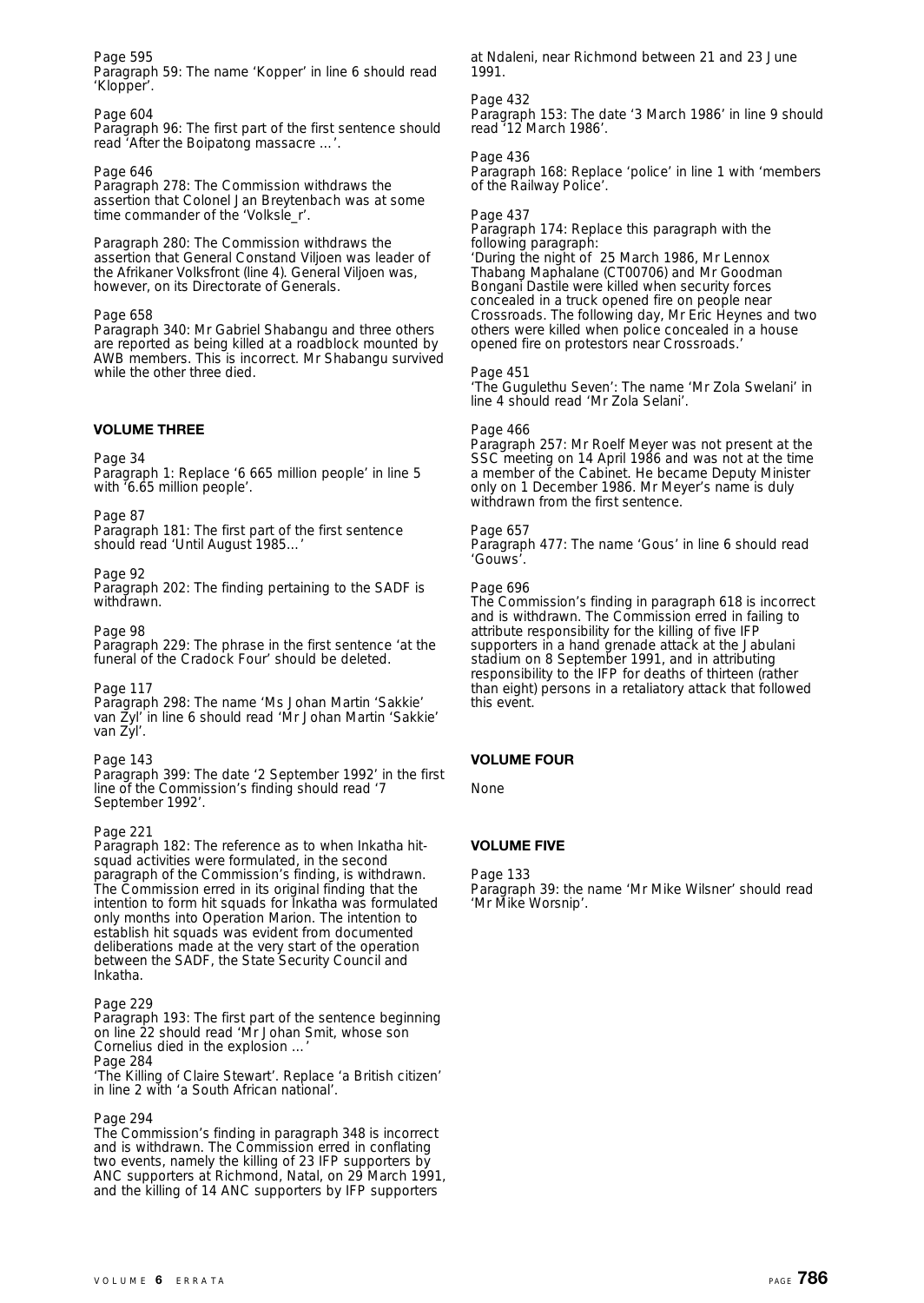Page 595
Paragraph 59: The name 'Kopper' in line 6 should read 'Klopper'.

Page 604
Paragraph 96: The first part of the first sentence should read 'After the Boipatong massacre …'.

Page 646
Paragraph 278: The Commission withdraws the assertion that Colonel Jan Breytenbach was at some time commander of the 'Volksle_r'.

Paragraph 280: The Commission withdraws the assertion that General Constand Viljoen was leader of the Afrikaner Volksfront (line 4). General Viljoen was, however, on its Directorate of Generals.

Page 658
Paragraph 340: Mr Gabriel Shabangu and three others are reported as being killed at a roadblock mounted by AWB members. This is incorrect. Mr Shabangu survived while the other three died.

#### VOLUME THREE

Page 34
Paragraph 1: Replace '6 665 million people' in line 5 with '6.65 million people'.

Page 87
Paragraph 181: The first part of the first sentence should read 'Until August 1985…'

Page 92
Paragraph 202: The finding pertaining to the SADF is withdrawn.

Page 98
Paragraph 229: The phrase in the first sentence 'at the funeral of the Cradock Four' should be deleted.

Page 117
Paragraph 298: The name 'Ms Johan Martin 'Sakkie' van Zyl' in line 6 should read 'Mr Johan Martin 'Sakkie' van Zyl'.

Page 143
Paragraph 399: The date '2 September 1992' in the first line of the Commission's finding should read '7 September 1992'.

Page 221
Paragraph 182: The reference as to when Inkatha hit-squad activities were formulated, in the second paragraph of the Commission's finding, is withdrawn. The Commission erred in its original finding that the intention to form hit squads for Inkatha was formulated only months into Operation Marion. The intention to establish hit squads was evident from documented deliberations made at the very start of the operation between the SADF, the State Security Council and Inkatha.

Page 229
Paragraph 193: The first part of the sentence beginning on line 22 should read 'Mr Johan Smit, whose son Cornelius died in the explosion …'
Page 284
'The Killing of Claire Stewart'. Replace 'a British citizen' in line 2 with 'a South African national'.

Page 294
The Commission's finding in paragraph 348 is incorrect and is withdrawn. The Commission erred in conflating two events, namely the killing of 23 IFP supporters by ANC supporters at Richmond, Natal, on 29 March 1991, and the killing of 14 ANC supporters by IFP supporters at Ndaleni, near Richmond between 21 and 23 June 1991.

Page 432
Paragraph 153: The date '3 March 1986' in line 9 should read '12 March 1986'.

Page 436
Paragraph 168: Replace 'police' in line 1 with 'members of the Railway Police'.

Page 437
Paragraph 174: Replace this paragraph with the following paragraph:
'During the night of 25 March 1986, Mr Lennox Thabang Maphalane (CT00706) and Mr Goodman Bongani Dastile were killed when security forces concealed in a truck opened fire on people near Crossroads. The following day, Mr Eric Heynes and two others were killed when police concealed in a house opened fire on protestors near Crossroads.'

Page 451
'The Gugulethu Seven': The name 'Mr Zola Swelani' in line 4 should read 'Mr Zola Selani'.

Page 466
Paragraph 257: Mr Roelf Meyer was not present at the SSC meeting on 14 April 1986 and was not at the time a member of the Cabinet. He became Deputy Minister only on 1 December 1986. Mr Meyer's name is duly withdrawn from the first sentence.

Page 657
Paragraph 477: The name 'Gous' in line 6 should read 'Gouws'.

Page 696
The Commission's finding in paragraph 618 is incorrect and is withdrawn. The Commission erred in failing to attribute responsibility for the killing of five IFP supporters in a hand grenade attack at the Jabulani stadium on 8 September 1991, and in attributing responsibility to the IFP for deaths of thirteen (rather than eight) persons in a retaliatory attack that followed this event.

#### VOLUME FOUR

None

#### VOLUME FIVE

Page 133
Paragraph 39: the name 'Mr Mike Wilsner' should read 'Mr Mike Worsnip'.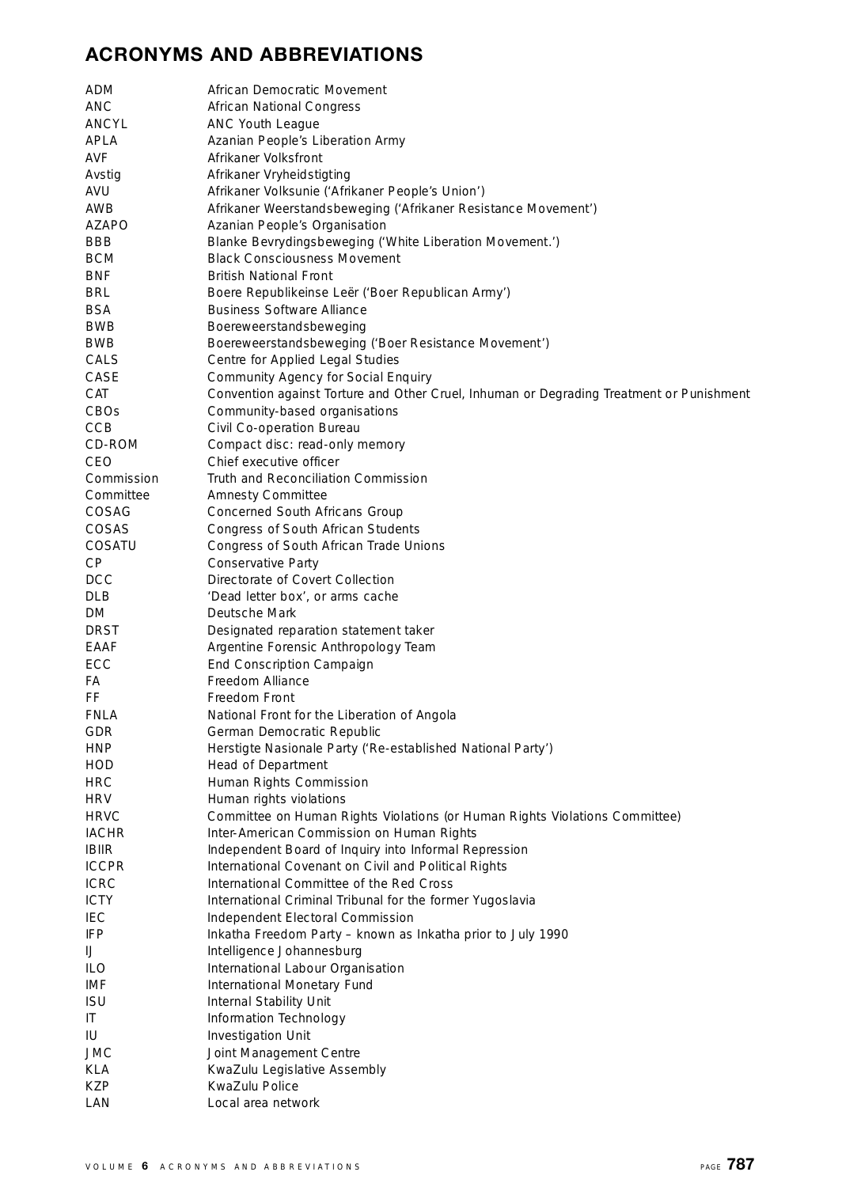## ACRONYMS AND ABBREVIATIONS

| | |
|---|---|
| ADM | African Democratic Movement |
| ANC | African National Congress |
| ANCYL | ANC Youth League |
| APLA | Azanian People's Liberation Army |
| AVF | Afrikaner Volksfront |
| Avstig | Afrikaner Vryheidstigting |
| AVU | Afrikaner Volksunie ('Afrikaner People's Union') |
| AWB | Afrikaner Weerstandsbeweging ('Afrikaner Resistance Movement') |
| AZAPO | Azanian People's Organisation |
| BBB | Blanke Bevrydingsbeweging ('White Liberation Movement.') |
| BCM | Black Consciousness Movement |
| BNF | British National Front |
| BRL | Boere Republikeinse Leër ('Boer Republican Army') |
| BSA | Business Software Alliance |
| BWB | Boereweerstandsbeweging |
| BWB | Boereweerstandsbeweging ('Boer Resistance Movement') |
| CALS | Centre for Applied Legal Studies |
| CASE | Community Agency for Social Enquiry |
| CAT | Convention against Torture and Other Cruel, Inhuman or Degrading Treatment or Punishment |
| CBOs | Community-based organisations |
| CCB | Civil Co-operation Bureau |
| CD-ROM | Compact disc: read-only memory |
| CEO | Chief executive officer |
| Commission | Truth and Reconciliation Commission |
| Committee | Amnesty Committee |
| COSAG | Concerned South Africans Group |
| COSAS | Congress of South African Students |
| COSATU | Congress of South African Trade Unions |
| CP | Conservative Party |
| DCC | Directorate of Covert Collection |
| DLB | 'Dead letter box', or arms cache |
| DM | Deutsche Mark |
| DRST | Designated reparation statement taker |
| EAAF | Argentine Forensic Anthropology Team |
| ECC | End Conscription Campaign |
| FA | Freedom Alliance |
| FF | Freedom Front |
| FNLA | National Front for the Liberation of Angola |
| GDR | German Democratic Republic |
| HNP | Herstigte Nasionale Party ('Re-established National Party') |
| HOD | Head of Department |
| HRC | Human Rights Commission |
| HRV | Human rights violations |
| HRVC | Committee on Human Rights Violations (or Human Rights Violations Committee) |
| IACHR | Inter-American Commission on Human Rights |
| IBIIR | Independent Board of Inquiry into Informal Repression |
| ICCPR | International Covenant on Civil and Political Rights |
| ICRC | International Committee of the Red Cross |
| ICTY | International Criminal Tribunal for the former Yugoslavia |
| IEC | Independent Electoral Commission |
| IFP | Inkatha Freedom Party – known as Inkatha prior to July 1990 |
| IJ | Intelligence Johannesburg |
| ILO | International Labour Organisation |
| IMF | International Monetary Fund |
| ISU | Internal Stability Unit |
| IT | Information Technology |
| IU | Investigation Unit |
| JMC | Joint Management Centre |
| KLA | KwaZulu Legislative Assembly |
| KZP | KwaZulu Police |
| LAN | Local area network |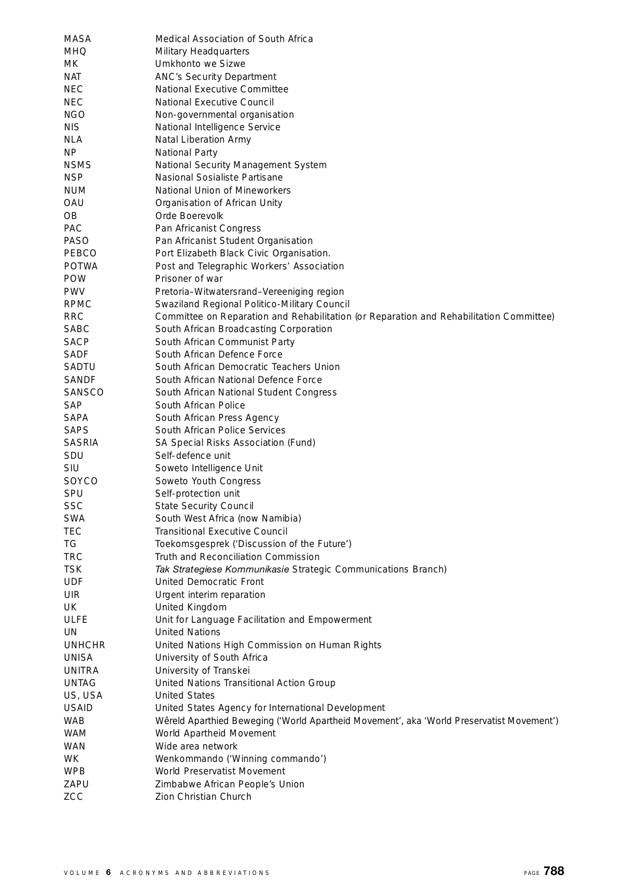| | |
|---|---|
| MASA | Medical Association of South Africa |
| MHQ | Military Headquarters |
| MK | Umkhonto we Sizwe |
| NAT | ANC's Security Department |
| NEC | National Executive Committee |
| NEC | National Executive Council |
| NGO | Non-governmental organisation |
| NIS | National Intelligence Service |
| NLA | Natal Liberation Army |
| NP | National Party |
| NSMS | National Security Management System |
| NSP | Nasional Sosialiste Partisane |
| NUM | National Union of Mineworkers |
| OAU | Organisation of African Unity |
| OB | Orde Boerevolk |
| PAC | Pan Africanist Congress |
| PASO | Pan Africanist Student Organisation |
| PEBCO | Port Elizabeth Black Civic Organisation. |
| POTWA | Post and Telegraphic Workers' Association |
| POW | Prisoner of war |
| PWV | Pretoria–Witwatersrand–Vereeniging region |
| RPMC | Swaziland Regional Politico-Military Council |
| RRC | Committee on Reparation and Rehabilitation (or Reparation and Rehabilitation Committee) |
| SABC | South African Broadcasting Corporation |
| SACP | South African Communist Party |
| SADF | South African Defence Force |
| SADTU | South African Democratic Teachers Union |
| SANDF | South African National Defence Force |
| SANSCO | South African National Student Congress |
| SAP | South African Police |
| SAPA | South African Press Agency |
| SAPS | South African Police Services |
| SASRIA | SA Special Risks Association (Fund) |
| SDU | Self-defence unit |
| SIU | Soweto Intelligence Unit |
| SOYCO | Soweto Youth Congress |
| SPU | Self-protection unit |
| SSC | State Security Council |
| SWA | South West Africa (now Namibia) |
| TEC | Transitional Executive Council |
| TG | Toekomsgesprek ('Discussion of the Future') |
| TRC | Truth and Reconciliation Commission |
| TSK | *Tak Strategiese Kommunikasie* Strategic Communications Branch) |
| UDF | United Democratic Front |
| UIR | Urgent interim reparation |
| UK | United Kingdom |
| ULFE | Unit for Language Facilitation and Empowerment |
| UN | United Nations |
| UNHCHR | United Nations High Commission on Human Rights |
| UNISA | University of South Africa |
| UNITRA | University of Transkei |
| UNTAG | United Nations Transitional Action Group |
| US, USA | United States |
| USAID | United States Agency for International Development |
| WAB | Wêreld Aparthied Beweging ('World Apartheid Movement', aka 'World Preservatist Movement') |
| WAM | World Apartheid Movement |
| WAN | Wide area network |
| WK | Wenkommando ('Winning commando') |
| WPB | World Preservatist Movement |
| ZAPU | Zimbabwe African People's Union |
| ZCC | Zion Christian Church |